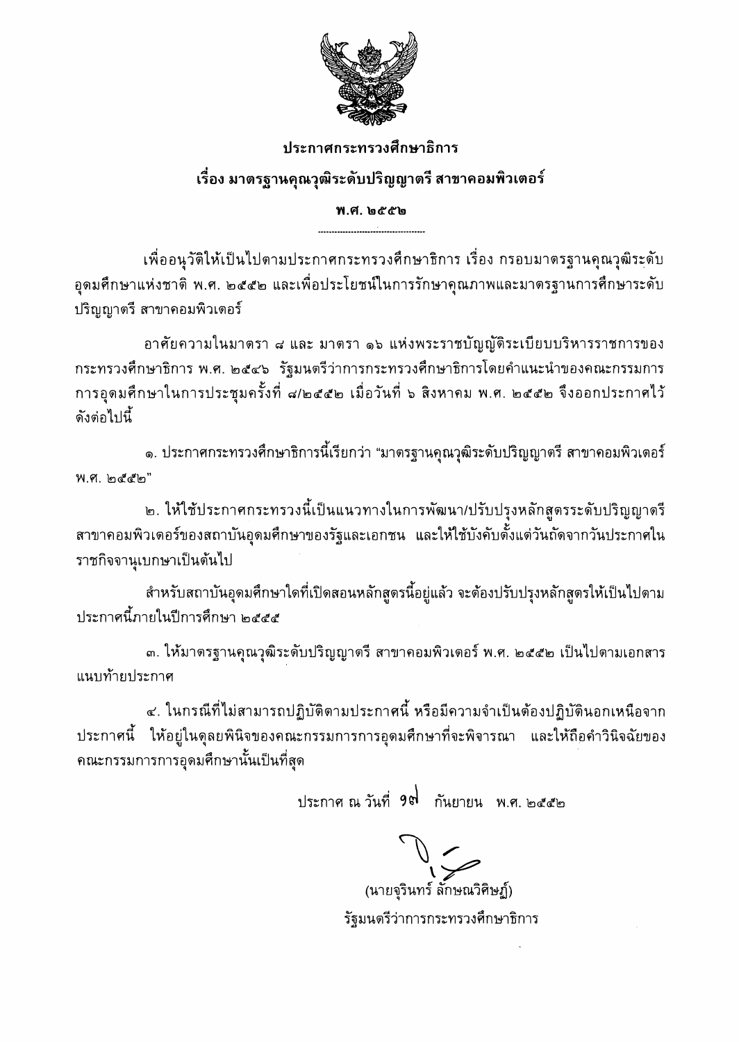**ประกาศกระทรวงศึกษาธิการ**

**เรื่อง มาตรฐานคุณวุฒิระดับปริญญาตรี สาขาคอมพิวเตอร์**

**พ.ศ. ๒๕๕๒**

---

เพื่ออนุวัติให้เป็นไปตามประกาศกระทรวงศึกษาธิการ เรื่อง กรอบมาตรฐานคุณวุฒิระดับอุดมศึกษาแห่งชาติ พ.ศ. ๒๕๕๒ และเพื่อประโยชน์ในการรักษาคุณภาพและมาตรฐานการศึกษาระดับปริญญาตรี สาขาคอมพิวเตอร์

อาศัยความในมาตรา ๘ และ มาตรา ๑๖ แห่งพระราชบัญญัติระเบียบบริหารราชการของกระทรวงศึกษาธิการ พ.ศ. ๒๕๔๖ รัฐมนตรีว่าการกระทรวงศึกษาธิการโดยคำแนะนำของคณะกรรมการการอุดมศึกษาในการประชุมครั้งที่ ๘/๒๕๕๒ เมื่อวันที่ ๖ สิงหาคม พ.ศ. ๒๕๕๒ จึงออกประกาศไว้ดังต่อไปนี้

๑. ประกาศกระทรวงศึกษาธิการนี้เรียกว่า "มาตรฐานคุณวุฒิระดับปริญญาตรี สาขาคอมพิวเตอร์ พ.ศ. ๒๕๕๒"

๒. ให้ใช้ประกาศกระทรวงนี้เป็นแนวทางในการพัฒนา/ปรับปรุงหลักสูตรระดับปริญญาตรี สาขาคอมพิวเตอร์ของสถาบันอุดมศึกษาของรัฐและเอกชน และให้ใช้บังคับตั้งแต่วันถัดจากวันประกาศในราชกิจจานุเบกษาเป็นต้นไป

สำหรับสถาบันอุดมศึกษาใดที่เปิดสอนหลักสูตรนี้อยู่แล้ว จะต้องปรับปรุงหลักสูตรให้เป็นไปตามประกาศนี้ภายในปีการศึกษา ๒๕๕๕

๓. ให้มาตรฐานคุณวุฒิระดับปริญญาตรี สาขาคอมพิวเตอร์ พ.ศ. ๒๕๕๒ เป็นไปตามเอกสารแนบท้ายประกาศ

๔. ในกรณีที่ไม่สามารถปฏิบัติตามประกาศนี้ หรือมีความจำเป็นต้องปฏิบัตินอกเหนือจากประกาศนี้ ให้อยู่ในดุลยพินิจของคณะกรรมการการอุดมศึกษาที่จะพิจารณา และให้ถือคำวินิจฉัยของคณะกรรมการการอุดมศึกษานั้นเป็นที่สุด

ประกาศ ณ วันที่ ๑๗ กันยายน พ.ศ. ๒๕๕๒

(นายจุรินทร์ ลักษณวิศิษฏ์)

รัฐมนตรีว่าการกระทรวงศึกษาธิการ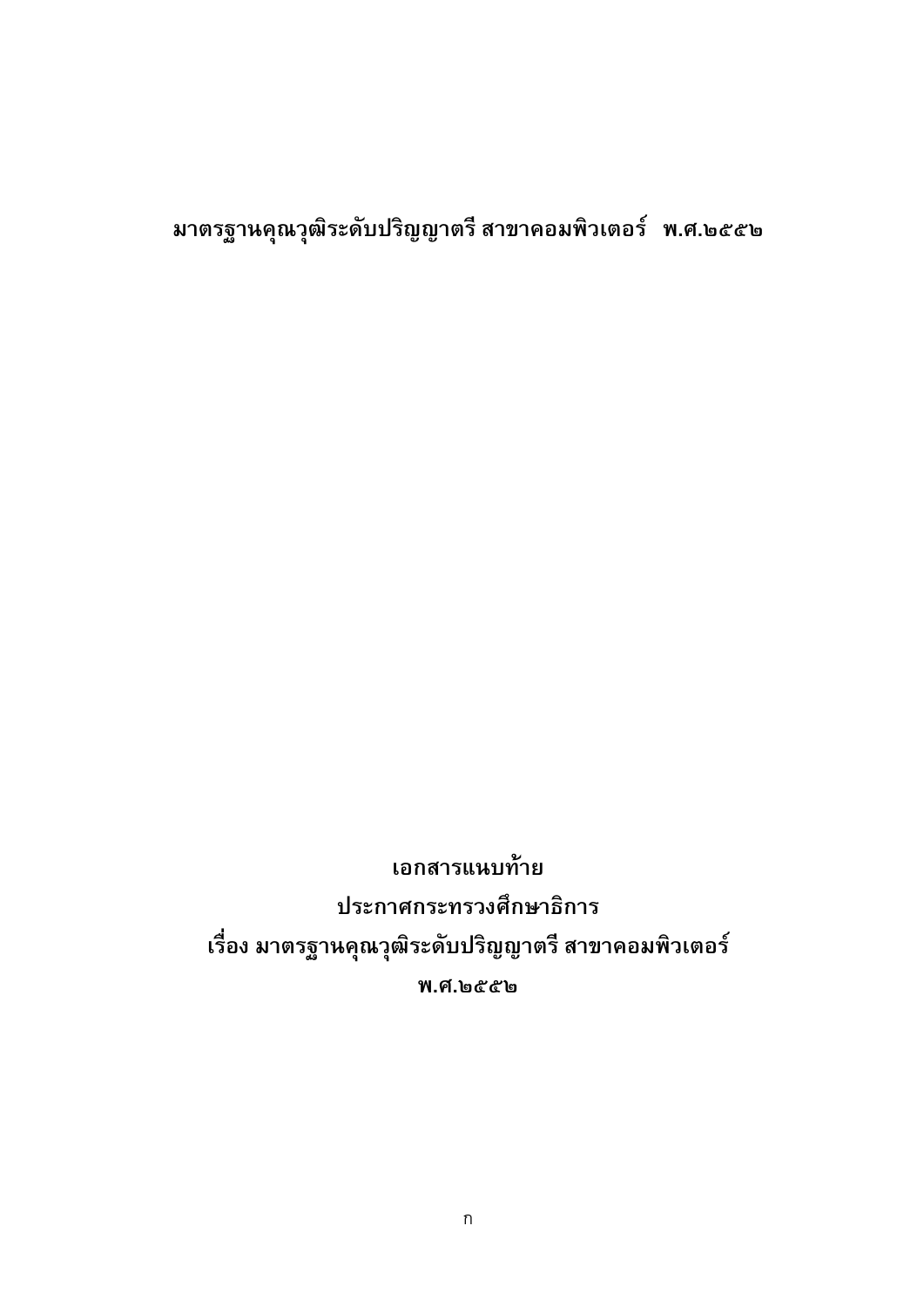**มาตรฐานคุณวุฒิระดับปริญญาตรี สาขาคอมพิวเตอร์ พ.ศ.๒๕๕๒**

**เอกสารแนบท้าย**

**ประกาศกระทรวงศึกษาธิการ**

**เรื่อง มาตรฐานคุณวุฒิระดับปริญญาตรี สาขาคอมพิวเตอร์**

**พ.ศ.๒๕๕๒**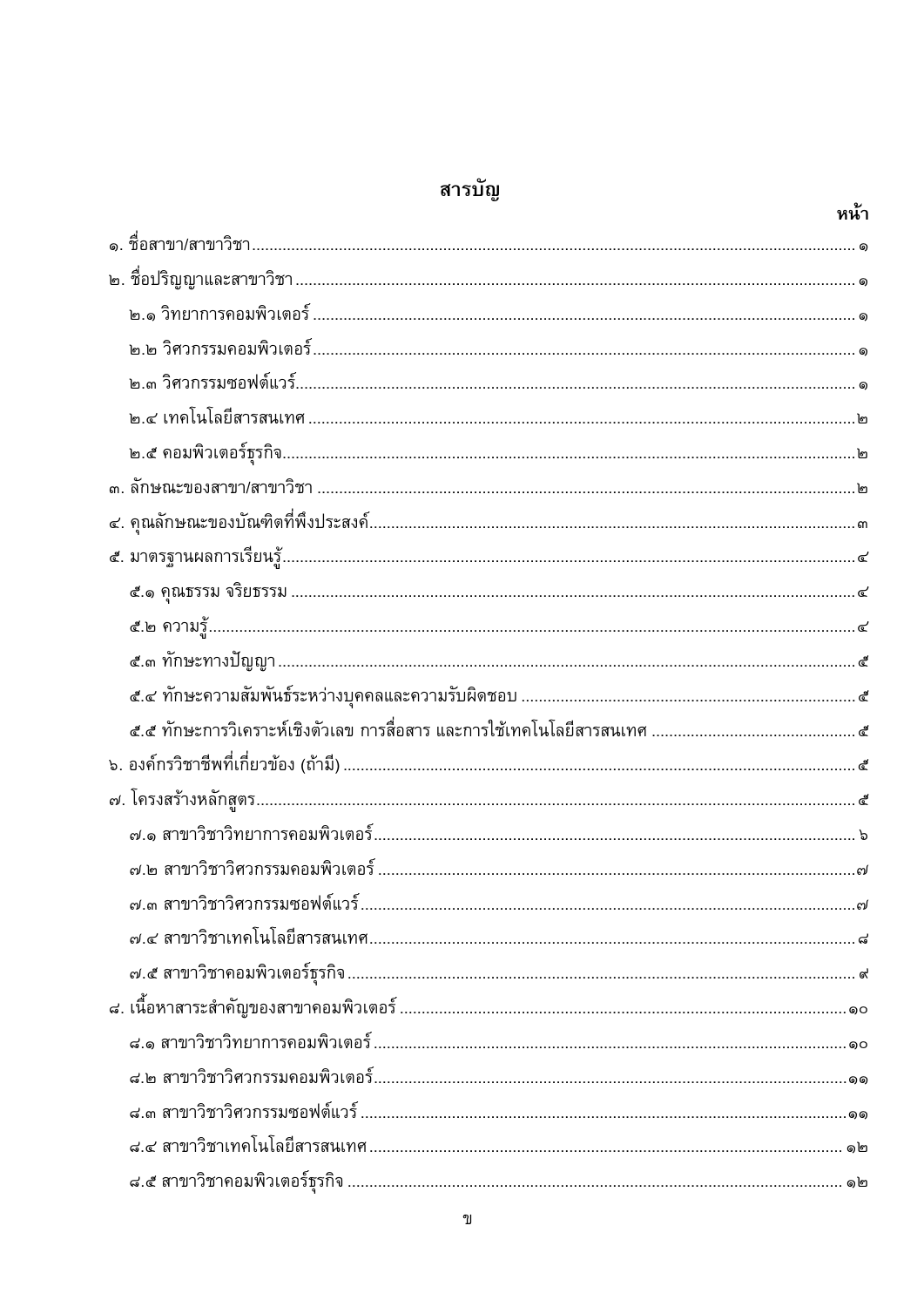# สารบัญ

| | หน้า |
|---|---|
| ๑. ชื่อสาขา/สาขาวิชา | ๑ |
| ๒. ชื่อปริญญาและสาขาวิชา | ๑ |
| ๒.๑ วิทยาการคอมพิวเตอร์ | ๑ |
| ๒.๒ วิศวกรรมคอมพิวเตอร์ | ๑ |
| ๒.๓ วิศวกรรมซอฟต์แวร์ | ๑ |
| ๒.๔ เทคโนโลยีสารสนเทศ | ๒ |
| ๒.๕ คอมพิวเตอร์ธุรกิจ | ๒ |
| ๓. ลักษณะของสาขา/สาขาวิชา | ๒ |
| ๔. คุณลักษณะของบัณฑิตที่พึงประสงค์ | ๓ |
| ๕. มาตรฐานผลการเรียนรู้ | ๔ |
| ๕.๑ คุณธรรม จริยธรรม | ๔ |
| ๕.๒ ความรู้ | ๔ |
| ๕.๓ ทักษะทางปัญญา | ๕ |
| ๕.๔ ทักษะความสัมพันธ์ระหว่างบุคคลและความรับผิดชอบ | ๕ |
| ๕.๕ ทักษะการวิเคราะห์เชิงตัวเลข การสื่อสาร และการใช้เทคโนโลยีสารสนเทศ | ๕ |
| ๖. องค์กรวิชาชีพที่เกี่ยวข้อง (ถ้ามี) | ๕ |
| ๗. โครงสร้างหลักสูตร | ๕ |
| ๗.๑ สาขาวิชาวิทยาการคอมพิวเตอร์ | ๖ |
| ๗.๒ สาขาวิชาวิศวกรรมคอมพิวเตอร์ | ๗ |
| ๗.๓ สาขาวิชาวิศวกรรมซอฟต์แวร์ | ๗ |
| ๗.๔ สาขาวิชาเทคโนโลยีสารสนเทศ | ๘ |
| ๗.๕ สาขาวิชาคอมพิวเตอร์ธุรกิจ | ๙ |
| ๘. เนื้อหาสาระสำคัญของสาขาคอมพิวเตอร์ | ๑๐ |
| ๘.๑ สาขาวิชาวิทยาการคอมพิวเตอร์ | ๑๐ |
| ๘.๒ สาขาวิชาวิศวกรรมคอมพิวเตอร์ | ๑๑ |
| ๘.๓ สาขาวิชาวิศวกรรมซอฟต์แวร์ | ๑๑ |
| ๘.๔ สาขาวิชาเทคโนโลยีสารสนเทศ | ๑๒ |
| ๘.๕ สาขาวิชาคอมพิวเตอร์ธุรกิจ | ๑๒ |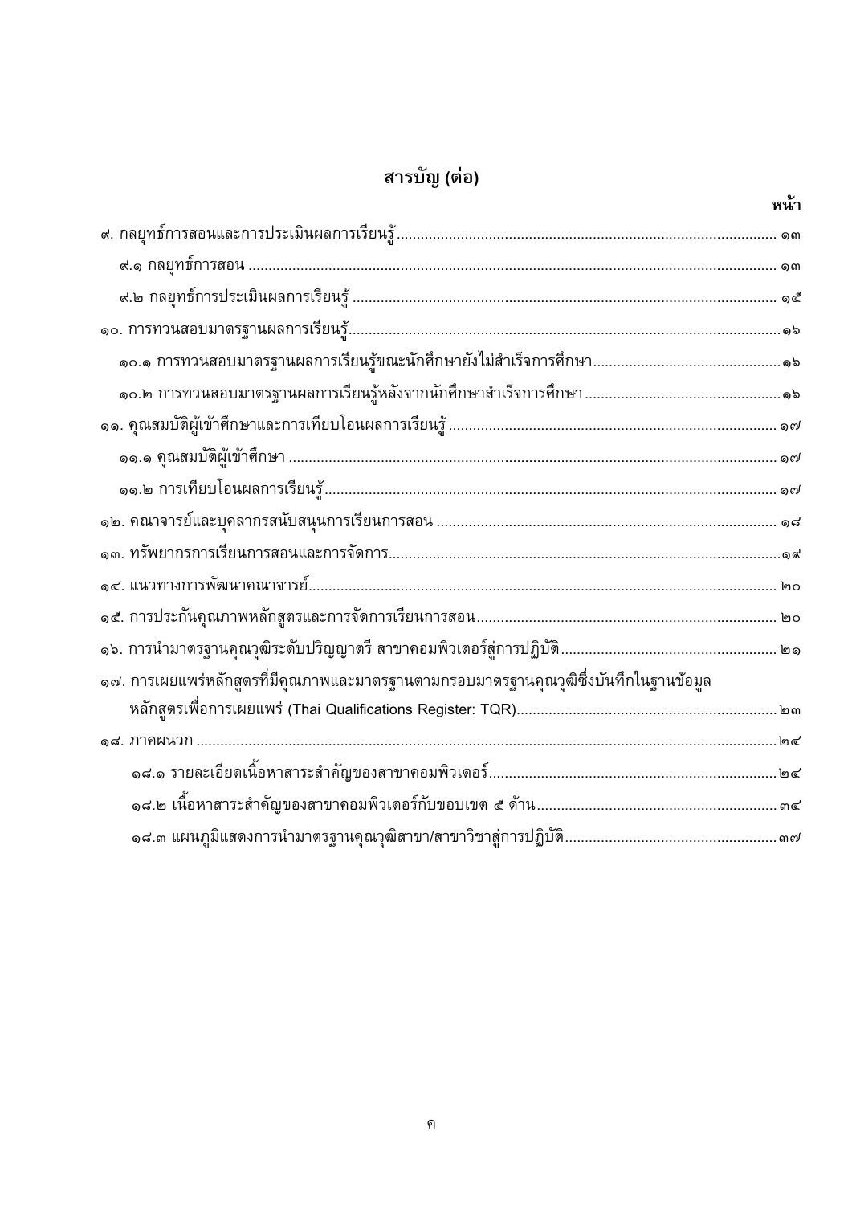# สารบัญ (ต่อ)

| | หน้า |
|---|---|
| ๙. กลยุทธ์การสอนและการประเมินผลการเรียนรู้ | ๑๓ |
| ๙.๑ กลยุทธ์การสอน | ๑๓ |
| ๙.๒ กลยุทธ์การประเมินผลการเรียนรู้ | ๑๕ |
| ๑๐. การทวนสอบมาตรฐานผลการเรียนรู้ | ๑๖ |
| ๑๐.๑ การทวนสอบมาตรฐานผลการเรียนรู้ขณะนักศึกษายังไม่สำเร็จการศึกษา | ๑๖ |
| ๑๐.๒ การทวนสอบมาตรฐานผลการเรียนรู้หลังจากนักศึกษาสำเร็จการศึกษา | ๑๖ |
| ๑๑. คุณสมบัติผู้เข้าศึกษาและการเทียบโอนผลการเรียนรู้ | ๑๗ |
| ๑๑.๑ คุณสมบัติผู้เข้าศึกษา | ๑๗ |
| ๑๑.๒ การเทียบโอนผลการเรียนรู้ | ๑๗ |
| ๑๒. คณาจารย์และบุคลากรสนับสนุนการเรียนการสอน | ๑๘ |
| ๑๓. ทรัพยากรการเรียนการสอนและการจัดการ | ๑๙ |
| ๑๔. แนวทางการพัฒนาคณาจารย์ | ๒๐ |
| ๑๕. การประกันคุณภาพหลักสูตรและการจัดการเรียนการสอน | ๒๐ |
| ๑๖. การนำมาตรฐานคุณวุฒิระดับปริญญาตรี สาขาคอมพิวเตอร์สู่การปฏิบัติ | ๒๑ |
| ๑๗. การเผยแพร่หลักสูตรที่มีคุณภาพและมาตรฐานตามกรอบมาตรฐานคุณวุฒิซึ่งบันทึกในฐานข้อมูลหลักสูตรเพื่อการเผยแพร่ (Thai Qualifications Register: TQR) | ๒๓ |
| ๑๘. ภาคผนวก | ๒๔ |
| ๑๘.๑ รายละเอียดเนื้อหาสาระสำคัญของสาขาคอมพิวเตอร์ | ๒๔ |
| ๑๘.๒ เนื้อหาสาระสำคัญของสาขาคอมพิวเตอร์กับขอบเขต ๕ ด้าน | ๓๔ |
| ๑๘.๓ แผนภูมิแสดงการนำมาตรฐานคุณวุฒิสาขา/สาขาวิชาสู่การปฏิบัติ | ๓๗ |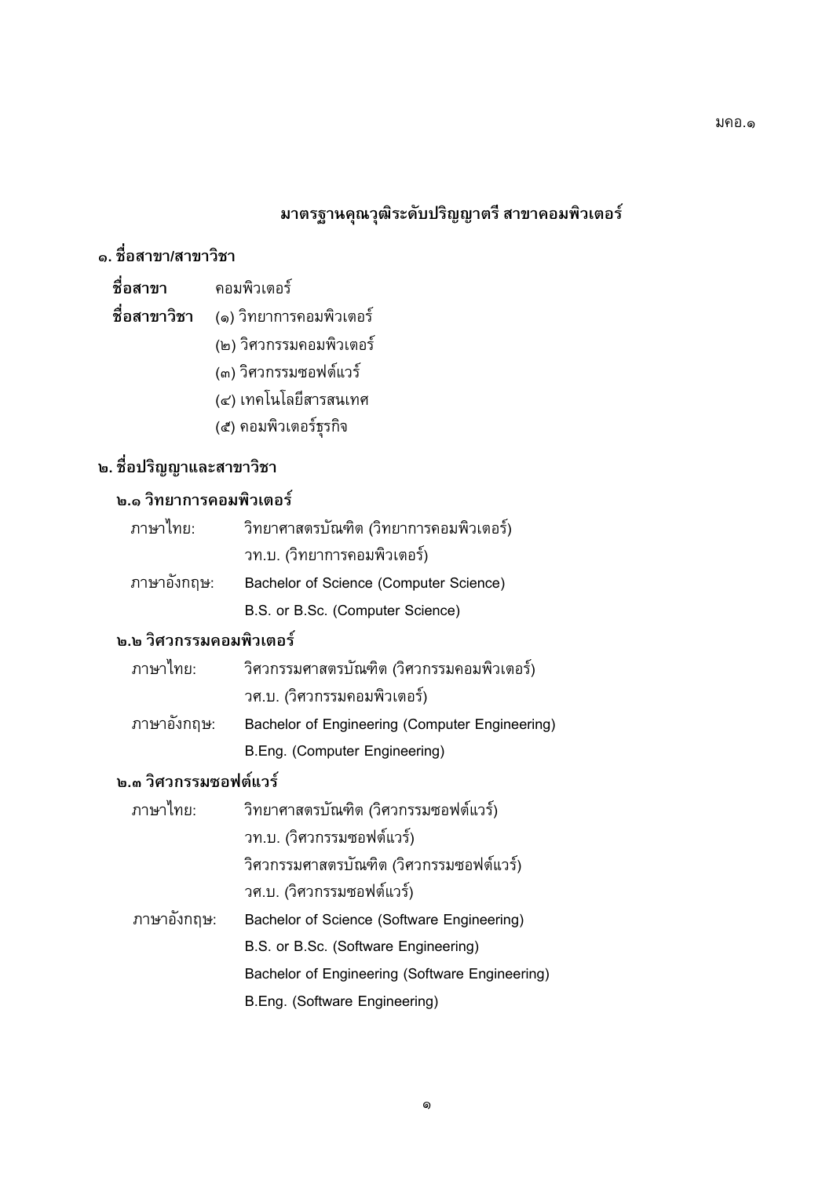# มาตรฐานคุณวุฒิระดับปริญญาตรี สาขาคอมพิวเตอร์

## ๑. ชื่อสาขา/สาขาวิชา

**ชื่อสาขา** คอมพิวเตอร์

**ชื่อสาขาวิชา** (๑) วิทยาการคอมพิวเตอร์
(๒) วิศวกรรมคอมพิวเตอร์
(๓) วิศวกรรมซอฟต์แวร์
(๔) เทคโนโลยีสารสนเทศ
(๕) คอมพิวเตอร์ธุรกิจ

## ๒. ชื่อปริญญาและสาขาวิชา

### ๒.๑ วิทยาการคอมพิวเตอร์

ภาษาไทย: วิทยาศาสตรบัณฑิต (วิทยาการคอมพิวเตอร์)
วท.บ. (วิทยาการคอมพิวเตอร์)

ภาษาอังกฤษ: Bachelor of Science (Computer Science)
B.S. or B.Sc. (Computer Science)

### ๒.๒ วิศวกรรมคอมพิวเตอร์

ภาษาไทย: วิศวกรรมศาสตรบัณฑิต (วิศวกรรมคอมพิวเตอร์)
วศ.บ. (วิศวกรรมคอมพิวเตอร์)

ภาษาอังกฤษ: Bachelor of Engineering (Computer Engineering)
B.Eng. (Computer Engineering)

### ๒.๓ วิศวกรรมซอฟต์แวร์

ภาษาไทย: วิทยาศาสตรบัณฑิต (วิศวกรรมซอฟต์แวร์)
วท.บ. (วิศวกรรมซอฟต์แวร์)
วิศวกรรมศาสตรบัณฑิต (วิศวกรรมซอฟต์แวร์)
วศ.บ. (วิศวกรรมซอฟต์แวร์)

ภาษาอังกฤษ: Bachelor of Science (Software Engineering)
B.S. or B.Sc. (Software Engineering)
Bachelor of Engineering (Software Engineering)
B.Eng. (Software Engineering)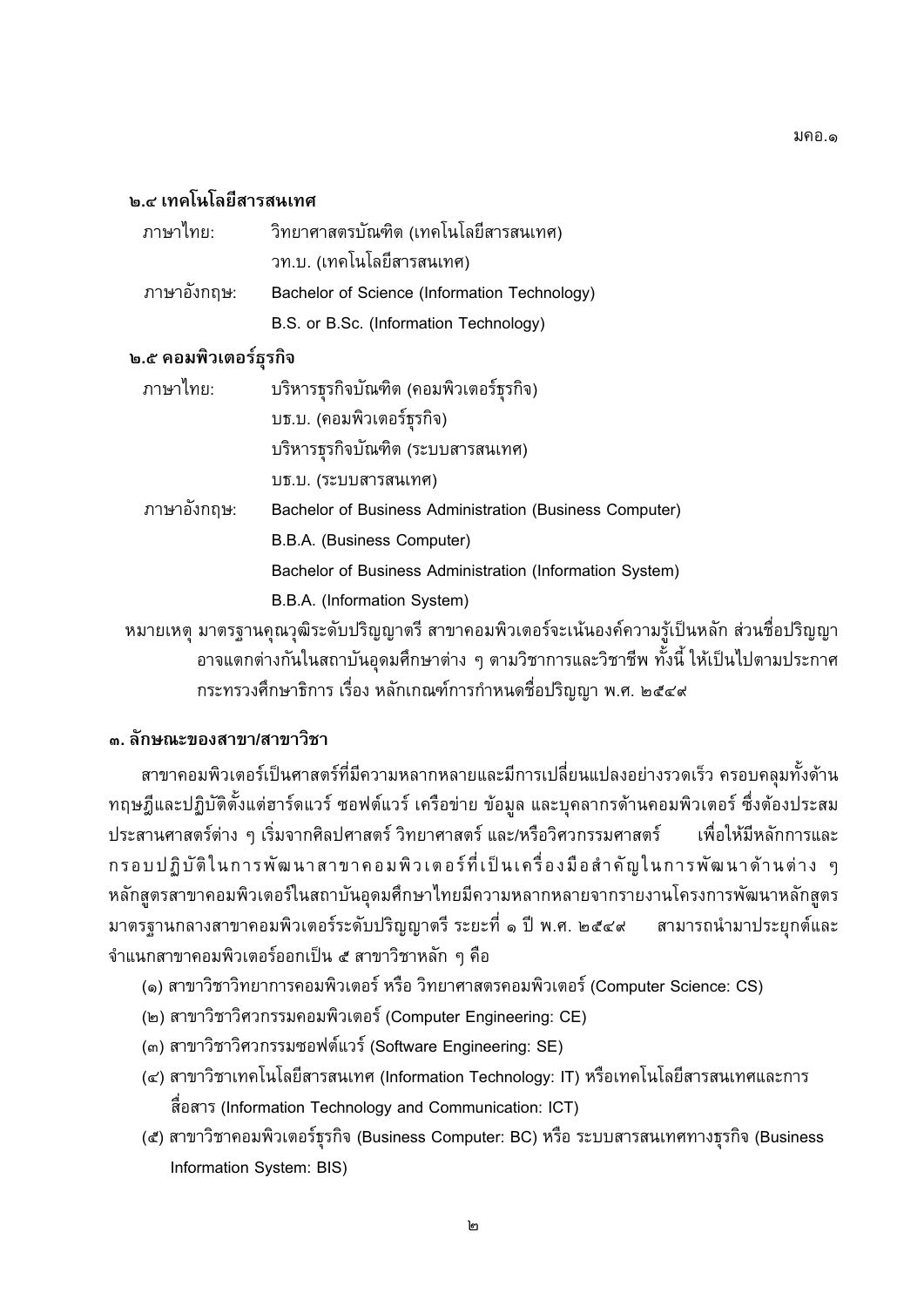### ๒.๔ เทคโนโลยีสารสนเทศ

ภาษาไทย: วิทยาศาสตรบัณฑิต (เทคโนโลยีสารสนเทศ)
วท.บ. (เทคโนโลยีสารสนเทศ)

ภาษาอังกฤษ: Bachelor of Science (Information Technology)
B.S. or B.Sc. (Information Technology)

### ๒.๕ คอมพิวเตอร์ธุรกิจ

ภาษาไทย: บริหารธุรกิจบัณฑิต (คอมพิวเตอร์ธุรกิจ)
บธ.บ. (คอมพิวเตอร์ธุรกิจ)
บริหารธุรกิจบัณฑิต (ระบบสารสนเทศ)
บธ.บ. (ระบบสารสนเทศ)

ภาษาอังกฤษ: Bachelor of Business Administration (Business Computer)
B.B.A. (Business Computer)
Bachelor of Business Administration (Information System)
B.B.A. (Information System)

หมายเหตุ มาตรฐานคุณวุฒิระดับปริญญาตรี สาขาคอมพิวเตอร์จะเน้นองค์ความรู้เป็นหลัก ส่วนชื่อปริญญาอาจแตกต่างกันในสถาบันอุดมศึกษาต่าง ๆ ตามวิชาการและวิชาชีพ ทั้งนี้ ให้เป็นไปตามประกาศกระทรวงศึกษาธิการ เรื่อง หลักเกณฑ์การกำหนดชื่อปริญญา พ.ศ. ๒๕๔๙

## ๓. ลักษณะของสาขา/สาขาวิชา

สาขาคอมพิวเตอร์เป็นศาสตร์ที่มีความหลากหลายและมีการเปลี่ยนแปลงอย่างรวดเร็ว ครอบคลุมทั้งด้านทฤษฎีและปฏิบัติตั้งแต่ฮาร์ดแวร์ ซอฟต์แวร์ เครือข่าย ข้อมูล และบุคลากรด้านคอมพิวเตอร์ ซึ่งต้องประสมประสานศาสตร์ต่าง ๆ เริ่มจากศิลปศาสตร์ วิทยาศาสตร์ และ/หรือวิศวกรรมศาสตร์ เพื่อให้มีหลักการและกรอบปฏิบัติในการพัฒนาสาขาคอมพิวเตอร์ที่เป็นเครื่องมือสำคัญในการพัฒนาด้านต่าง ๆ หลักสูตรสาขาคอมพิวเตอร์ในสถาบันอุดมศึกษาไทยมีความหลากหลายจากรายงานโครงการพัฒนาหลักสูตรมาตรฐานกลางสาขาคอมพิวเตอร์ระดับปริญญาตรี ระยะที่ ๑ ปี พ.ศ. ๒๕๔๙ สามารถนำมาประยุกต์และจำแนกสาขาคอมพิวเตอร์ออกเป็น ๕ สาขาวิชาหลัก ๆ คือ

(๑) สาขาวิชาวิทยาการคอมพิวเตอร์ หรือ วิทยาศาสตรคอมพิวเตอร์ (Computer Science: CS)
(๒) สาขาวิชาวิศวกรรมคอมพิวเตอร์ (Computer Engineering: CE)
(๓) สาขาวิชาวิศวกรรมซอฟต์แวร์ (Software Engineering: SE)
(๔) สาขาวิชาเทคโนโลยีสารสนเทศ (Information Technology: IT) หรือเทคโนโลยีสารสนเทศและการสื่อสาร (Information Technology and Communication: ICT)
(๕) สาขาวิชาคอมพิวเตอร์ธุรกิจ (Business Computer: BC) หรือ ระบบสารสนเทศทางธุรกิจ (Business Information System: BIS)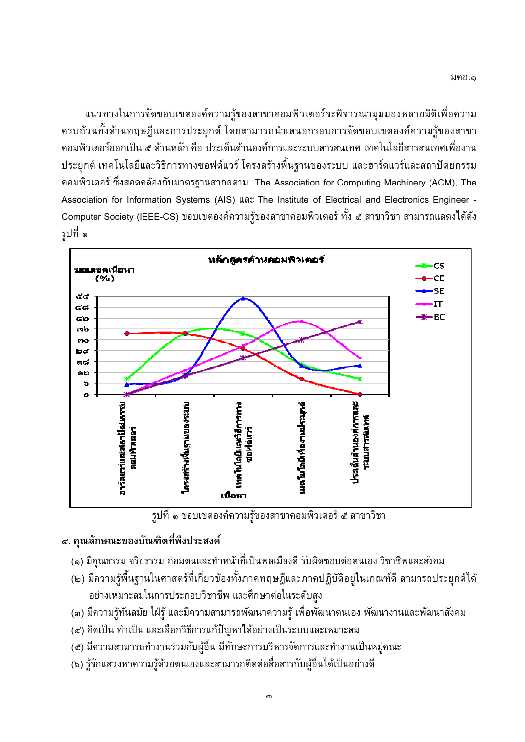แนวทางในการจัดขอบเขตองค์ความรู้ของสาขาคอมพิวเตอร์จะพิจารณามุมมองหลายมิติเพื่อความครบถ้วนทั้งด้านทฤษฎีและการประยุกต์ โดยสามารถนำเสนอกรอบการจัดขอบเขตองค์ความรู้ของสาขาคอมพิวเตอร์ออกเป็น ๕ ด้านหลัก คือ ประเด็นด้านองค์การและระบบสารสนเทศ เทคโนโลยีสารสนเทศเพื่องานประยุกต์ เทคโนโลยีและวิธีการทางซอฟต์แวร์ โครงสร้างพื้นฐานของระบบ และฮาร์ดแวร์และสถาปัตยกรรมคอมพิวเตอร์ ซึ่งสอดคล้องกับมาตรฐานสากลตาม The Association for Computing Machinery (ACM), The Association for Information Systems (AIS) และ The Institute of Electrical and Electronics Engineer - Computer Society (IEEE-CS) ขอบเขตองค์ความรู้ของสาขาคอมพิวเตอร์ ทั้ง ๕ สาขาวิชา สามารถแสดงได้ดังรูปที่ ๑

รูปที่ ๑ ขอบเขตองค์ความรู้ของสาขาคอมพิวเตอร์ ๕ สาขาวิชา

## ๔. คุณลักษณะของบัณฑิตที่พึงประสงค์

(๑) มีคุณธรรม จริยธรรม ถ่อมตนและทำหน้าที่เป็นพลเมืองดี รับผิดชอบต่อตนเอง วิชาชีพและสังคม

(๒) มีความรู้พื้นฐานในศาสตร์ที่เกี่ยวข้องทั้งภาคทฤษฎีและภาคปฏิบัติอยู่ในเกณฑ์ดี สามารถประยุกต์ได้อย่างเหมาะสมในการประกอบวิชาชีพ และศึกษาต่อในระดับสูง

(๓) มีความรู้ทันสมัย ใฝ่รู้ และมีความสามารถพัฒนาความรู้ เพื่อพัฒนาตนเอง พัฒนางานและพัฒนาสังคม

(๔) คิดเป็น ทำเป็น และเลือกวิธีการแก้ปัญหาได้อย่างเป็นระบบและเหมาะสม

(๕) มีความสามารถทำงานร่วมกับผู้อื่น มีทักษะการบริหารจัดการและทำงานเป็นหมู่คณะ

(๖) รู้จักแสวงหาความรู้ด้วยตนเองและสามารถติดต่อสื่อสารกับผู้อื่นได้เป็นอย่างดี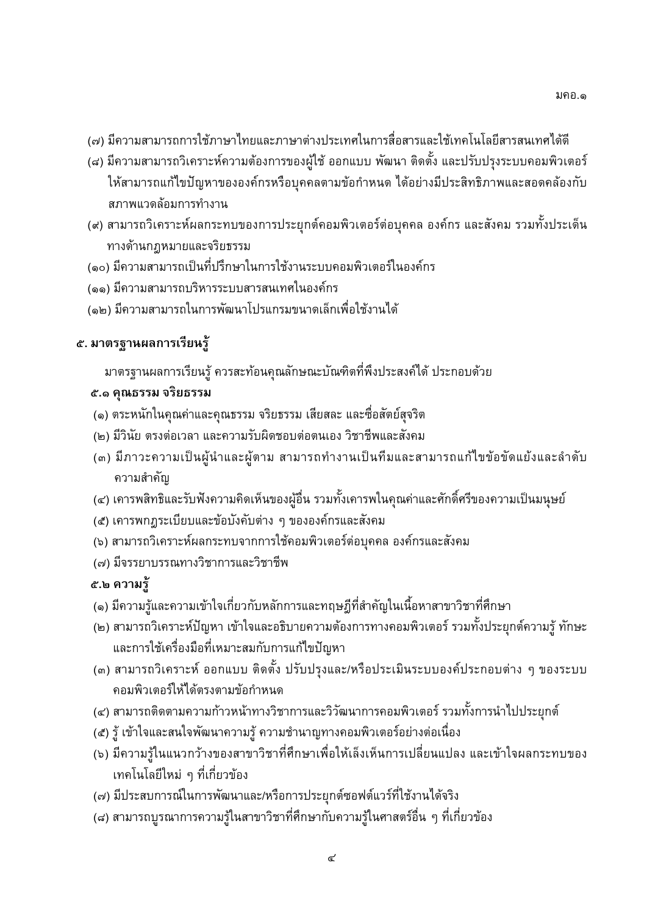(๗) มีความสามารถการใช้ภาษาไทยและภาษาต่างประเทศในการสื่อสารและใช้เทคโนโลยีสารสนเทศได้ดี

(๘) มีความสามารถวิเคราะห์ความต้องการของผู้ใช้ ออกแบบ พัฒนา ติดตั้ง และปรับปรุงระบบคอมพิวเตอร์ให้สามารถแก้ไขปัญหาขององค์กรหรือบุคคลตามข้อกำหนด ได้อย่างมีประสิทธิภาพและสอดคล้องกับสภาพแวดล้อมการทำงาน

(๙) สามารถวิเคราะห์ผลกระทบของการประยุกต์คอมพิวเตอร์ต่อบุคคล องค์กร และสังคม รวมทั้งประเด็นทางด้านกฎหมายและจริยธรรม

(๑๐) มีความสามารถเป็นที่ปรึกษาในการใช้งานระบบคอมพิวเตอร์ในองค์กร

(๑๑) มีความสามารถบริหารระบบสารสนเทศในองค์กร

(๑๒) มีความสามารถในการพัฒนาโปรแกรมขนาดเล็กเพื่อใช้งานได้

## ๕. มาตรฐานผลการเรียนรู้

มาตรฐานผลการเรียนรู้ ควรสะท้อนคุณลักษณะบัณฑิตที่พึงประสงค์ได้ ประกอบด้วย

### ๕.๑ คุณธรรม จริยธรรม

(๑) ตระหนักในคุณค่าและคุณธรรม จริยธรรม เสียสละ และซื่อสัตย์สุจริต

(๒) มีวินัย ตรงต่อเวลา และความรับผิดชอบต่อตนเอง วิชาชีพและสังคม

(๓) มีภาวะความเป็นผู้นำและผู้ตาม สามารถทำงานเป็นทีมและสามารถแก้ไขข้อขัดแย้งและลำดับความสำคัญ

(๔) เคารพสิทธิและรับฟังความคิดเห็นของผู้อื่น รวมทั้งเคารพในคุณค่าและศักดิ์ศรีของความเป็นมนุษย์

(๕) เคารพกฎระเบียบและข้อบังคับต่าง ๆ ขององค์กรและสังคม

(๖) สามารถวิเคราะห์ผลกระทบจากการใช้คอมพิวเตอร์ต่อบุคคล องค์กรและสังคม

(๗) มีจรรยาบรรณทางวิชาการและวิชาชีพ

### ๕.๒ ความรู้

(๑) มีความรู้และความเข้าใจเกี่ยวกับหลักการและทฤษฎีที่สำคัญในเนื้อหาสาขาวิชาที่ศึกษา

(๒) สามารถวิเคราะห์ปัญหา เข้าใจและอธิบายความต้องการทางคอมพิวเตอร์ รวมทั้งประยุกต์ความรู้ ทักษะ และการใช้เครื่องมือที่เหมาะสมกับการแก้ไขปัญหา

(๓) สามารถวิเคราะห์ ออกแบบ ติดตั้ง ปรับปรุงและ/หรือประเมินระบบองค์ประกอบต่าง ๆ ของระบบคอมพิวเตอร์ให้ได้ตรงตามข้อกำหนด

(๔) สามารถติดตามความก้าวหน้าทางวิชาการและวิวัฒนาการคอมพิวเตอร์ รวมทั้งการนำไปประยุกต์

(๕) รู้ เข้าใจและสนใจพัฒนาความรู้ ความชำนาญทางคอมพิวเตอร์อย่างต่อเนื่อง

(๖) มีความรู้ในแนวกว้างของสาขาวิชาที่ศึกษาเพื่อให้เล็งเห็นการเปลี่ยนแปลง และเข้าใจผลกระทบของเทคโนโลยีใหม่ ๆ ที่เกี่ยวข้อง

(๗) มีประสบการณ์ในการพัฒนาและ/หรือการประยุกต์ซอฟต์แวร์ที่ใช้งานได้จริง

(๘) สามารถบูรณาการความรู้ในสาขาวิชาที่ศึกษากับความรู้ในศาสตร์อื่น ๆ ที่เกี่ยวข้อง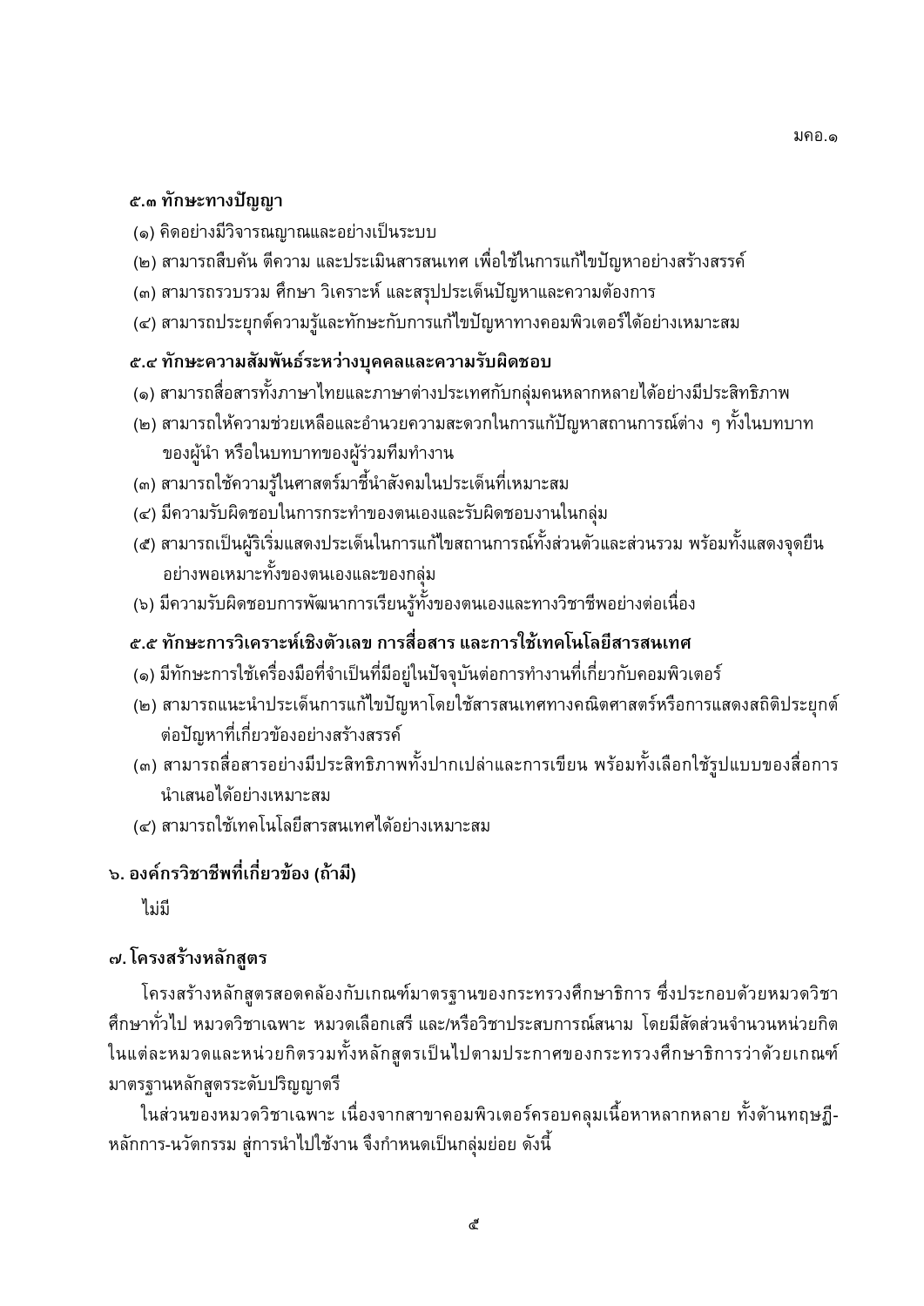### ๕.๓ ทักษะทางปัญญา

(๑) คิดอย่างมีวิจารณญาณและอย่างเป็นระบบ

(๒) สามารถสืบค้น ตีความ และประเมินสารสนเทศ เพื่อใช้ในการแก้ไขปัญหาอย่างสร้างสรรค์

(๓) สามารถรวบรวม ศึกษา วิเคราะห์ และสรุปประเด็นปัญหาและความต้องการ

(๔) สามารถประยุกต์ความรู้และทักษะกับการแก้ไขปัญหาทางคอมพิวเตอร์ได้อย่างเหมาะสม

### ๕.๔ ทักษะความสัมพันธ์ระหว่างบุคคลและความรับผิดชอบ

(๑) สามารถสื่อสารทั้งภาษาไทยและภาษาต่างประเทศกับกลุ่มคนหลากหลายได้อย่างมีประสิทธิภาพ

(๒) สามารถให้ความช่วยเหลือและอำนวยความสะดวกในการแก้ปัญหาสถานการณ์ต่าง ๆ ทั้งในบทบาทของผู้นำ หรือในบทบาทของผู้ร่วมทีมทำงาน

(๓) สามารถใช้ความรู้ในศาสตร์มาชี้นำสังคมในประเด็นที่เหมาะสม

(๔) มีความรับผิดชอบในการกระทำของตนเองและรับผิดชอบงานในกลุ่ม

(๕) สามารถเป็นผู้ริเริ่มแสดงประเด็นในการแก้ไขสถานการณ์ทั้งส่วนตัวและส่วนรวม พร้อมทั้งแสดงจุดยืนอย่างพอเหมาะทั้งของตนเองและของกลุ่ม

(๖) มีความรับผิดชอบการพัฒนาการเรียนรู้ทั้งของตนเองและทางวิชาชีพอย่างต่อเนื่อง

### ๕.๕ ทักษะการวิเคราะห์เชิงตัวเลข การสื่อสาร และการใช้เทคโนโลยีสารสนเทศ

(๑) มีทักษะการใช้เครื่องมือที่จำเป็นที่มีอยู่ในปัจจุบันต่อการทำงานที่เกี่ยวกับคอมพิวเตอร์

(๒) สามารถแนะนำประเด็นการแก้ไขปัญหาโดยใช้สารสนเทศทางคณิตศาสตร์หรือการแสดงสถิติประยุกต์ต่อปัญหาที่เกี่ยวข้องอย่างสร้างสรรค์

(๓) สามารถสื่อสารอย่างมีประสิทธิภาพทั้งปากเปล่าและการเขียน พร้อมทั้งเลือกใช้รูปแบบของสื่อการนำเสนอได้อย่างเหมาะสม

(๔) สามารถใช้เทคโนโลยีสารสนเทศได้อย่างเหมาะสม

## ๖. องค์กรวิชาชีพที่เกี่ยวข้อง (ถ้ามี)

ไม่มี

## ๗. โครงสร้างหลักสูตร

โครงสร้างหลักสูตรสอดคล้องกับเกณฑ์มาตรฐานของกระทรวงศึกษาธิการ ซึ่งประกอบด้วยหมวดวิชาศึกษาทั่วไป หมวดวิชาเฉพาะ หมวดเลือกเสรี และ/หรือวิชาประสบการณ์สนาม โดยมีสัดส่วนจำนวนหน่วยกิตในแต่ละหมวดและหน่วยกิตรวมทั้งหลักสูตรเป็นไปตามประกาศของกระทรวงศึกษาธิการว่าด้วยเกณฑ์มาตรฐานหลักสูตรระดับปริญญาตรี

ในส่วนของหมวดวิชาเฉพาะ เนื่องจากสาขาคอมพิวเตอร์ครอบคลุมเนื้อหาหลากหลาย ทั้งด้านทฤษฎี-หลักการ-นวัตกรรม สู่การนำไปใช้งาน จึงกำหนดเป็นกลุ่มย่อย ดังนี้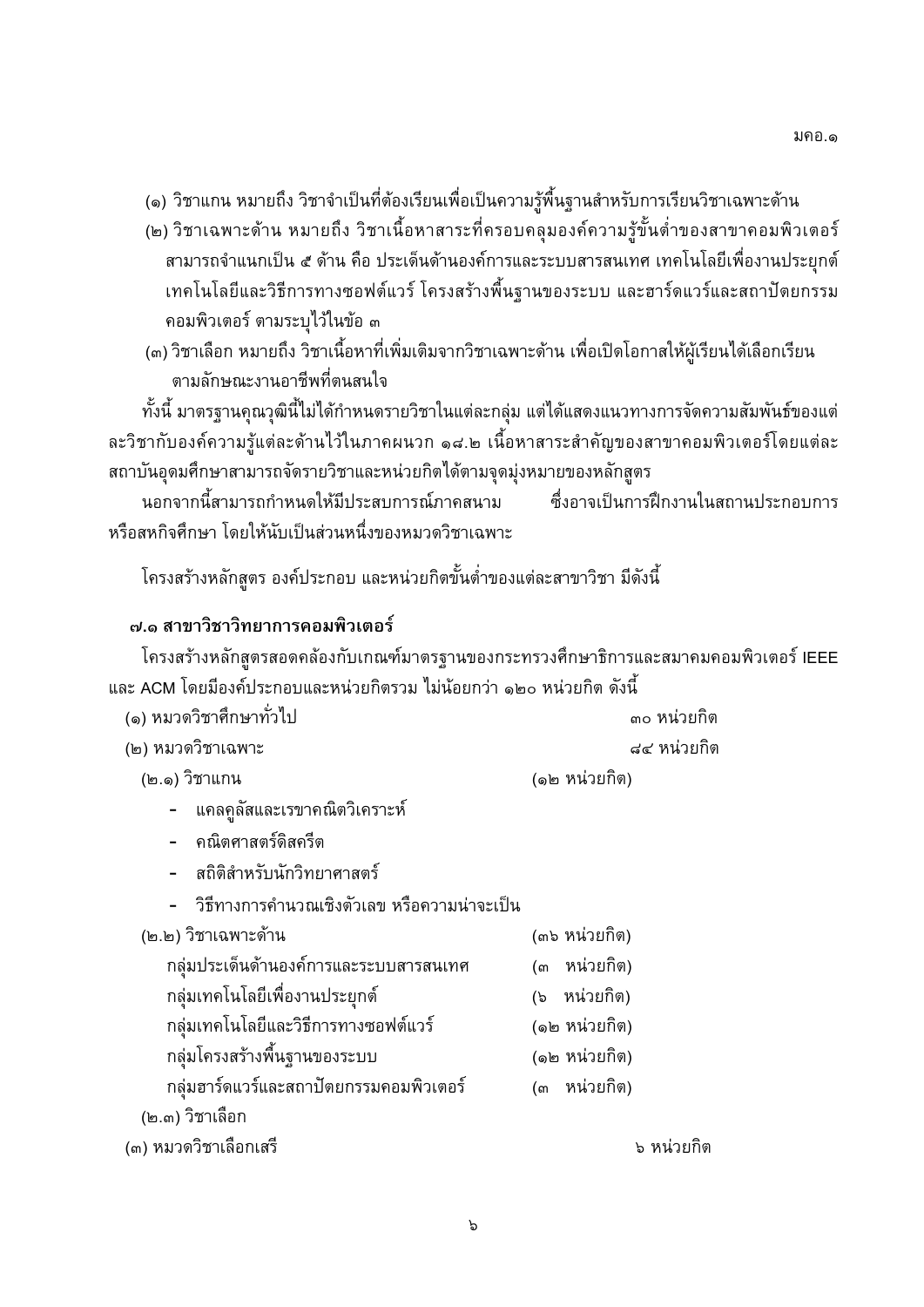(๑) วิชาแกน หมายถึง วิชาจำเป็นที่ต้องเรียนเพื่อเป็นความรู้พื้นฐานสำหรับการเรียนวิชาเฉพาะด้าน

(๒) วิชาเฉพาะด้าน หมายถึง วิชาเนื้อหาสาระที่ครอบคลุมองค์ความรู้ขั้นต่ำของสาขาคอมพิวเตอร์ สามารถจำแนกเป็น ๕ ด้าน คือ ประเด็นด้านองค์การและระบบสารสนเทศ เทคโนโลยีเพื่องานประยุกต์ เทคโนโลยีและวิธีการทางซอฟต์แวร์ โครงสร้างพื้นฐานของระบบ และฮาร์ดแวร์และสถาปัตยกรรมคอมพิวเตอร์ ตามระบุไว้ในข้อ ๓

(๓) วิชาเลือก หมายถึง วิชาเนื้อหาที่เพิ่มเติมจากวิชาเฉพาะด้าน เพื่อเปิดโอกาสให้ผู้เรียนได้เลือกเรียนตามลักษณะงานอาชีพที่ตนสนใจ

ทั้งนี้ มาตรฐานคุณวุฒินี้ไม่ได้กำหนดรายวิชาในแต่ละกลุ่ม แต่ได้แสดงแนวทางการจัดความสัมพันธ์ของแต่ละวิชากับองค์ความรู้แต่ละด้านไว้ในภาคผนวก ๑๘.๒ เนื้อหาสาระสำคัญของสาขาคอมพิวเตอร์โดยแต่ละสถาบันอุดมศึกษาสามารถจัดรายวิชาและหน่วยกิตได้ตามจุดมุ่งหมายของหลักสูตร

นอกจากนี้สามารถกำหนดให้มีประสบการณ์ภาคสนาม ซึ่งอาจเป็นการฝึกงานในสถานประกอบการหรือสหกิจศึกษา โดยให้นับเป็นส่วนหนึ่งของหมวดวิชาเฉพาะ

โครงสร้างหลักสูตร องค์ประกอบ และหน่วยกิตขั้นต่ำของแต่ละสาขาวิชา มีดังนี้

**๗.๑ สาขาวิชาวิทยาการคอมพิวเตอร์**

โครงสร้างหลักสูตรสอดคล้องกับเกณฑ์มาตรฐานของกระทรวงศึกษาธิการและสมาคมคอมพิวเตอร์ IEEE และ ACM โดยมีองค์ประกอบและหน่วยกิตรวม ไม่น้อยกว่า ๑๒๐ หน่วยกิต ดังนี้

(๑) หมวดวิชาศึกษาทั่วไป ๓๐ หน่วยกิต

(๒) หมวดวิชาเฉพาะ ๘๔ หน่วยกิต

(๒.๑) วิชาแกน (๑๒ หน่วยกิต)

- แคลคูลัสและเรขาคณิตวิเคราะห์
- คณิตศาสตร์ดิสครีต
- สถิติสำหรับนักวิทยาศาสตร์
- วิธีทางการคำนวณเชิงตัวเลข หรือความน่าจะเป็น

(๒.๒) วิชาเฉพาะด้าน (๓๖ หน่วยกิต)

กลุ่มประเด็นด้านองค์การและระบบสารสนเทศ (๓ หน่วยกิต)

กลุ่มเทคโนโลยีเพื่องานประยุกต์ (๖ หน่วยกิต)

กลุ่มเทคโนโลยีและวิธีการทางซอฟต์แวร์ (๑๒ หน่วยกิต)

กลุ่มโครงสร้างพื้นฐานของระบบ (๑๒ หน่วยกิต)

กลุ่มฮาร์ดแวร์และสถาปัตยกรรมคอมพิวเตอร์ (๓ หน่วยกิต)

(๒.๓) วิชาเลือก

(๓) หมวดวิชาเลือกเสรี ๖ หน่วยกิต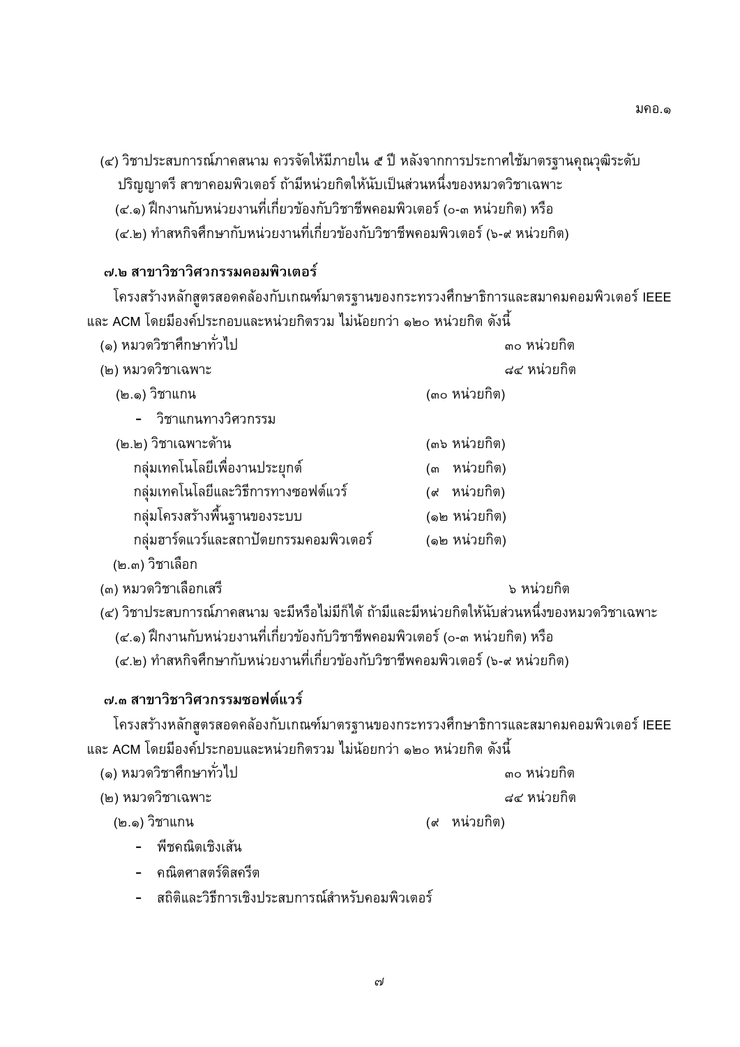(๔) วิชาประสบการณ์ภาคสนาม ควรจัดให้มีภายใน ๕ ปี หลังจากการประกาศใช้มาตรฐานคุณวุฒิระดับปริญญาตรี สาขาคอมพิวเตอร์ ถ้ามีหน่วยกิตให้นับเป็นส่วนหนึ่งของหมวดวิชาเฉพาะ

(๔.๑) ฝึกงานกับหน่วยงานที่เกี่ยวข้องกับวิชาชีพคอมพิวเตอร์ (๐-๓ หน่วยกิต) หรือ

(๔.๒) ทำสหกิจศึกษากับหน่วยงานที่เกี่ยวข้องกับวิชาชีพคอมพิวเตอร์ (๖-๙ หน่วยกิต)

### ๗.๒ สาขาวิชาวิศวกรรมคอมพิวเตอร์

โครงสร้างหลักสูตรสอดคล้องกับเกณฑ์มาตรฐานของกระทรวงศึกษาธิการและสมาคมคอมพิวเตอร์ IEEE และ ACM โดยมีองค์ประกอบและหน่วยกิตรวม ไม่น้อยกว่า ๑๒๐ หน่วยกิต ดังนี้

| | | |
|---|---|---|
| (๑) หมวดวิชาศึกษาทั่วไป | | ๓๐ หน่วยกิต |
| (๒) หมวดวิชาเฉพาะ | | ๘๔ หน่วยกิต |
| (๒.๑) วิชาแกน | (๓๐ หน่วยกิต) | |
| - วิชาแกนทางวิศวกรรม | | |
| (๒.๒) วิชาเฉพาะด้าน | (๓๖ หน่วยกิต) | |
| กลุ่มเทคโนโลยีเพื่องานประยุกต์ | (๓ หน่วยกิต) | |
| กลุ่มเทคโนโลยีและวิธีการทางซอฟต์แวร์ | (๙ หน่วยกิต) | |
| กลุ่มโครงสร้างพื้นฐานของระบบ | (๑๒ หน่วยกิต) | |
| กลุ่มฮาร์ดแวร์และสถาปัตยกรรมคอมพิวเตอร์ | (๑๒ หน่วยกิต) | |
| (๒.๓) วิชาเลือก | | |
| (๓) หมวดวิชาเลือกเสรี | | ๖ หน่วยกิต |

(๔) วิชาประสบการณ์ภาคสนาม จะมีหรือไม่มีก็ได้ ถ้ามีและมีหน่วยกิตให้นับส่วนหนึ่งของหมวดวิชาเฉพาะ

(๔.๑) ฝึกงานกับหน่วยงานที่เกี่ยวข้องกับวิชาชีพคอมพิวเตอร์ (๐-๓ หน่วยกิต) หรือ

(๔.๒) ทำสหกิจศึกษากับหน่วยงานที่เกี่ยวข้องกับวิชาชีพคอมพิวเตอร์ (๖-๙ หน่วยกิต)

### ๗.๓ สาขาวิชาวิศวกรรมซอฟต์แวร์

โครงสร้างหลักสูตรสอดคล้องกับเกณฑ์มาตรฐานของกระทรวงศึกษาธิการและสมาคมคอมพิวเตอร์ IEEE และ ACM โดยมีองค์ประกอบและหน่วยกิตรวม ไม่น้อยกว่า ๑๒๐ หน่วยกิต ดังนี้

| | | |
|---|---|---|
| (๑) หมวดวิชาศึกษาทั่วไป | | ๓๐ หน่วยกิต |
| (๒) หมวดวิชาเฉพาะ | | ๘๔ หน่วยกิต |
| (๒.๑) วิชาแกน | (๙ หน่วยกิต) | |

- พีชคณิตเชิงเส้น
- คณิตศาสตร์ดิสครีต
- สถิติและวิธีการเชิงประสบการณ์สำหรับคอมพิวเตอร์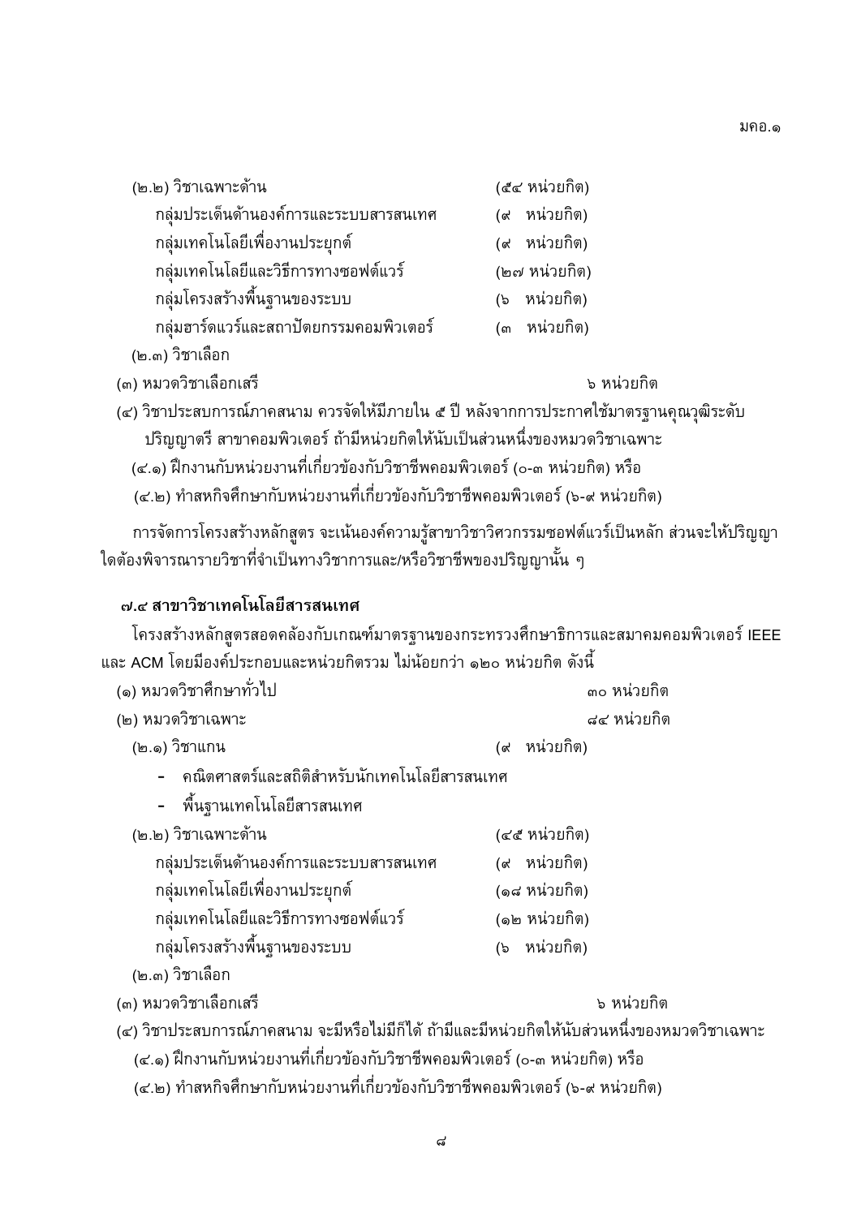(๒.๒) วิชาเฉพาะด้าน (๕๔ หน่วยกิต)

กลุ่มประเด็นด้านองค์การและระบบสารสนเทศ (๙ หน่วยกิต)

กลุ่มเทคโนโลยีเพื่องานประยุกต์ (๙ หน่วยกิต)

กลุ่มเทคโนโลยีและวิธีการทางซอฟต์แวร์ (๒๗ หน่วยกิต)

กลุ่มโครงสร้างพื้นฐานของระบบ (๖ หน่วยกิต)

กลุ่มฮาร์ดแวร์และสถาปัตยกรรมคอมพิวเตอร์ (๓ หน่วยกิต)

(๒.๓) วิชาเลือก

(๓) หมวดวิชาเลือกเสรี ๖ หน่วยกิต

(๔) วิชาประสบการณ์ภาคสนาม ควรจัดให้มีภายใน ๕ ปี หลังจากการประกาศใช้มาตรฐานคุณวุฒิระดับปริญญาตรี สาขาคอมพิวเตอร์ ถ้ามีหน่วยกิตให้นับเป็นส่วนหนึ่งของหมวดวิชาเฉพาะ

(๔.๑) ฝึกงานกับหน่วยงานที่เกี่ยวข้องกับวิชาชีพคอมพิวเตอร์ (๐-๓ หน่วยกิต) หรือ

(๔.๒) ทำสหกิจศึกษากับหน่วยงานที่เกี่ยวข้องกับวิชาชีพคอมพิวเตอร์ (๖-๙ หน่วยกิต)

การจัดการโครงสร้างหลักสูตร จะเน้นองค์ความรู้สาขาวิชาวิศวกรรมซอฟต์แวร์เป็นหลัก ส่วนจะให้ปริญญาใดต้องพิจารณารายวิชาที่จำเป็นทางวิชาการและ/หรือวิชาชีพของปริญญานั้น ๆ

### ๗.๔ สาขาวิชาเทคโนโลยีสารสนเทศ

โครงสร้างหลักสูตรสอดคล้องกับเกณฑ์มาตรฐานของกระทรวงศึกษาธิการและสมาคมคอมพิวเตอร์ IEEE และ ACM โดยมีองค์ประกอบและหน่วยกิตรวม ไม่น้อยกว่า ๑๒๐ หน่วยกิต ดังนี้

(๑) หมวดวิชาศึกษาทั่วไป ๓๐ หน่วยกิต

(๒) หมวดวิชาเฉพาะ ๘๔ หน่วยกิต

(๒.๑) วิชาแกน (๙ หน่วยกิต)

- คณิตศาสตร์และสถิติสำหรับนักเทคโนโลยีสารสนเทศ
- พื้นฐานเทคโนโลยีสารสนเทศ

(๒.๒) วิชาเฉพาะด้าน (๔๕ หน่วยกิต)

กลุ่มประเด็นด้านองค์การและระบบสารสนเทศ (๙ หน่วยกิต)

กลุ่มเทคโนโลยีเพื่องานประยุกต์ (๑๘ หน่วยกิต)

กลุ่มเทคโนโลยีและวิธีการทางซอฟต์แวร์ (๑๒ หน่วยกิต)

กลุ่มโครงสร้างพื้นฐานของระบบ (๖ หน่วยกิต)

(๒.๓) วิชาเลือก

(๓) หมวดวิชาเลือกเสรี ๖ หน่วยกิต

(๔) วิชาประสบการณ์ภาคสนาม จะมีหรือไม่มีก็ได้ ถ้ามีและมีหน่วยกิตให้นับส่วนหนึ่งของหมวดวิชาเฉพาะ

(๔.๑) ฝึกงานกับหน่วยงานที่เกี่ยวข้องกับวิชาชีพคอมพิวเตอร์ (๐-๓ หน่วยกิต) หรือ

(๔.๒) ทำสหกิจศึกษากับหน่วยงานที่เกี่ยวข้องกับวิชาชีพคอมพิวเตอร์ (๖-๙ หน่วยกิต)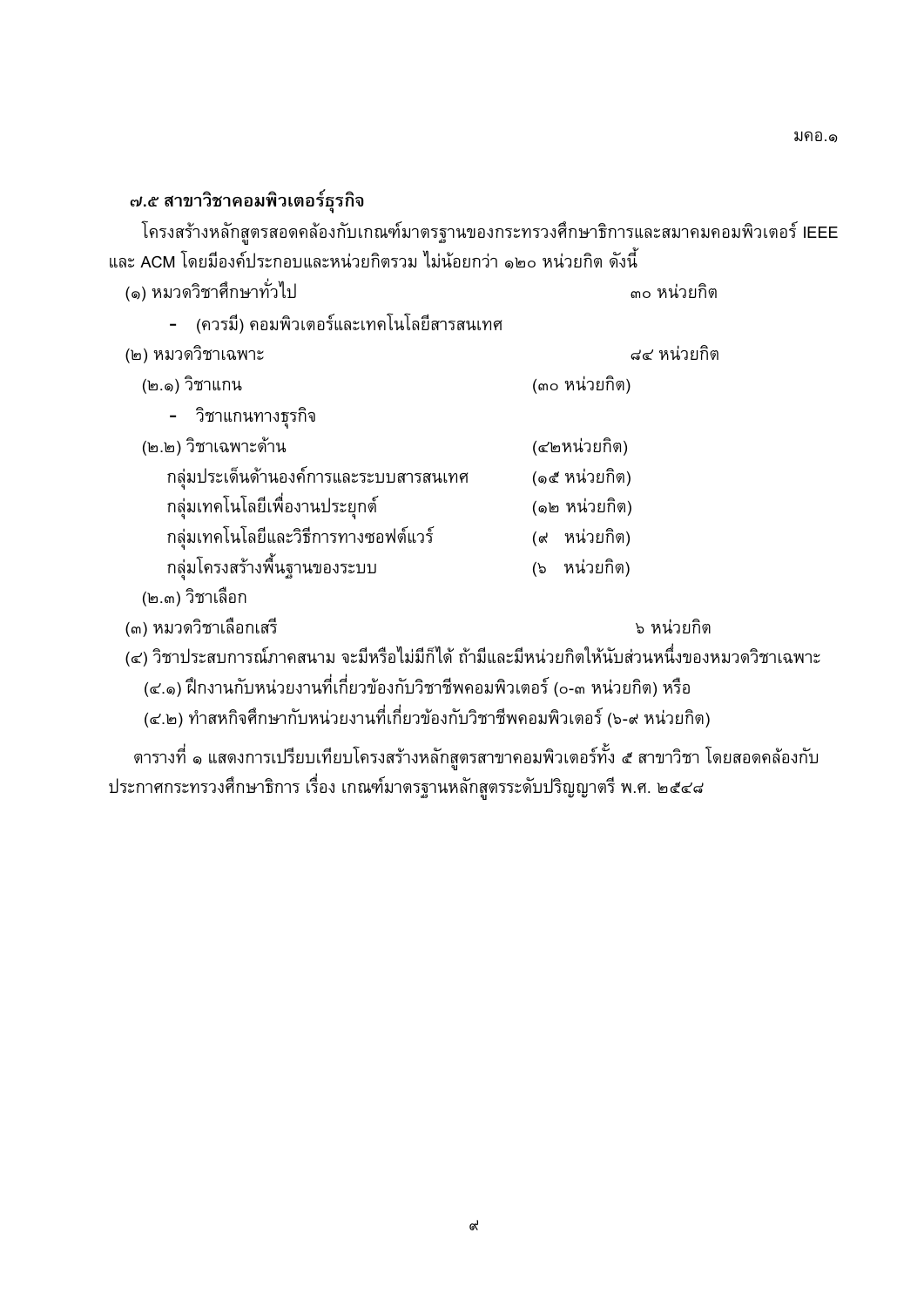**๗.๕ สาขาวิชาคอมพิวเตอร์ธุรกิจ**

โครงสร้างหลักสูตรสอดคล้องกับเกณฑ์มาตรฐานของกระทรวงศึกษาธิการและสมาคมคอมพิวเตอร์ IEEE และ ACM โดยมีองค์ประกอบและหน่วยกิตรวม ไม่น้อยกว่า ๑๒๐ หน่วยกิต ดังนี้

| | | |
|---|---|---|
| (๑) หมวดวิชาศึกษาทั่วไป | | ๓๐ หน่วยกิต |
| - (ควรมี) คอมพิวเตอร์และเทคโนโลยีสารสนเทศ | | |
| (๒) หมวดวิชาเฉพาะ | | ๘๔ หน่วยกิต |
| (๒.๑) วิชาแกน | (๓๐ หน่วยกิต) | |
| - วิชาแกนทางธุรกิจ | | |
| (๒.๒) วิชาเฉพาะด้าน | (๔๒หน่วยกิต) | |
| กลุ่มประเด็นด้านองค์การและระบบสารสนเทศ | (๑๕ หน่วยกิต) | |
| กลุ่มเทคโนโลยีเพื่องานประยุกต์ | (๑๒ หน่วยกิต) | |
| กลุ่มเทคโนโลยีและวิธีการทางซอฟต์แวร์ | (๙ หน่วยกิต) | |
| กลุ่มโครงสร้างพื้นฐานของระบบ | (๖ หน่วยกิต) | |
| (๒.๓) วิชาเลือก | | |
| (๓) หมวดวิชาเลือกเสรี | | ๖ หน่วยกิต |

(๔) วิชาประสบการณ์ภาคสนาม จะมีหรือไม่มีก็ได้ ถ้ามีและมีหน่วยกิตให้นับส่วนหนึ่งของหมวดวิชาเฉพาะ

(๔.๑) ฝึกงานกับหน่วยงานที่เกี่ยวข้องกับวิชาชีพคอมพิวเตอร์ (๐-๓ หน่วยกิต) หรือ

(๔.๒) ทำสหกิจศึกษากับหน่วยงานที่เกี่ยวข้องกับวิชาชีพคอมพิวเตอร์ (๖-๙ หน่วยกิต)

ตารางที่ ๑ แสดงการเปรียบเทียบโครงสร้างหลักสูตรสาขาคอมพิวเตอร์ทั้ง ๕ สาขาวิชา โดยสอดคล้องกับประกาศกระทรวงศึกษาธิการ เรื่อง เกณฑ์มาตรฐานหลักสูตรระดับปริญญาตรี พ.ศ. ๒๕๔๘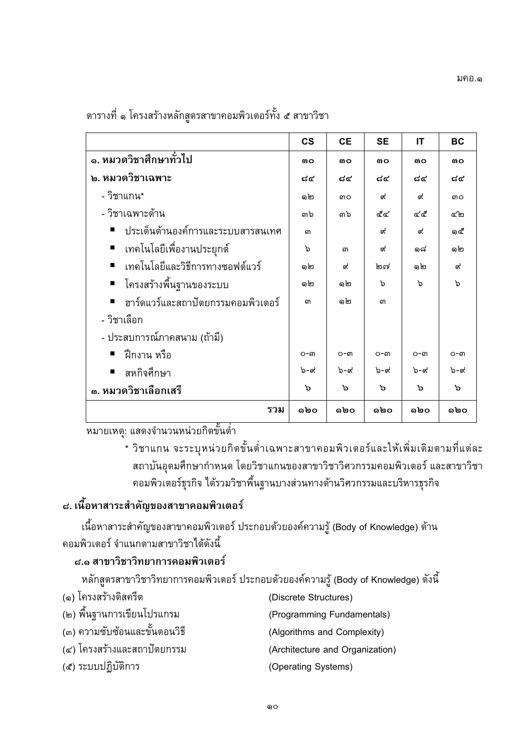ตารางที่ ๑ โครงสร้างหลักสูตรสาขาคอมพิวเตอร์ทั้ง ๕ สาขาวิชา

| | CS | CE | SE | IT | BC |
|---|---|---|---|---|---|
| **๑. หมวดวิชาศึกษาทั่วไป** | ๓๐ | ๓๐ | ๓๐ | ๓๐ | ๓๐ |
| **๒. หมวดวิชาเฉพาะ** | ๘๔ | ๘๔ | ๘๔ | ๘๔ | ๘๔ |
| - วิชาแกน* | ๑๒ | ๓๐ | ๙ | ๙ | ๓๐ |
| - วิชาเฉพาะด้าน | ๓๖ | ๓๖ | ๕๔ | ๔๕ | ๔๒ |
| ■ ประเด็นด้านองค์การและระบบสารสนเทศ | ๓ | | ๙ | ๙ | ๑๕ |
| ■ เทคโนโลยีเพื่องานประยุกต์ | ๖ | ๓ | ๙ | ๑๘ | ๑๒ |
| ■ เทคโนโลยีและวิธีการทางซอฟต์แวร์ | ๑๒ | ๙ | ๒๗ | ๑๒ | ๙ |
| ■ โครงสร้างพื้นฐานของระบบ | ๑๒ | ๑๒ | ๖ | ๖ | ๖ |
| ■ ฮาร์ดแวร์และสถาปัตยกรรมคอมพิวเตอร์ | ๓ | ๑๒ | ๓ | | |
| - วิชาเลือก | | | | | |
| - ประสบการณ์ภาคสนาม (ถ้ามี) | | | | | |
| ■ ฝึกงาน หรือ | ๐-๓ | ๐-๓ | ๐-๓ | ๐-๓ | ๐-๓ |
| ■ สหกิจศึกษา | ๖-๙ | ๖-๙ | ๖-๙ | ๖-๙ | ๖-๙ |
| **๓. หมวดวิชาเลือกเสรี** | ๖ | ๖ | ๖ | ๖ | ๖ |
| **รวม** | **๑๒๐** | **๑๒๐** | **๑๒๐** | **๑๒๐** | **๑๒๐** |

หมายเหตุ: แสดงจำนวนหน่วยกิตขั้นต่ำ

* วิชาแกน จะระบุหน่วยกิตขั้นต่ำเฉพาะสาขาคอมพิวเตอร์และให้เพิ่มเติมตามที่แต่ละสถาบันอุดมศึกษากำหนด โดยวิชาแกนของสาขาวิชาวิศวกรรมคอมพิวเตอร์ และสาขาวิชาคอมพิวเตอร์ธุรกิจ ได้รวมวิชาพื้นฐานบางส่วนทางด้านวิศวกรรมและบริหารธุรกิจ

## ๘. เนื้อหาสาระสำคัญของสาขาคอมพิวเตอร์

เนื้อหาสาระสำคัญของสาขาคอมพิวเตอร์ ประกอบด้วยองค์ความรู้ (Body of Knowledge) ด้านคอมพิวเตอร์ จำแนกตามสาขาวิชาได้ดังนี้

### ๘.๑ สาขาวิชาวิทยาการคอมพิวเตอร์

หลักสูตรสาขาวิชาวิทยาการคอมพิวเตอร์ ประกอบด้วยองค์ความรู้ (Body of Knowledge) ดังนี้

(๑) โครงสร้างดิสครีต (Discrete Structures)
(๒) พื้นฐานการเขียนโปรแกรม (Programming Fundamentals)
(๓) ความซับซ้อนและขั้นตอนวิธี (Algorithms and Complexity)
(๔) โครงสร้างและสถาปัตยกรรม (Architecture and Organization)
(๕) ระบบปฏิบัติการ (Operating Systems)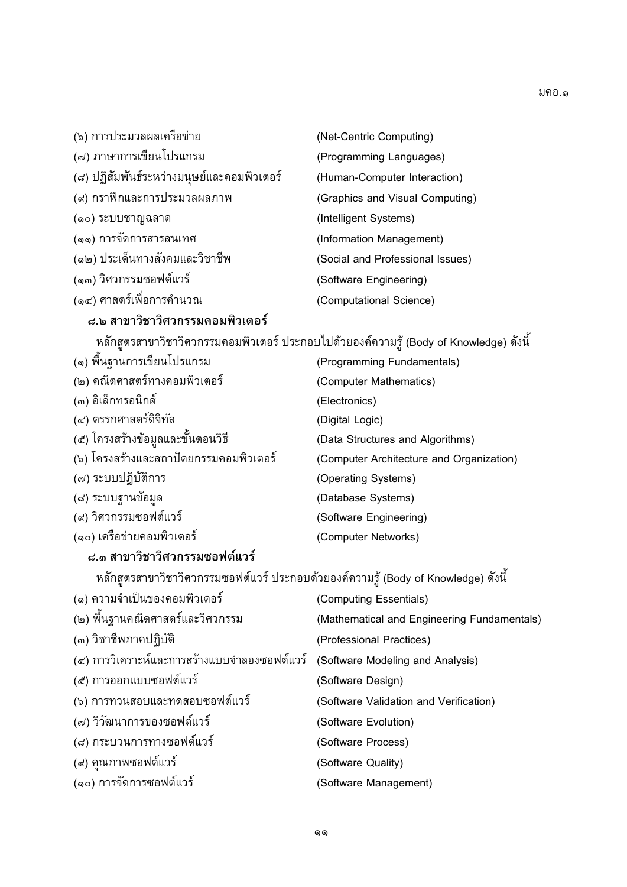(๖) การประมวลผลเครือข่าย (Net-Centric Computing)

(๗) ภาษาการเขียนโปรแกรม (Programming Languages)

(๘) ปฏิสัมพันธ์ระหว่างมนุษย์และคอมพิวเตอร์ (Human-Computer Interaction)

(๙) กราฟิกและการประมวลผลภาพ (Graphics and Visual Computing)

(๑๐) ระบบชาญฉลาด (Intelligent Systems)

(๑๑) การจัดการสารสนเทศ (Information Management)

(๑๒) ประเด็นทางสังคมและวิชาชีพ (Social and Professional Issues)

(๑๓) วิศวกรรมซอฟต์แวร์ (Software Engineering)

(๑๔) ศาสตร์เพื่อการคำนวณ (Computational Science)

**๘.๒ สาขาวิชาวิศวกรรมคอมพิวเตอร์**

หลักสูตรสาขาวิชาวิศวกรรมคอมพิวเตอร์ ประกอบไปด้วยองค์ความรู้ (Body of Knowledge) ดังนี้

(๑) พื้นฐานการเขียนโปรแกรม (Programming Fundamentals)

(๒) คณิตศาสตร์ทางคอมพิวเตอร์ (Computer Mathematics)

(๓) อิเล็กทรอนิกส์ (Electronics)

(๔) ตรรกศาสตร์ดิจิทัล (Digital Logic)

(๕) โครงสร้างข้อมูลและขั้นตอนวิธี (Data Structures and Algorithms)

(๖) โครงสร้างและสถาปัตยกรรมคอมพิวเตอร์ (Computer Architecture and Organization)

(๗) ระบบปฏิบัติการ (Operating Systems)

(๘) ระบบฐานข้อมูล (Database Systems)

(๙) วิศวกรรมซอฟต์แวร์ (Software Engineering)

(๑๐) เครือข่ายคอมพิวเตอร์ (Computer Networks)

**๘.๓ สาขาวิชาวิศวกรรมซอฟต์แวร์**

หลักสูตรสาขาวิชาวิศวกรรมซอฟต์แวร์ ประกอบด้วยองค์ความรู้ (Body of Knowledge) ดังนี้

(๑) ความจำเป็นของคอมพิวเตอร์ (Computing Essentials)

(๒) พื้นฐานคณิตศาสตร์และวิศวกรรม (Mathematical and Engineering Fundamentals)

(๓) วิชาชีพภาคปฏิบัติ (Professional Practices)

(๔) การวิเคราะห์และการสร้างแบบจำลองซอฟต์แวร์ (Software Modeling and Analysis)

(๕) การออกแบบซอฟต์แวร์ (Software Design)

(๖) การทวนสอบและทดสอบซอฟต์แวร์ (Software Validation and Verification)

(๗) วิวัฒนาการของซอฟต์แวร์ (Software Evolution)

(๘) กระบวนการทางซอฟต์แวร์ (Software Process)

(๙) คุณภาพซอฟต์แวร์ (Software Quality)

(๑๐) การจัดการซอฟต์แวร์ (Software Management)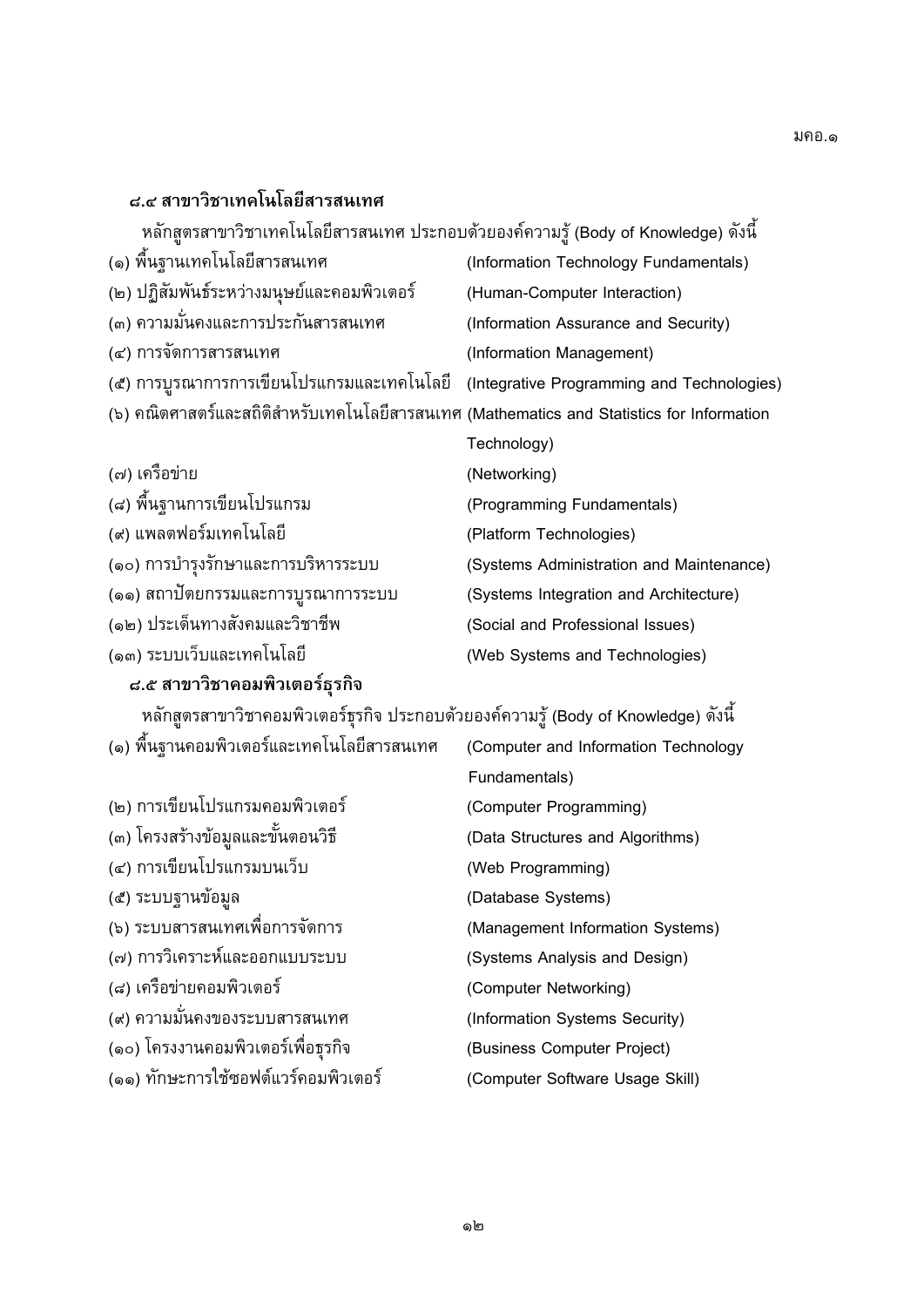### ๘.๔ สาขาวิชาเทคโนโลยีสารสนเทศ

หลักสูตรสาขาวิชาเทคโนโลยีสารสนเทศ ประกอบด้วยองค์ความรู้ (Body of Knowledge) ดังนี้

(๑) พื้นฐานเทคโนโลยีสารสนเทศ (Information Technology Fundamentals)
(๒) ปฏิสัมพันธ์ระหว่างมนุษย์และคอมพิวเตอร์ (Human-Computer Interaction)
(๓) ความมั่นคงและการประกันสารสนเทศ (Information Assurance and Security)
(๔) การจัดการสารสนเทศ (Information Management)
(๕) การบูรณาการการเขียนโปรแกรมและเทคโนโลยี (Integrative Programming and Technologies)
(๖) คณิตศาสตร์และสถิติสำหรับเทคโนโลยีสารสนเทศ (Mathematics and Statistics for Information Technology)
(๗) เครือข่าย (Networking)
(๘) พื้นฐานการเขียนโปรแกรม (Programming Fundamentals)
(๙) แพลตฟอร์มเทคโนโลยี (Platform Technologies)
(๑๐) การบำรุงรักษาและการบริหารระบบ (Systems Administration and Maintenance)
(๑๑) สถาปัตยกรรมและการบูรณาการระบบ (Systems Integration and Architecture)
(๑๒) ประเด็นทางสังคมและวิชาชีพ (Social and Professional Issues)
(๑๓) ระบบเว็บและเทคโนโลยี (Web Systems and Technologies)

### ๘.๕ สาขาวิชาคอมพิวเตอร์ธุรกิจ

หลักสูตรสาขาวิชาคอมพิวเตอร์ธุรกิจ ประกอบด้วยองค์ความรู้ (Body of Knowledge) ดังนี้

(๑) พื้นฐานคอมพิวเตอร์และเทคโนโลยีสารสนเทศ (Computer and Information Technology Fundamentals)
(๒) การเขียนโปรแกรมคอมพิวเตอร์ (Computer Programming)
(๓) โครงสร้างข้อมูลและขั้นตอนวิธี (Data Structures and Algorithms)
(๔) การเขียนโปรแกรมบนเว็บ (Web Programming)
(๕) ระบบฐานข้อมูล (Database Systems)
(๖) ระบบสารสนเทศเพื่อการจัดการ (Management Information Systems)
(๗) การวิเคราะห์และออกแบบระบบ (Systems Analysis and Design)
(๘) เครือข่ายคอมพิวเตอร์ (Computer Networking)
(๙) ความมั่นคงของระบบสารสนเทศ (Information Systems Security)
(๑๐) โครงงานคอมพิวเตอร์เพื่อธุรกิจ (Business Computer Project)
(๑๑) ทักษะการใช้ซอฟต์แวร์คอมพิวเตอร์ (Computer Software Usage Skill)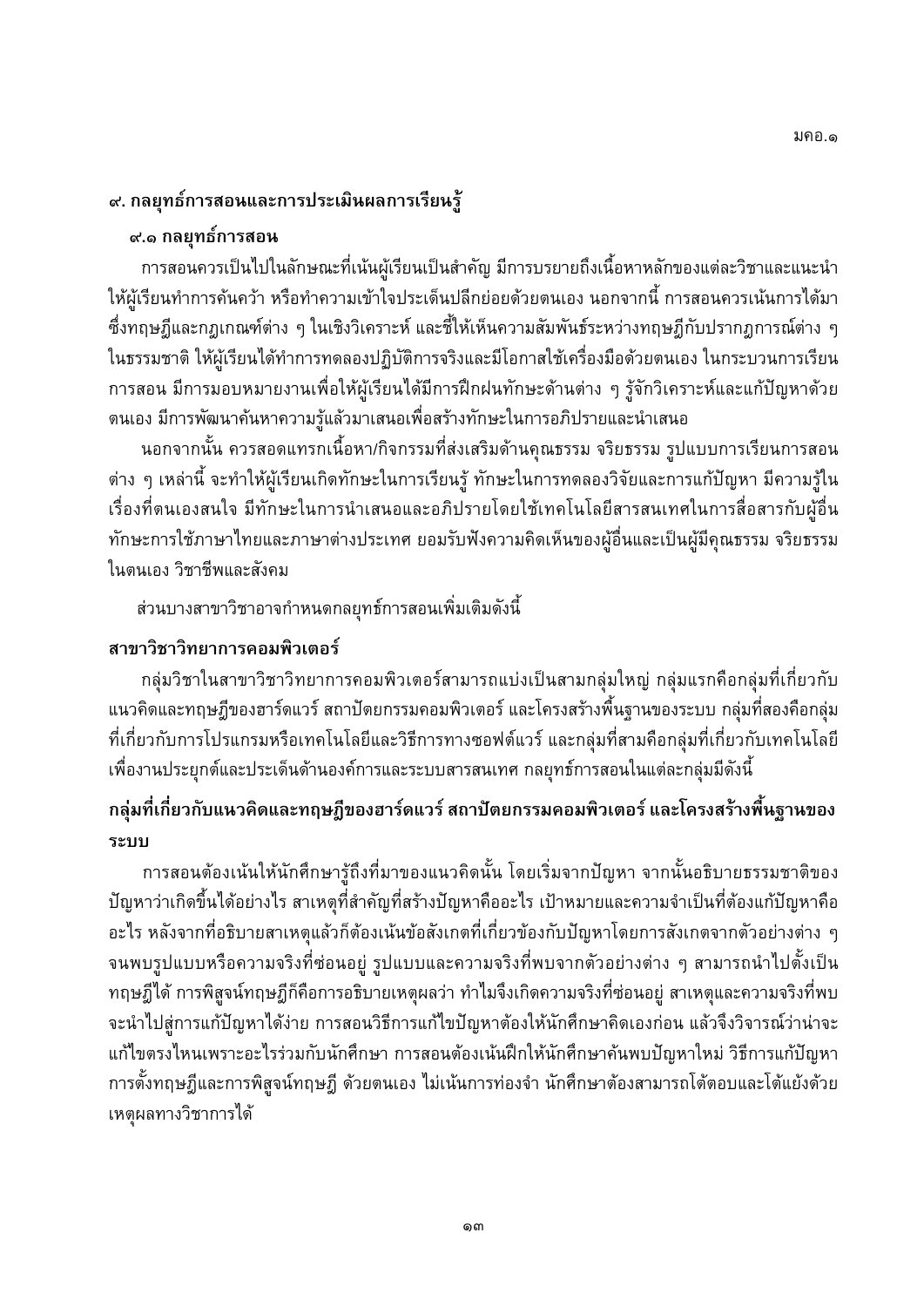## ๙. กลยุทธ์การสอนและการประเมินผลการเรียนรู้

### ๙.๑ กลยุทธ์การสอน

การสอนควรเป็นไปในลักษณะที่เน้นผู้เรียนเป็นสำคัญ มีการบรรยายถึงเนื้อหาหลักของแต่ละวิชาและแนะนำให้ผู้เรียนทำการค้นคว้า หรือทำความเข้าใจประเด็นปลีกย่อยด้วยตนเอง นอกจากนี้ การสอนควรเน้นการได้มาซึ่งทฤษฎีและกฎเกณฑ์ต่าง ๆ ในเชิงวิเคราะห์ และชี้ให้เห็นความสัมพันธ์ระหว่างทฤษฎีกับปรากฏการณ์ต่าง ๆ ในธรรมชาติ ให้ผู้เรียนได้ทำการทดลองปฏิบัติการจริงและมีโอกาสใช้เครื่องมือด้วยตนเอง ในกระบวนการเรียนการสอน มีการมอบหมายงานเพื่อให้ผู้เรียนได้มีการฝึกฝนทักษะด้านต่าง ๆ รู้จักวิเคราะห์และแก้ปัญหาด้วยตนเอง มีการพัฒนาค้นหาความรู้แล้วมาเสนอเพื่อสร้างทักษะในการอภิปรายและนำเสนอ

นอกจากนั้น ควรสอดแทรกเนื้อหา/กิจกรรมที่ส่งเสริมด้านคุณธรรม จริยธรรม รูปแบบการเรียนการสอนต่าง ๆ เหล่านี้ จะทำให้ผู้เรียนเกิดทักษะในการเรียนรู้ ทักษะในการทดลองวิจัยและการแก้ปัญหา มีความรู้ในเรื่องที่ตนเองสนใจ มีทักษะในการนำเสนอและอภิปรายโดยใช้เทคโนโลยีสารสนเทศในการสื่อสารกับผู้อื่น ทักษะการใช้ภาษาไทยและภาษาต่างประเทศ ยอมรับฟังความคิดเห็นของผู้อื่นและเป็นผู้มีคุณธรรม จริยธรรมในตนเอง วิชาชีพและสังคม

ส่วนบางสาขาวิชาอาจกำหนดกลยุทธ์การสอนเพิ่มเติมดังนี้

**สาขาวิชาวิทยาการคอมพิวเตอร์**

กลุ่มวิชาในสาขาวิชาวิทยาการคอมพิวเตอร์สามารถแบ่งเป็นสามกลุ่มใหญ่ กลุ่มแรกคือกลุ่มที่เกี่ยวกับแนวคิดและทฤษฎีของฮาร์ดแวร์ สถาปัตยกรรมคอมพิวเตอร์ และโครงสร้างพื้นฐานของระบบ กลุ่มที่สองคือกลุ่มที่เกี่ยวกับการโปรแกรมหรือเทคโนโลยีและวิธีการทางซอฟต์แวร์ และกลุ่มที่สามคือกลุ่มที่เกี่ยวกับเทคโนโลยีเพื่องานประยุกต์และประเด็นด้านองค์การและระบบสารสนเทศ กลยุทธ์การสอนในแต่ละกลุ่มมีดังนี้

### กลุ่มที่เกี่ยวกับแนวคิดและทฤษฎีของฮาร์ดแวร์ สถาปัตยกรรมคอมพิวเตอร์ และโครงสร้างพื้นฐานของระบบ

การสอนต้องเน้นให้นักศึกษารู้ถึงที่มาของแนวคิดนั้น โดยเริ่มจากปัญหา จากนั้นอธิบายธรรมชาติของปัญหาว่าเกิดขึ้นได้อย่างไร สาเหตุที่สำคัญที่สร้างปัญหาคืออะไร เป้าหมายและความจำเป็นที่ต้องแก้ปัญหาคืออะไร หลังจากที่อธิบายสาเหตุแล้วก็ต้องเน้นข้อสังเกตที่เกี่ยวข้องกับปัญหาโดยการสังเกตจากตัวอย่างต่าง ๆ จนพบรูปแบบหรือความจริงที่ซ่อนอยู่ รูปแบบและความจริงที่พบจากตัวอย่างต่าง ๆ สามารถนำไปตั้งเป็นทฤษฎีได้ การพิสูจน์ทฤษฎีก็คือการอธิบายเหตุผลว่า ทำไมจึงเกิดความจริงที่ซ่อนอยู่ สาเหตุและความจริงที่พบจะนำไปสู่การแก้ปัญหาได้ง่าย การสอนวิธีการแก้ไขปัญหาต้องให้นักศึกษาคิดเองก่อน แล้วจึงวิจารณ์ว่าน่าจะแก้ไขตรงไหนเพราะอะไรร่วมกับนักศึกษา การสอนต้องเน้นฝึกให้นักศึกษาค้นพบปัญหาใหม่ วิธีการแก้ปัญหา การตั้งทฤษฎีและการพิสูจน์ทฤษฎี ด้วยตนเอง ไม่เน้นการท่องจำ นักศึกษาต้องสามารถโต้ตอบและโต้แย้งด้วยเหตุผลทางวิชาการได้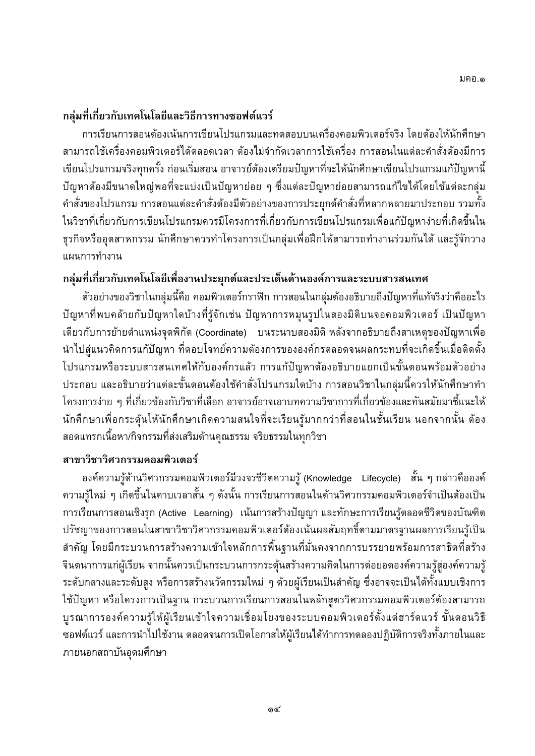**กลุ่มที่เกี่ยวกับเทคโนโลยีและวิธีการทางซอฟต์แวร์**

การเรียนการสอนต้องเน้นการเขียนโปรแกรมและทดสอบบนเครื่องคอมพิวเตอร์จริง โดยต้องให้นักศึกษาสามารถใช้เครื่องคอมพิวเตอร์ได้ตลอดเวลา ต้องไม่จำกัดเวลาการใช้เครื่อง การสอนในแต่ละคำสั่งต้องมีการเขียนโปรแกรมจริงทุกครั้ง ก่อนเริ่มสอน อาจารย์ต้องเตรียมปัญหาที่จะให้นักศึกษาเขียนโปรแกรมแก้ปัญหานี้ ปัญหาต้องมีขนาดใหญ่พอที่จะแบ่งเป็นปัญหาย่อย ๆ ซึ่งแต่ละปัญหาย่อยสามารถแก้ไขได้โดยใช้แต่ละกลุ่มคำสั่งของโปรแกรม การสอนแต่ละคำสั่งต้องมีตัวอย่างของการประยุกต์คำสั่งที่หลากหลายมาประกอบ รวมทั้งในวิชาที่เกี่ยวกับการเขียนโปรแกรมควรมีโครงการที่เกี่ยวกับการเขียนโปรแกรมเพื่อแก้ปัญหาง่ายที่เกิดขึ้นในธุรกิจหรืออุตสาหกรรม นักศึกษาควรทำโครงการเป็นกลุ่มเพื่อฝึกให้สามารถทำงานร่วมกันได้ และรู้จักวางแผนการทำงาน

**กลุ่มที่เกี่ยวกับเทคโนโลยีเพื่องานประยุกต์และประเด็นด้านองค์การและระบบสารสนเทศ**

ตัวอย่างของวิชาในกลุ่มนี้คือ คอมพิวเตอร์กราฟิก การสอนในกลุ่มต้องอธิบายถึงปัญหาที่แท้จริงว่าคืออะไร ปัญหาที่พบคล้ายกับปัญหาใดบ้างที่รู้จักเช่น ปัญหาการหมุนรูปในสองมิติบนจอคอมพิวเตอร์ เป็นปัญหาเดียวกับการย้ายตำแหน่งจุดพิกัด (Coordinate) บนระนาบสองมิติ หลังจากอธิบายถึงสาเหตุของปัญหาเพื่อนำไปสู่แนวคิดการแก้ปัญหา ที่ตอบโจทย์ความต้องการขององค์กรตลอดจนผลกระทบที่จะเกิดขึ้นเมื่อติดตั้งโปรแกรมหรือระบบสารสนเทศให้กับองค์กรแล้ว การแก้ปัญหาต้องอธิบายแยกเป็นขั้นตอนพร้อมตัวอย่างประกอบ และอธิบายว่าแต่ละขั้นตอนต้องใช้คำสั่งโปรแกรมใดบ้าง การสอนวิชาในกลุ่มนี้ควรให้นักศึกษาทำโครงการง่าย ๆ ที่เกี่ยวข้องกับวิชาที่เลือก อาจารย์อาจเอาบทความวิชาการที่เกี่ยวข้องและทันสมัยมาชี้แนะให้นักศึกษาเพื่อกระตุ้นให้นักศึกษาเกิดความสนใจที่จะเรียนรู้มากกว่าที่สอนในชั้นเรียน นอกจากนั้น ต้องสอดแทรกเนื้อหา/กิจกรรมที่ส่งเสริมด้านคุณธรรม จริยธรรมในทุกวิชา

**สาขาวิชาวิศวกรรมคอมพิวเตอร์**

องค์ความรู้ด้านวิศวกรรมคอมพิวเตอร์มีวงจรชีวิตความรู้ (Knowledge Lifecycle) สั้น ๆ กล่าวคือองค์ความรู้ใหม่ ๆ เกิดขึ้นในคาบเวลาสั้น ๆ ดังนั้น การเรียนการสอนในด้านวิศวกรรมคอมพิวเตอร์จำเป็นต้องเป็นการเรียนการสอนเชิงรุก (Active Learning) เน้นการสร้างปัญญา และทักษะการเรียนรู้ตลอดชีวิตของบัณฑิต ปรัชญาของการสอนในสาขาวิชาวิศวกรรมคอมพิวเตอร์ต้องเน้นผลสัมฤทธิ์ตามมาตรฐานผลการเรียนรู้เป็นสำคัญ โดยมีกระบวนการสร้างความเข้าใจหลักการพื้นฐานที่มั่นคงจากการบรรยายพร้อมการสาธิตที่สร้างจินตนาการแก่ผู้เรียน จากนั้นควรเป็นกระบวนการกระตุ้นสร้างความคิดในการต่อยอดองค์ความรู้สู่องค์ความรู้ระดับกลางและระดับสูง หรือการสร้างนวัตกรรมใหม่ ๆ ด้วยผู้เรียนเป็นสำคัญ ซึ่งอาจจะเป็นได้ทั้งแบบเชิงการใช้ปัญหา หรือโครงการเป็นฐาน กระบวนการเรียนการสอนในหลักสูตรวิศวกรรมคอมพิวเตอร์ต้องสามารถบูรณาการองค์ความรู้ให้ผู้เรียนเข้าใจความเชื่อมโยงของระบบคอมพิวเตอร์ตั้งแต่ฮาร์ดแวร์ ขั้นตอนวิธีซอฟต์แวร์ และการนำไปใช้งาน ตลอดจนการเปิดโอกาสให้ผู้เรียนได้ทำการทดลองปฏิบัติการจริงทั้งภายในและภายนอกสถาบันอุดมศึกษา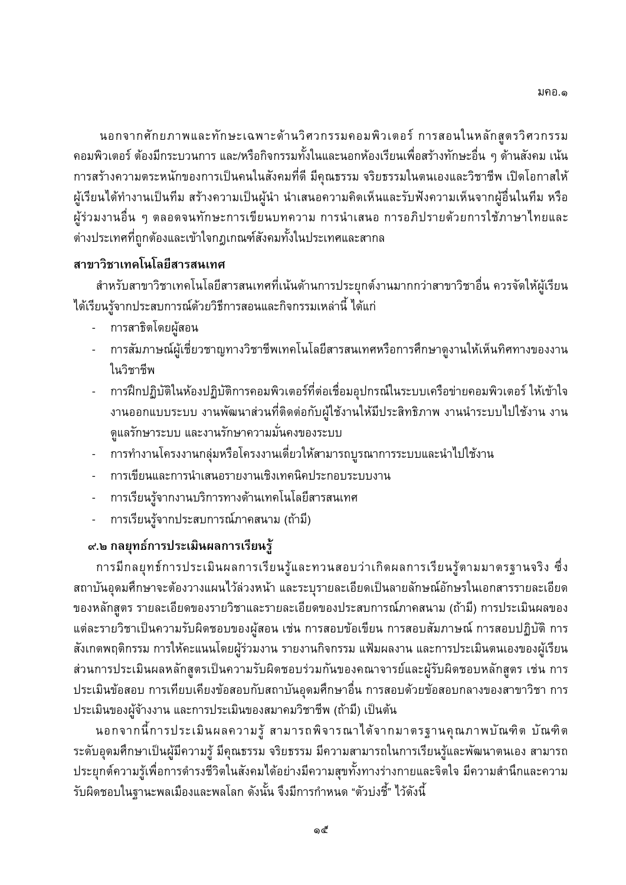นอกจากศักยภาพและทักษะเฉพาะด้านวิศวกรรมคอมพิวเตอร์ การสอนในหลักสูตรวิศวกรรมคอมพิวเตอร์ ต้องมีกระบวนการ และ/หรือกิจกรรมทั้งในและนอกห้องเรียนเพื่อสร้างทักษะอื่น ๆ ด้านสังคม เน้นการสร้างความตระหนักของการเป็นคนในสังคมที่ดี มีคุณธรรม จริยธรรมในตนเองและวิชาชีพ เปิดโอกาสให้ผู้เรียนได้ทำงานเป็นทีม สร้างความเป็นผู้นำ นำเสนอความคิดเห็นและรับฟังความเห็นจากผู้อื่นในทีม หรือผู้ร่วมงานอื่น ๆ ตลอดจนทักษะการเขียนบทความ การนำเสนอ การอภิปรายด้วยการใช้ภาษาไทยและต่างประเทศที่ถูกต้องและเข้าใจกฎเกณฑ์สังคมทั้งในประเทศและสากล

**สาขาวิชาเทคโนโลยีสารสนเทศ**

สำหรับสาขาวิชาเทคโนโลยีสารสนเทศที่เน้นด้านการประยุกต์งานมากกว่าสาขาวิชาอื่น ควรจัดให้ผู้เรียนได้เรียนรู้จากประสบการณ์ด้วยวิธีการสอนและกิจกรรมเหล่านี้ ได้แก่

- การสาธิตโดยผู้สอน
- การสัมภาษณ์ผู้เชี่ยวชาญทางวิชาชีพเทคโนโลยีสารสนเทศหรือการศึกษาดูงานให้เห็นทิศทางของงานในวิชาชีพ
- การฝึกปฏิบัติในห้องปฏิบัติการคอมพิวเตอร์ที่ต่อเชื่อมอุปกรณ์ในระบบเครือข่ายคอมพิวเตอร์ ให้เข้าใจงานออกแบบระบบ งานพัฒนาส่วนที่ติดต่อกับผู้ใช้งานให้มีประสิทธิภาพ งานนำระบบไปใช้งาน งานดูแลรักษาระบบ และงานรักษาความมั่นคงของระบบ
- การทำงานโครงงานกลุ่มหรือโครงงานเดี่ยวให้สามารถบูรณาการระบบและนำไปใช้งาน
- การเขียนและการนำเสนอรายงานเชิงเทคนิคประกอบระบบงาน
- การเรียนรู้จากงานบริการทางด้านเทคโนโลยีสารสนเทศ
- การเรียนรู้จากประสบการณ์ภาคสนาม (ถ้ามี)

**๙.๒ กลยุทธ์การประเมินผลการเรียนรู้**

การมีกลยุทธ์การประเมินผลการเรียนรู้และทวนสอบว่าเกิดผลการเรียนรู้ตามมาตรฐานจริง ซึ่งสถาบันอุดมศึกษาจะต้องวางแผนไว้ล่วงหน้า และระบุรายละเอียดเป็นลายลักษณ์อักษรในเอกสารรายละเอียดของหลักสูตร รายละเอียดของรายวิชาและรายละเอียดของประสบการณ์ภาคสนาม (ถ้ามี) การประเมินผลของแต่ละรายวิชาเป็นความรับผิดชอบของผู้สอน เช่น การสอบข้อเขียน การสอบสัมภาษณ์ การสอบปฏิบัติ การสังเกตพฤติกรรม การให้คะแนนโดยผู้ร่วมงาน รายงานกิจกรรม แฟ้มผลงาน และการประเมินตนเองของผู้เรียน ส่วนการประเมินผลหลักสูตรเป็นความรับผิดชอบร่วมกันของคณาจารย์และผู้รับผิดชอบหลักสูตร เช่น การประเมินข้อสอบ การเทียบเคียงข้อสอบกับสถาบันอุดมศึกษาอื่น การสอบด้วยข้อสอบกลางของสาขาวิชา การประเมินของผู้จ้างงาน และการประเมินของสมาคมวิชาชีพ (ถ้ามี) เป็นต้น

นอกจากนี้การประเมินผลความรู้ สามารถพิจารณาได้จากมาตรฐานคุณภาพบัณฑิต บัณฑิตระดับอุดมศึกษาเป็นผู้มีความรู้ มีคุณธรรม จริยธรรม มีความสามารถในการเรียนรู้และพัฒนาตนเอง สามารถประยุกต์ความรู้เพื่อการดำรงชีวิตในสังคมได้อย่างมีความสุขทั้งทางร่างกายและจิตใจ มีความสำนึกและความรับผิดชอบในฐานะพลเมืองและพลโลก ดังนั้น จึงมีการกำหนด "ตัวบ่งชี้" ไว้ดังนี้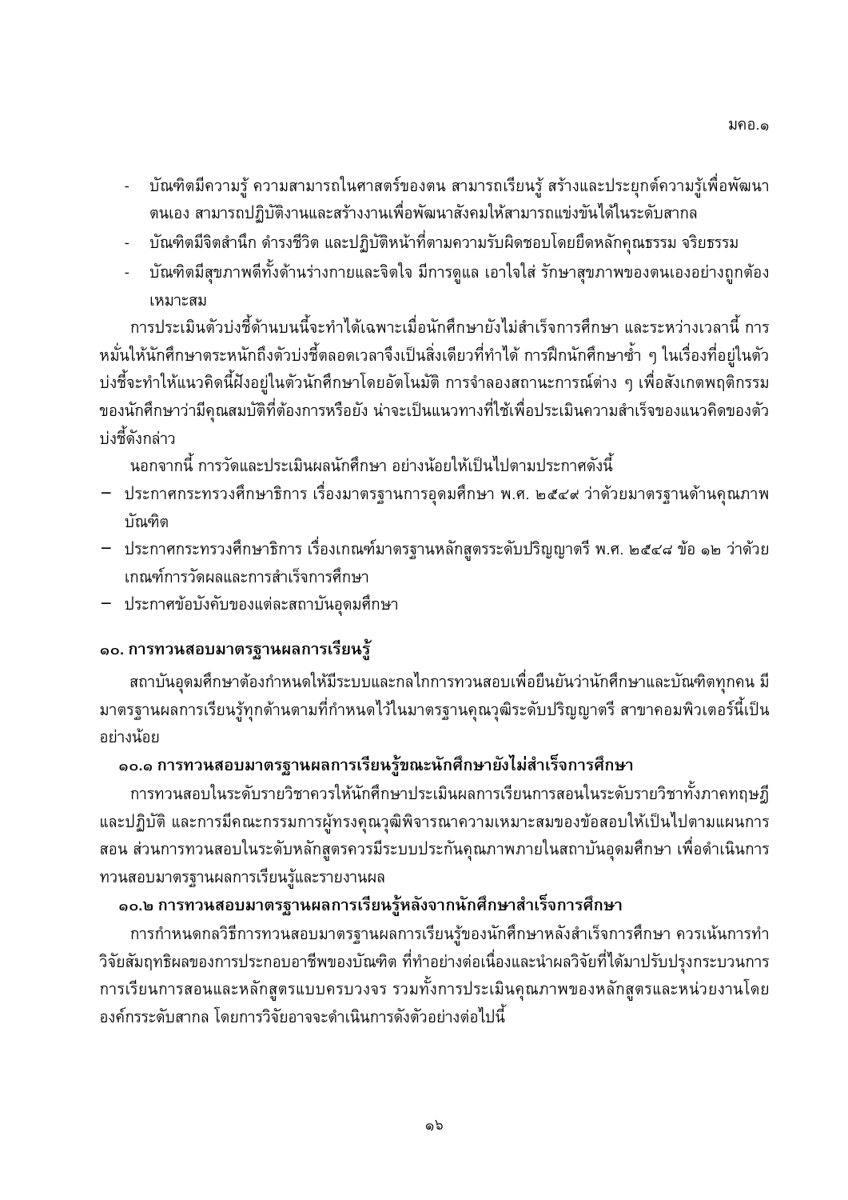- บัณฑิตมีความรู้ ความสามารถในศาสตร์ของตน สามารถเรียนรู้ สร้างและประยุกต์ความรู้เพื่อพัฒนาตนเอง สามารถปฏิบัติงานและสร้างงานเพื่อพัฒนาสังคมให้สามารถแข่งขันได้ในระดับสากล
- บัณฑิตมีจิตสำนึก ดำรงชีวิต และปฏิบัติหน้าที่ตามความรับผิดชอบโดยยึดหลักคุณธรรม จริยธรรม
- บัณฑิตมีสุขภาพดีทั้งด้านร่างกายและจิตใจ มีการดูแล เอาใจใส่ รักษาสุขภาพของตนเองอย่างถูกต้องเหมาะสม

การประเมินตัวบ่งชี้ด้านบนนี้จะทำได้เฉพาะเมื่อนักศึกษายังไม่สำเร็จการศึกษา และระหว่างเวลานี้ การหมั่นให้นักศึกษาตระหนักถึงตัวบ่งชี้ตลอดเวลาจึงเป็นสิ่งเดียวที่ทำได้ การฝึกนักศึกษาซ้ำ ๆ ในเรื่องที่อยู่ในตัวบ่งชี้จะทำให้แนวคิดนี้ฝังอยู่ในตัวนักศึกษาโดยอัตโนมัติ การจำลองสถานะการณ์ต่าง ๆ เพื่อสังเกตพฤติกรรมของนักศึกษาว่ามีคุณสมบัติที่ต้องการหรือยัง น่าจะเป็นแนวทางที่ใช้เพื่อประเมินความสำเร็จของแนวคิดของตัวบ่งชี้ดังกล่าว

นอกจากนี้ การวัดและประเมินผลนักศึกษา อย่างน้อยให้เป็นไปตามประกาศดังนี้

- ประกาศกระทรวงศึกษาธิการ เรื่องมาตรฐานการอุดมศึกษา พ.ศ. ๒๕๔๙ ว่าด้วยมาตรฐานด้านคุณภาพบัณฑิต
- ประกาศกระทรวงศึกษาธิการ เรื่องเกณฑ์มาตรฐานหลักสูตรระดับปริญญาตรี พ.ศ. ๒๕๔๘ ข้อ ๑๒ ว่าด้วยเกณฑ์การวัดผลและการสำเร็จการศึกษา
- ประกาศข้อบังคับของแต่ละสถาบันอุดมศึกษา

## ๑๐. การทวนสอบมาตรฐานผลการเรียนรู้

สถาบันอุดมศึกษาต้องกำหนดให้มีระบบและกลไกการทวนสอบเพื่อยืนยันว่านักศึกษาและบัณฑิตทุกคน มีมาตรฐานผลการเรียนรู้ทุกด้านตามที่กำหนดไว้ในมาตรฐานคุณวุฒิระดับปริญญาตรี สาขาคอมพิวเตอร์นี้เป็นอย่างน้อย

### ๑๐.๑ การทวนสอบมาตรฐานผลการเรียนรู้ขณะนักศึกษายังไม่สำเร็จการศึกษา

การทวนสอบในระดับรายวิชาควรให้นักศึกษาประเมินผลการเรียนการสอนในระดับรายวิชาทั้งภาคทฤษฎีและปฏิบัติ และการมีคณะกรรมการผู้ทรงคุณวุฒิพิจารณาความเหมาะสมของข้อสอบให้เป็นไปตามแผนการสอน ส่วนการทวนสอบในระดับหลักสูตรควรมีระบบประกันคุณภาพภายในสถาบันอุดมศึกษา เพื่อดำเนินการทวนสอบมาตรฐานผลการเรียนรู้และรายงานผล

### ๑๐.๒ การทวนสอบมาตรฐานผลการเรียนรู้หลังจากนักศึกษาสำเร็จการศึกษา

การกำหนดกลวิธีการทวนสอบมาตรฐานผลการเรียนรู้ของนักศึกษาหลังสำเร็จการศึกษา ควรเน้นการทำวิจัยสัมฤทธิผลของการประกอบอาชีพของบัณฑิต ที่ทำอย่างต่อเนื่องและนำผลวิจัยที่ได้มาปรับปรุงกระบวนการการเรียนการสอนและหลักสูตรแบบครบวงจร รวมทั้งการประเมินคุณภาพของหลักสูตรและหน่วยงานโดยองค์กรระดับสากล โดยการวิจัยอาจจะดำเนินการดังตัวอย่างต่อไปนี้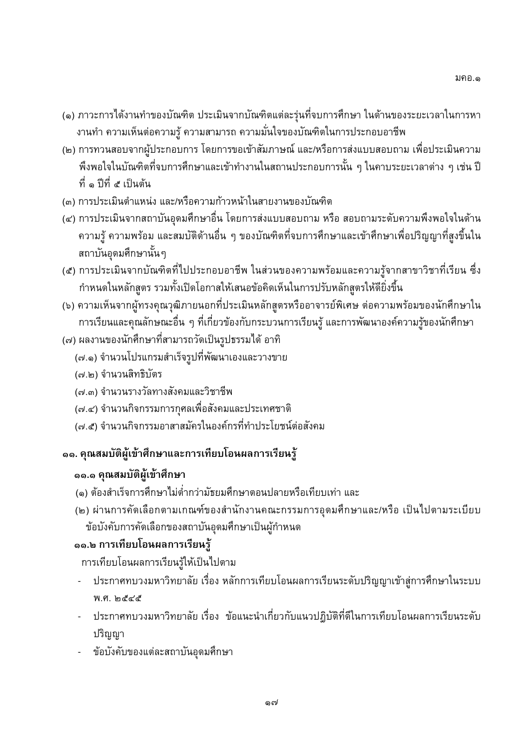(๑) ภาวะการได้งานทำของบัณฑิต ประเมินจากบัณฑิตแต่ละรุ่นที่จบการศึกษา ในด้านของระยะเวลาในการหางานทำ ความเห็นต่อความรู้ ความสามารถ ความมั่นใจของบัณฑิตในการประกอบอาชีพ

(๒) การทวนสอบจากผู้ประกอบการ โดยการขอเข้าสัมภาษณ์ และ/หรือการส่งแบบสอบถาม เพื่อประเมินความพึงพอใจในบัณฑิตที่จบการศึกษาและเข้าทำงานในสถานประกอบการนั้น ๆ ในคาบระยะเวลาต่าง ๆ เช่น ปีที่ ๑ ปีที่ ๕ เป็นต้น

(๓) การประเมินตำแหน่ง และ/หรือความก้าวหน้าในสายงานของบัณฑิต

(๔) การประเมินจากสถาบันอุดมศึกษาอื่น โดยการส่งแบบสอบถาม หรือ สอบถามระดับความพึงพอใจในด้านความรู้ ความพร้อม และสมบัติด้านอื่น ๆ ของบัณฑิตที่จบการศึกษาและเข้าศึกษาเพื่อปริญญาที่สูงขึ้นในสถาบันอุดมศึกษานั้นๆ

(๕) การประเมินจากบัณฑิตที่ไปประกอบอาชีพ ในส่วนของความพร้อมและความรู้จากสาขาวิชาที่เรียน ซึ่งกำหนดในหลักสูตร รวมทั้งเปิดโอกาสให้เสนอข้อคิดเห็นในการปรับหลักสูตรให้ดียิ่งขึ้น

(๖) ความเห็นจากผู้ทรงคุณวุฒิภายนอกที่ประเมินหลักสูตรหรืออาจารย์พิเศษ ต่อความพร้อมของนักศึกษาในการเรียนและคุณลักษณะอื่น ๆ ที่เกี่ยวข้องกับกระบวนการเรียนรู้ และการพัฒนาองค์ความรู้ของนักศึกษา

(๗) ผลงานของนักศึกษาที่สามารถวัดเป็นรูปธรรมได้ อาทิ

(๗.๑) จำนวนโปรแกรมสำเร็จรูปที่พัฒนาเองและวางขาย

(๗.๒) จำนวนสิทธิบัตร

(๗.๓) จำนวนรางวัลทางสังคมและวิชาชีพ

(๗.๔) จำนวนกิจกรรมการกุศลเพื่อสังคมและประเทศชาติ

(๗.๕) จำนวนกิจกรรมอาสาสมัครในองค์กรที่ทำประโยชน์ต่อสังคม

## ๑๑. คุณสมบัติผู้เข้าศึกษาและการเทียบโอนผลการเรียนรู้

### ๑๑.๑ คุณสมบัติผู้เข้าศึกษา

(๑) ต้องสำเร็จการศึกษาไม่ต่ำกว่ามัธยมศึกษาตอนปลายหรือเทียบเท่า และ

(๒) ผ่านการคัดเลือกตามเกณฑ์ของสำนักงานคณะกรรมการอุดมศึกษาและ/หรือ เป็นไปตามระเบียบข้อบังคับการคัดเลือกของสถาบันอุดมศึกษาเป็นผู้กำหนด

### ๑๑.๒ การเทียบโอนผลการเรียนรู้

การเทียบโอนผลการเรียนรู้ให้เป็นไปตาม

- ประกาศทบวงมหาวิทยาลัย เรื่อง หลักการเทียบโอนผลการเรียนระดับปริญญาเข้าสู่การศึกษาในระบบ พ.ศ. ๒๕๔๕
- ประกาศทบวงมหาวิทยาลัย เรื่อง ข้อแนะนำเกี่ยวกับแนวปฏิบัติที่ดีในการเทียบโอนผลการเรียนระดับปริญญา
- ข้อบังคับของแต่ละสถาบันอุดมศึกษา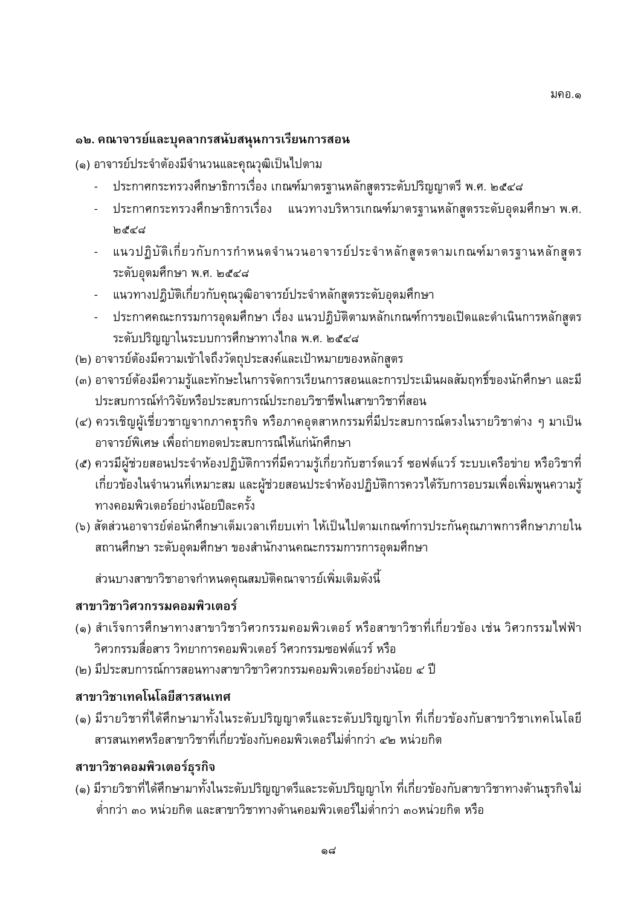## ๑๒. คณาจารย์และบุคลากรสนับสนุนการเรียนการสอน

(๑) อาจารย์ประจำต้องมีจำนวนและคุณวุฒิเป็นไปตาม

- ประกาศกระทรวงศึกษาธิการเรื่อง เกณฑ์มาตรฐานหลักสูตรระดับปริญญาตรี พ.ศ. ๒๕๔๘
- ประกาศกระทรวงศึกษาธิการเรื่อง แนวทางบริหารเกณฑ์มาตรฐานหลักสูตรระดับอุดมศึกษา พ.ศ. ๒๕๔๘
- แนวปฏิบัติเกี่ยวกับการกำหนดจำนวนอาจารย์ประจำหลักสูตรตามเกณฑ์มาตรฐานหลักสูตรระดับอุดมศึกษา พ.ศ. ๒๕๔๘
- แนวทางปฏิบัติเกี่ยวกับคุณวุฒิอาจารย์ประจำหลักสูตรระดับอุดมศึกษา
- ประกาศคณะกรรมการอุดมศึกษา เรื่อง แนวปฏิบัติตามหลักเกณฑ์การขอเปิดและดำเนินการหลักสูตรระดับปริญญาในระบบการศึกษาทางไกล พ.ศ. ๒๕๔๘

(๒) อาจารย์ต้องมีความเข้าใจถึงวัตถุประสงค์และเป้าหมายของหลักสูตร

(๓) อาจารย์ต้องมีความรู้และทักษะในการจัดการเรียนการสอนและการประเมินผลสัมฤทธิ์ของนักศึกษา และมีประสบการณ์ทำวิจัยหรือประสบการณ์ประกอบวิชาชีพในสาขาวิชาที่สอน

(๔) ควรเชิญผู้เชี่ยวชาญจากภาคธุรกิจ หรือภาคอุตสาหกรรมที่มีประสบการณ์ตรงในรายวิชาต่าง ๆ มาเป็นอาจารย์พิเศษ เพื่อถ่ายทอดประสบการณ์ให้แก่นักศึกษา

(๕) ควรมีผู้ช่วยสอนประจำห้องปฏิบัติการที่มีความรู้เกี่ยวกับฮาร์ดแวร์ ซอฟต์แวร์ ระบบเครือข่าย หรือวิชาที่เกี่ยวข้องในจำนวนที่เหมาะสม และผู้ช่วยสอนประจำห้องปฏิบัติการควรได้รับการอบรมเพื่อเพิ่มพูนความรู้ทางคอมพิวเตอร์อย่างน้อยปีละครั้ง

(๖) สัดส่วนอาจารย์ต่อนักศึกษาเต็มเวลาเทียบเท่า ให้เป็นไปตามเกณฑ์การประกันคุณภาพการศึกษาภายในสถานศึกษา ระดับอุดมศึกษา ของสำนักงานคณะกรรมการการอุดมศึกษา

ส่วนบางสาขาวิชาอาจกำหนดคุณสมบัติคณาจารย์เพิ่มเติมดังนี้

### สาขาวิชาวิศวกรรมคอมพิวเตอร์

(๑) สำเร็จการศึกษาทางสาขาวิชาวิศวกรรมคอมพิวเตอร์ หรือสาขาวิชาที่เกี่ยวข้อง เช่น วิศวกรรมไฟฟ้า วิศวกรรมสื่อสาร วิทยาการคอมพิวเตอร์ วิศวกรรมซอฟต์แวร์ หรือ

(๒) มีประสบการณ์การสอนทางสาขาวิชาวิศวกรรมคอมพิวเตอร์อย่างน้อย ๔ ปี

### สาขาวิชาเทคโนโลยีสารสนเทศ

(๑) มีรายวิชาที่ได้ศึกษามาทั้งในระดับปริญญาตรีและระดับปริญญาโท ที่เกี่ยวข้องกับสาขาวิชาเทคโนโลยีสารสนเทศหรือสาขาวิชาที่เกี่ยวข้องกับคอมพิวเตอร์ไม่ต่ำกว่า ๔๒ หน่วยกิต

### สาขาวิชาคอมพิวเตอร์ธุรกิจ

(๑) มีรายวิชาที่ได้ศึกษามาทั้งในระดับปริญญาตรีและระดับปริญญาโท ที่เกี่ยวข้องกับสาขาวิชาทางด้านธุรกิจไม่ต่ำกว่า ๓๐ หน่วยกิต และสาขาวิชาทางด้านคอมพิวเตอร์ไม่ต่ำกว่า ๓๐หน่วยกิต หรือ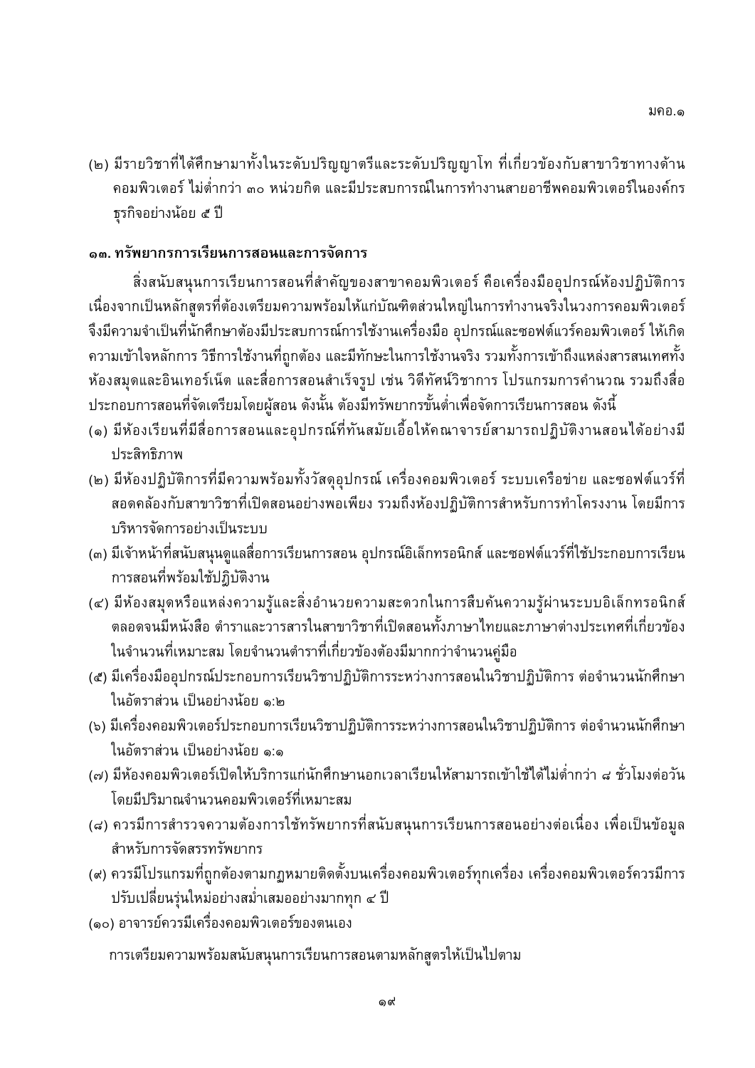(๒) มีรายวิชาที่ได้ศึกษามาทั้งในระดับปริญญาตรีและระดับปริญญาโท ที่เกี่ยวข้องกับสาขาวิชาทางด้านคอมพิวเตอร์ ไม่ต่ำกว่า ๓๐ หน่วยกิต และมีประสบการณ์ในการทำงานสายอาชีพคอมพิวเตอร์ในองค์กรธุรกิจอย่างน้อย ๕ ปี

## ๑๓. ทรัพยากรการเรียนการสอนและการจัดการ

สิ่งสนับสนุนการเรียนการสอนที่สำคัญของสาขาคอมพิวเตอร์ คือเครื่องมืออุปกรณ์ห้องปฏิบัติการ เนื่องจากเป็นหลักสูตรที่ต้องเตรียมความพร้อมให้แก่บัณฑิตส่วนใหญ่ในการทำงานจริงในวงการคอมพิวเตอร์ จึงมีความจำเป็นที่นักศึกษาต้องมีประสบการณ์การใช้งานเครื่องมือ อุปกรณ์และซอฟต์แวร์คอมพิวเตอร์ ให้เกิดความเข้าใจหลักการ วิธีการใช้งานที่ถูกต้อง และมีทักษะในการใช้งานจริง รวมทั้งการเข้าถึงแหล่งสารสนเทศทั้งห้องสมุดและอินเทอร์เน็ต และสื่อการสอนสำเร็จรูป เช่น วิดีทัศน์วิชาการ โปรแกรมการคำนวณ รวมถึงสื่อประกอบการสอนที่จัดเตรียมโดยผู้สอน ดังนั้น ต้องมีทรัพยากรขั้นต่ำเพื่อจัดการเรียนการสอน ดังนี้

(๑) มีห้องเรียนที่มีสื่อการสอนและอุปกรณ์ที่ทันสมัยเอื้อให้คณาจารย์สามารถปฏิบัติงานสอนได้อย่างมีประสิทธิภาพ

(๒) มีห้องปฏิบัติการที่มีความพร้อมทั้งวัสดุอุปกรณ์ เครื่องคอมพิวเตอร์ ระบบเครือข่าย และซอฟต์แวร์ที่สอดคล้องกับสาขาวิชาที่เปิดสอนอย่างพอเพียง รวมถึงห้องปฏิบัติการสำหรับการทำโครงงาน โดยมีการบริหารจัดการอย่างเป็นระบบ

(๓) มีเจ้าหน้าที่สนับสนุนดูแลสื่อการเรียนการสอน อุปกรณ์อิเล็กทรอนิกส์ และซอฟต์แวร์ที่ใช้ประกอบการเรียนการสอนที่พร้อมใช้ปฏิบัติงาน

(๔) มีห้องสมุดหรือแหล่งความรู้และสิ่งอำนวยความสะดวกในการสืบค้นความรู้ผ่านระบบอิเล็กทรอนิกส์ ตลอดจนมีหนังสือ ตำราและวารสารในสาขาวิชาที่เปิดสอนทั้งภาษาไทยและภาษาต่างประเทศที่เกี่ยวข้องในจำนวนที่เหมาะสม โดยจำนวนตำราที่เกี่ยวข้องต้องมีมากกว่าจำนวนคู่มือ

(๕) มีเครื่องมืออุปกรณ์ประกอบการเรียนวิชาปฏิบัติการระหว่างการสอนในวิชาปฏิบัติการ ต่อจำนวนนักศึกษาในอัตราส่วน เป็นอย่างน้อย ๑:๒

(๖) มีเครื่องคอมพิวเตอร์ประกอบการเรียนวิชาปฏิบัติการระหว่างการสอนในวิชาปฏิบัติการ ต่อจำนวนนักศึกษาในอัตราส่วน เป็นอย่างน้อย ๑:๑

(๗) มีห้องคอมพิวเตอร์เปิดให้บริการแก่นักศึกษานอกเวลาเรียนให้สามารถเข้าใช้ได้ไม่ต่ำกว่า ๘ ชั่วโมงต่อวัน โดยมีปริมาณจำนวนคอมพิวเตอร์ที่เหมาะสม

(๘) ควรมีการสำรวจความต้องการใช้ทรัพยากรที่สนับสนุนการเรียนการสอนอย่างต่อเนื่อง เพื่อเป็นข้อมูลสำหรับการจัดสรรทรัพยากร

(๙) ควรมีโปรแกรมที่ถูกต้องตามกฎหมายติดตั้งบนเครื่องคอมพิวเตอร์ทุกเครื่อง เครื่องคอมพิวเตอร์ควรมีการปรับเปลี่ยนรุ่นใหม่อย่างสม่ำเสมออย่างมากทุก ๔ ปี

(๑๐) อาจารย์ควรมีเครื่องคอมพิวเตอร์ของตนเอง

การเตรียมความพร้อมสนับสนุนการเรียนการสอนตามหลักสูตรให้เป็นไปตาม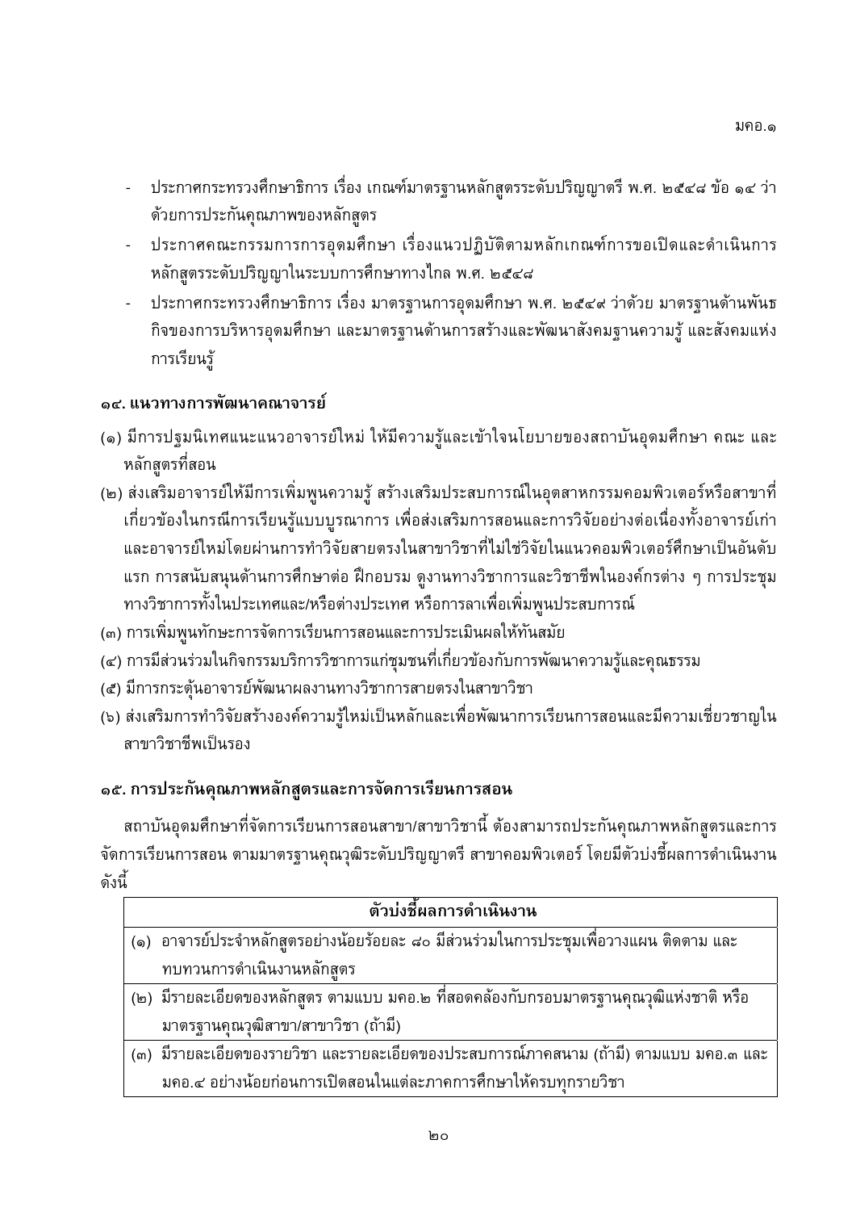- ประกาศกระทรวงศึกษาธิการ เรื่อง เกณฑ์มาตรฐานหลักสูตรระดับปริญญาตรี พ.ศ. ๒๕๔๘ ข้อ ๑๔ ว่าด้วยการประกันคุณภาพของหลักสูตร
- ประกาศคณะกรรมการการอุดมศึกษา เรื่องแนวปฏิบัติตามหลักเกณฑ์การขอเปิดและดำเนินการหลักสูตรระดับปริญญาในระบบการศึกษาทางไกล พ.ศ. ๒๕๔๘
- ประกาศกระทรวงศึกษาธิการ เรื่อง มาตรฐานการอุดมศึกษา พ.ศ. ๒๕๔๙ ว่าด้วย มาตรฐานด้านพันธกิจของการบริหารอุดมศึกษา และมาตรฐานด้านการสร้างและพัฒนาสังคมฐานความรู้ และสังคมแห่งการเรียนรู้

### ๑๔. แนวทางการพัฒนาคณาจารย์

(๑) มีการปฐมนิเทศแนะแนวอาจารย์ใหม่ ให้มีความรู้และเข้าใจนโยบายของสถาบันอุดมศึกษา คณะ และหลักสูตรที่สอน

(๒) ส่งเสริมอาจารย์ให้มีการเพิ่มพูนความรู้ สร้างเสริมประสบการณ์ในอุตสาหกรรมคอมพิวเตอร์หรือสาขาที่เกี่ยวข้องในกรณีการเรียนรู้แบบบูรณาการ เพื่อส่งเสริมการสอนและการวิจัยอย่างต่อเนื่องทั้งอาจารย์เก่าและอาจารย์ใหม่โดยผ่านการทำวิจัยสายตรงในสาขาวิชาที่ไม่ใช่วิจัยในแนวคอมพิวเตอร์ศึกษาเป็นอันดับแรก การสนับสนุนด้านการศึกษาต่อ ฝึกอบรม ดูงานทางวิชาการและวิชาชีพในองค์กรต่าง ๆ การประชุมทางวิชาการทั้งในประเทศและ/หรือต่างประเทศ หรือการลาเพื่อเพิ่มพูนประสบการณ์

(๓) การเพิ่มพูนทักษะการจัดการเรียนการสอนและการประเมินผลให้ทันสมัย

(๔) การมีส่วนร่วมในกิจกรรมบริการวิชาการแก่ชุมชนที่เกี่ยวข้องกับการพัฒนาความรู้และคุณธรรม

(๕) มีการกระตุ้นอาจารย์พัฒนาผลงานทางวิชาการสายตรงในสาขาวิชา

(๖) ส่งเสริมการทำวิจัยสร้างองค์ความรู้ใหม่เป็นหลักและเพื่อพัฒนาการเรียนการสอนและมีความเชี่ยวชาญในสาขาวิชาชีพเป็นรอง

### ๑๕. การประกันคุณภาพหลักสูตรและการจัดการเรียนการสอน

สถาบันอุดมศึกษาที่จัดการเรียนการสอนสาขา/สาขาวิชานี้ ต้องสามารถประกันคุณภาพหลักสูตรและการจัดการเรียนการสอน ตามมาตรฐานคุณวุฒิระดับปริญญาตรี สาขาคอมพิวเตอร์ โดยมีตัวบ่งชี้ผลการดำเนินงานดังนี้

| ตัวบ่งชี้ผลการดำเนินงาน |
|---|
| (๑) อาจารย์ประจำหลักสูตรอย่างน้อยร้อยละ ๘๐ มีส่วนร่วมในการประชุมเพื่อวางแผน ติดตาม และทบทวนการดำเนินงานหลักสูตร |
| (๒) มีรายละเอียดของหลักสูตร ตามแบบ มคอ.๒ ที่สอดคล้องกับกรอบมาตรฐานคุณวุฒิแห่งชาติ หรือมาตรฐานคุณวุฒิสาขา/สาขาวิชา (ถ้ามี) |
| (๓) มีรายละเอียดของรายวิชา และรายละเอียดของประสบการณ์ภาคสนาม (ถ้ามี) ตามแบบ มคอ.๓ และ มคอ.๔ อย่างน้อยก่อนการเปิดสอนในแต่ละภาคการศึกษาให้ครบทุกรายวิชา |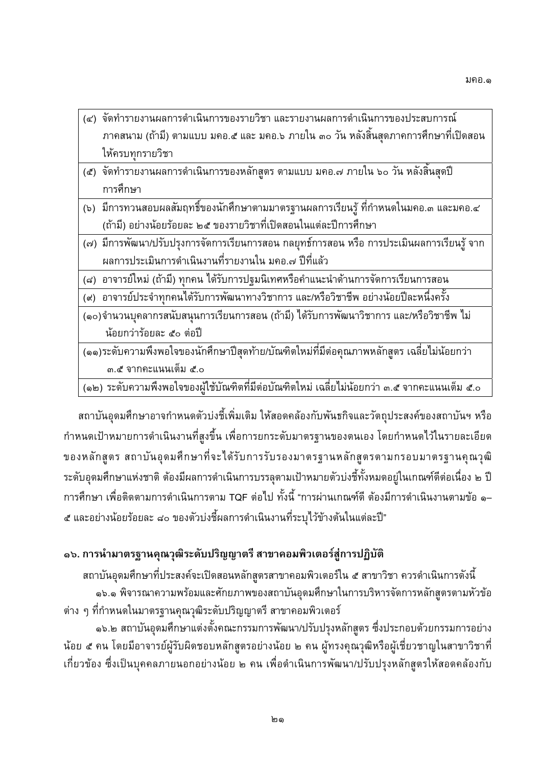| |
|---|
| (๔) จัดทำรายงานผลการดำเนินการของรายวิชา และรายงานผลการดำเนินการของประสบการณ์ภาคสนาม (ถ้ามี) ตามแบบ มคอ.๕ และ มคอ.๖ ภายใน ๓๐ วัน หลังสิ้นสุดภาคการศึกษาที่เปิดสอนให้ครบทุกรายวิชา |
| (๕) จัดทำรายงานผลการดำเนินการของหลักสูตร ตามแบบ มคอ.๗ ภายใน ๖๐ วัน หลังสิ้นสุดปีการศึกษา |
| (๖) มีการทวนสอบผลสัมฤทธิ์ของนักศึกษาตามมาตรฐานผลการเรียนรู้ ที่กำหนดในมคอ.๓ และมคอ.๔ (ถ้ามี) อย่างน้อยร้อยละ ๒๕ ของรายวิชาที่เปิดสอนในแต่ละปีการศึกษา |
| (๗) มีการพัฒนา/ปรับปรุงการจัดการเรียนการสอน กลยุทธ์การสอน หรือ การประเมินผลการเรียนรู้ จากผลการประเมินการดำเนินงานที่รายงานใน มคอ.๗ ปีที่แล้ว |
| (๘) อาจารย์ใหม่ (ถ้ามี) ทุกคน ได้รับการปฐมนิเทศหรือคำแนะนำด้านการจัดการเรียนการสอน |
| (๙) อาจารย์ประจำทุกคนได้รับการพัฒนาทางวิชาการ และ/หรือวิชาชีพ อย่างน้อยปีละหนึ่งครั้ง |
| (๑๐) จำนวนบุคลากรสนับสนุนการเรียนการสอน (ถ้ามี) ได้รับการพัฒนาวิชาการ และ/หรือวิชาชีพ ไม่น้อยกว่าร้อยละ ๕๐ ต่อปี |
| (๑๑) ระดับความพึงพอใจของนักศึกษาปีสุดท้าย/บัณฑิตใหม่ที่มีต่อคุณภาพหลักสูตร เฉลี่ยไม่น้อยกว่า ๓.๕ จากคะแนนเต็ม ๕.๐ |
| (๑๒) ระดับความพึงพอใจของผู้ใช้บัณฑิตที่มีต่อบัณฑิตใหม่ เฉลี่ยไม่น้อยกว่า ๓.๕ จากคะแนนเต็ม ๕.๐ |

สถาบันอุดมศึกษาอาจกำหนดตัวบ่งชี้เพิ่มเติม ให้สอดคล้องกับพันธกิจและวัตถุประสงค์ของสถาบันฯ หรือกำหนดเป้าหมายการดำเนินงานที่สูงขึ้น เพื่อการยกระดับมาตรฐานของตนเอง โดยกำหนดไว้ในรายละเอียดของหลักสูตร สถาบันอุดมศึกษาที่จะได้รับการรับรองมาตรฐานหลักสูตรตามกรอบมาตรฐานคุณวุฒิระดับอุดมศึกษาแห่งชาติ ต้องมีผลการดำเนินการบรรลุตามเป้าหมายตัวบ่งชี้ทั้งหมดอยู่ในเกณฑ์ดีต่อเนื่อง ๒ ปีการศึกษา เพื่อติดตามการดำเนินการตาม TQF ต่อไป ทั้งนี้ "การผ่านเกณฑ์ดี ต้องมีการดำเนินงานตามข้อ ๑–๕ และอย่างน้อยร้อยละ ๘๐ ของตัวบ่งชี้ผลการดำเนินงานที่ระบุไว้ข้างต้นในแต่ละปี"

## ๑๖. การนำมาตรฐานคุณวุฒิระดับปริญญาตรี สาขาคอมพิวเตอร์สู่การปฏิบัติ

สถาบันอุดมศึกษาที่ประสงค์จะเปิดสอนหลักสูตรสาขาคอมพิวเตอร์ใน ๕ สาขาวิชา ควรดำเนินการดังนี้

๑๖.๑ พิจารณาความพร้อมและศักยภาพของสถาบันอุดมศึกษาในการบริหารจัดการหลักสูตรตามหัวข้อต่าง ๆ ที่กำหนดในมาตรฐานคุณวุฒิระดับปริญญาตรี สาขาคอมพิวเตอร์

๑๖.๒ สถาบันอุดมศึกษาแต่งตั้งคณะกรรมการพัฒนา/ปรับปรุงหลักสูตร ซึ่งประกอบด้วยกรรมการอย่างน้อย ๕ คน โดยมีอาจารย์ผู้รับผิดชอบหลักสูตรอย่างน้อย ๒ คน ผู้ทรงคุณวุฒิหรือผู้เชี่ยวชาญในสาขาวิชาที่เกี่ยวข้อง ซึ่งเป็นบุคคลภายนอกอย่างน้อย ๒ คน เพื่อดำเนินการพัฒนา/ปรับปรุงหลักสูตรให้สอดคล้องกับ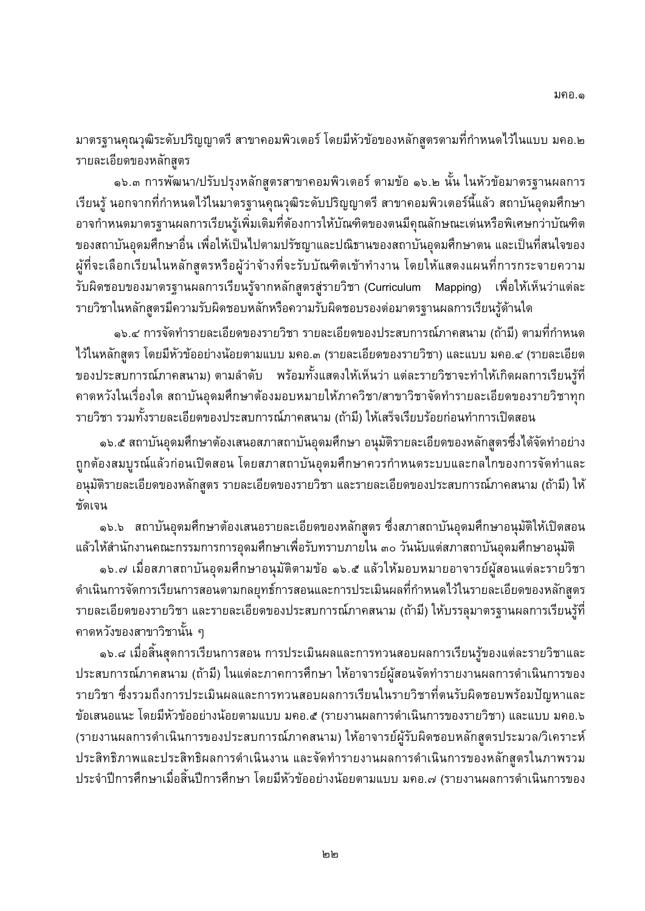มาตรฐานคุณวุฒิระดับปริญญาตรี สาขาคอมพิวเตอร์ โดยมีหัวข้อของหลักสูตรตามที่กำหนดไว้ในแบบ มคอ.๒ รายละเอียดของหลักสูตร

๑๖.๓ การพัฒนา/ปรับปรุงหลักสูตรสาขาคอมพิวเตอร์ ตามข้อ ๑๖.๒ นั้น ในหัวข้อมาตรฐานผลการเรียนรู้ นอกจากที่กำหนดไว้ในมาตรฐานคุณวุฒิระดับปริญญาตรี สาขาคอมพิวเตอร์นี้แล้ว สถาบันอุดมศึกษาอาจกำหนดมาตรฐานผลการเรียนรู้เพิ่มเติมที่ต้องการให้บัณฑิตของตนมีคุณลักษณะเด่นหรือพิเศษกว่าบัณฑิตของสถาบันอุดมศึกษาอื่น เพื่อให้เป็นไปตามปรัชญาและปณิธานของสถาบันอุดมศึกษาตน และเป็นที่สนใจของผู้ที่จะเลือกเรียนในหลักสูตรหรือผู้ว่าจ้างที่จะรับบัณฑิตเข้าทำงาน โดยให้แสดงแผนที่การกระจายความรับผิดชอบของมาตรฐานผลการเรียนรู้จากหลักสูตรสู่รายวิชา (Curriculum Mapping) เพื่อให้เห็นว่าแต่ละรายวิชาในหลักสูตรมีความรับผิดชอบหลักหรือความรับผิดชอบรองต่อมาตรฐานผลการเรียนรู้ด้านใด

๑๖.๔ การจัดทำรายละเอียดของรายวิชา รายละเอียดของประสบการณ์ภาคสนาม (ถ้ามี) ตามที่กำหนดไว้ในหลักสูตร โดยมีหัวข้ออย่างน้อยตามแบบ มคอ.๓ (รายละเอียดของรายวิชา) และแบบ มคอ.๔ (รายละเอียดของประสบการณ์ภาคสนาม) ตามลำดับ พร้อมทั้งแสดงให้เห็นว่า แต่ละรายวิชาจะทำให้เกิดผลการเรียนรู้ที่คาดหวังในเรื่องใด สถาบันอุดมศึกษาต้องมอบหมายให้ภาควิชา/สาขาวิชาจัดทำรายละเอียดของรายวิชาทุกรายวิชา รวมทั้งรายละเอียดของประสบการณ์ภาคสนาม (ถ้ามี) ให้เสร็จเรียบร้อยก่อนทำการเปิดสอน

๑๖.๕ สถาบันอุดมศึกษาต้องเสนอสภาสถาบันอุดมศึกษา อนุมัติรายละเอียดของหลักสูตรซึ่งได้จัดทำอย่างถูกต้องสมบูรณ์แล้วก่อนเปิดสอน โดยสภาสถาบันอุดมศึกษาควรกำหนดระบบและกลไกของการจัดทำและอนุมัติรายละเอียดของหลักสูตร รายละเอียดของรายวิชา และรายละเอียดของประสบการณ์ภาคสนาม (ถ้ามี) ให้ชัดเจน

๑๖.๖ สถาบันอุดมศึกษาต้องเสนอรายละเอียดของหลักสูตร ซึ่งสภาสถาบันอุดมศึกษาอนุมัติให้เปิดสอนแล้วให้สำนักงานคณะกรรมการการอุดมศึกษาเพื่อรับทราบภายใน ๓๐ วันนับแต่สภาสถาบันอุดมศึกษาอนุมัติ

๑๖.๗ เมื่อสภาสถาบันอุดมศึกษาอนุมัติตามข้อ ๑๖.๕ แล้วให้มอบหมายอาจารย์ผู้สอนแต่ละรายวิชาดำเนินการจัดการเรียนการสอนตามกลยุทธ์การสอนและการประเมินผลที่กำหนดไว้ในรายละเอียดของหลักสูตร รายละเอียดของรายวิชา และรายละเอียดของประสบการณ์ภาคสนาม (ถ้ามี) ให้บรรลุมาตรฐานผลการเรียนรู้ที่คาดหวังของสาขาวิชานั้น ๆ

๑๖.๘ เมื่อสิ้นสุดการเรียนการสอน การประเมินผลและการทวนสอบผลการเรียนรู้ของแต่ละรายวิชาและประสบการณ์ภาคสนาม (ถ้ามี) ในแต่ละภาคการศึกษา ให้อาจารย์ผู้สอนจัดทำรายงานผลการดำเนินการของรายวิชา ซึ่งรวมถึงการประเมินผลและการทวนสอบผลการเรียนในรายวิชาที่ตนรับผิดชอบพร้อมปัญหาและข้อเสนอแนะ โดยมีหัวข้ออย่างน้อยตามแบบ มคอ.๕ (รายงานผลการดำเนินการของรายวิชา) และแบบ มคอ.๖ (รายงานผลการดำเนินการของประสบการณ์ภาคสนาม) ให้อาจารย์ผู้รับผิดชอบหลักสูตรประมวล/วิเคราะห์ประสิทธิภาพและประสิทธิผลการดำเนินงาน และจัดทำรายงานผลการดำเนินการของหลักสูตรในภาพรวมประจำปีการศึกษาเมื่อสิ้นปีการศึกษา โดยมีหัวข้ออย่างน้อยตามแบบ มคอ.๗ (รายงานผลการดำเนินการของ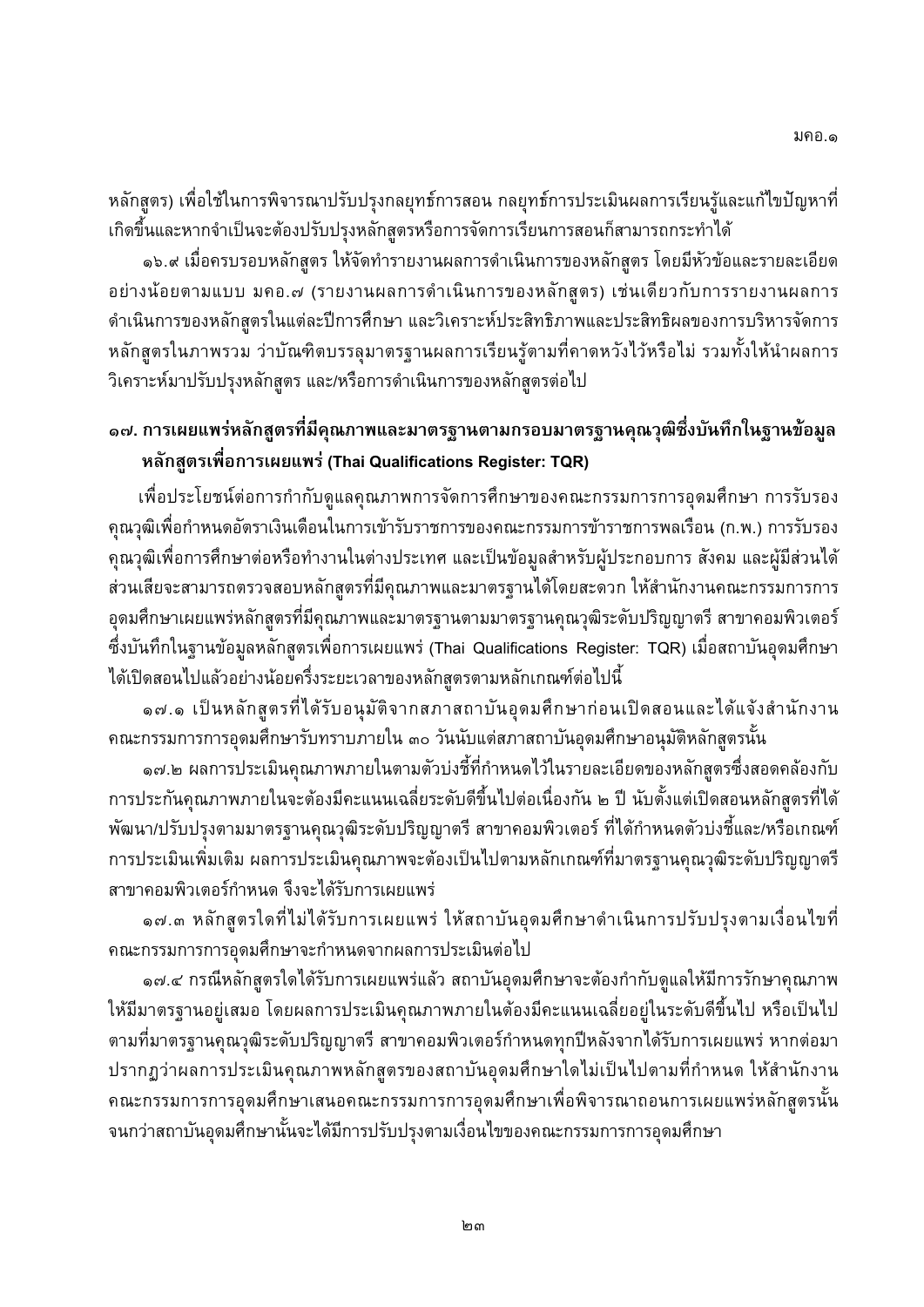หลักสูตร) เพื่อใช้ในการพิจารณาปรับปรุงกลยุทธ์การสอน กลยุทธ์การประเมินผลการเรียนรู้และแก้ไขปัญหาที่เกิดขึ้นและหากจำเป็นจะต้องปรับปรุงหลักสูตรหรือการจัดการเรียนการสอนก็สามารถกระทำได้

๑๖.๙ เมื่อครบรอบหลักสูตร ให้จัดทำรายงานผลการดำเนินการของหลักสูตร โดยมีหัวข้อและรายละเอียดอย่างน้อยตามแบบ มคอ.๗ (รายงานผลการดำเนินการของหลักสูตร) เช่นเดียวกับการรายงานผลการดำเนินการของหลักสูตรในแต่ละปีการศึกษา และวิเคราะห์ประสิทธิภาพและประสิทธิผลของการบริหารจัดการหลักสูตรในภาพรวม ว่าบัณฑิตบรรลุมาตรฐานผลการเรียนรู้ตามที่คาดหวังไว้หรือไม่ รวมทั้งให้นำผลการวิเคราะห์มาปรับปรุงหลักสูตร และ/หรือการดำเนินการของหลักสูตรต่อไป

## ๑๗. การเผยแพร่หลักสูตรที่มีคุณภาพและมาตรฐานตามกรอบมาตรฐานคุณวุฒิซึ่งบันทึกในฐานข้อมูลหลักสูตรเพื่อการเผยแพร่ (Thai Qualifications Register: TQR)

เพื่อประโยชน์ต่อการกำกับดูแลคุณภาพการจัดการศึกษาของคณะกรรมการการอุดมศึกษา การรับรองคุณวุฒิเพื่อกำหนดอัตราเงินเดือนในการเข้ารับราชการของคณะกรรมการข้าราชการพลเรือน (ก.พ.) การรับรองคุณวุฒิเพื่อการศึกษาต่อหรือทำงานในต่างประเทศ และเป็นข้อมูลสำหรับผู้ประกอบการ สังคม และผู้มีส่วนได้ส่วนเสียจะสามารถตรวจสอบหลักสูตรที่มีคุณภาพและมาตรฐานได้โดยสะดวก ให้สำนักงานคณะกรรมการการอุดมศึกษาเผยแพร่หลักสูตรที่มีคุณภาพและมาตรฐานตามมาตรฐานคุณวุฒิระดับปริญญาตรี สาขาคอมพิวเตอร์ซึ่งบันทึกในฐานข้อมูลหลักสูตรเพื่อการเผยแพร่ (Thai Qualifications Register: TQR) เมื่อสถาบันอุดมศึกษาได้เปิดสอนไปแล้วอย่างน้อยครึ่งระยะเวลาของหลักสูตรตามหลักเกณฑ์ต่อไปนี้

๑๗.๑ เป็นหลักสูตรที่ได้รับอนุมัติจากสภาสถาบันอุดมศึกษาก่อนเปิดสอนและได้แจ้งสำนักงานคณะกรรมการการอุดมศึกษารับทราบภายใน ๓๐ วันนับแต่สภาสถาบันอุดมศึกษาอนุมัติหลักสูตรนั้น

๑๗.๒ ผลการประเมินคุณภาพภายในตามตัวบ่งชี้ที่กำหนดไว้ในรายละเอียดของหลักสูตรซึ่งสอดคล้องกับการประกันคุณภาพภายในจะต้องมีคะแนนเฉลี่ยระดับดีขึ้นไปต่อเนื่องกัน ๒ ปี นับตั้งแต่เปิดสอนหลักสูตรที่ได้พัฒนา/ปรับปรุงตามมาตรฐานคุณวุฒิระดับปริญญาตรี สาขาคอมพิวเตอร์ ที่ได้กำหนดตัวบ่งชี้และ/หรือเกณฑ์การประเมินเพิ่มเติม ผลการประเมินคุณภาพจะต้องเป็นไปตามหลักเกณฑ์ที่มาตรฐานคุณวุฒิระดับปริญญาตรี สาขาคอมพิวเตอร์กำหนด จึงจะได้รับการเผยแพร่

๑๗.๓ หลักสูตรใดที่ไม่ได้รับการเผยแพร่ ให้สถาบันอุดมศึกษาดำเนินการปรับปรุงตามเงื่อนไขที่คณะกรรมการการอุดมศึกษาจะกำหนดจากผลการประเมินต่อไป

๑๗.๔ กรณีหลักสูตรใดได้รับการเผยแพร่แล้ว สถาบันอุดมศึกษาจะต้องกำกับดูแลให้มีการรักษาคุณภาพให้มีมาตรฐานอยู่เสมอ โดยผลการประเมินคุณภาพภายในต้องมีคะแนนเฉลี่ยอยู่ในระดับดีขึ้นไป หรือเป็นไปตามที่มาตรฐานคุณวุฒิระดับปริญญาตรี สาขาคอมพิวเตอร์กำหนดทุกปีหลังจากได้รับการเผยแพร่ หากต่อมาปรากฏว่าผลการประเมินคุณภาพหลักสูตรของสถาบันอุดมศึกษาใดไม่เป็นไปตามที่กำหนด ให้สำนักงานคณะกรรมการการอุดมศึกษาเสนอคณะกรรมการการอุดมศึกษาเพื่อพิจารณาถอนการเผยแพร่หลักสูตรนั้นจนกว่าสถาบันอุดมศึกษานั้นจะได้มีการปรับปรุงตามเงื่อนไขของคณะกรรมการการอุดมศึกษา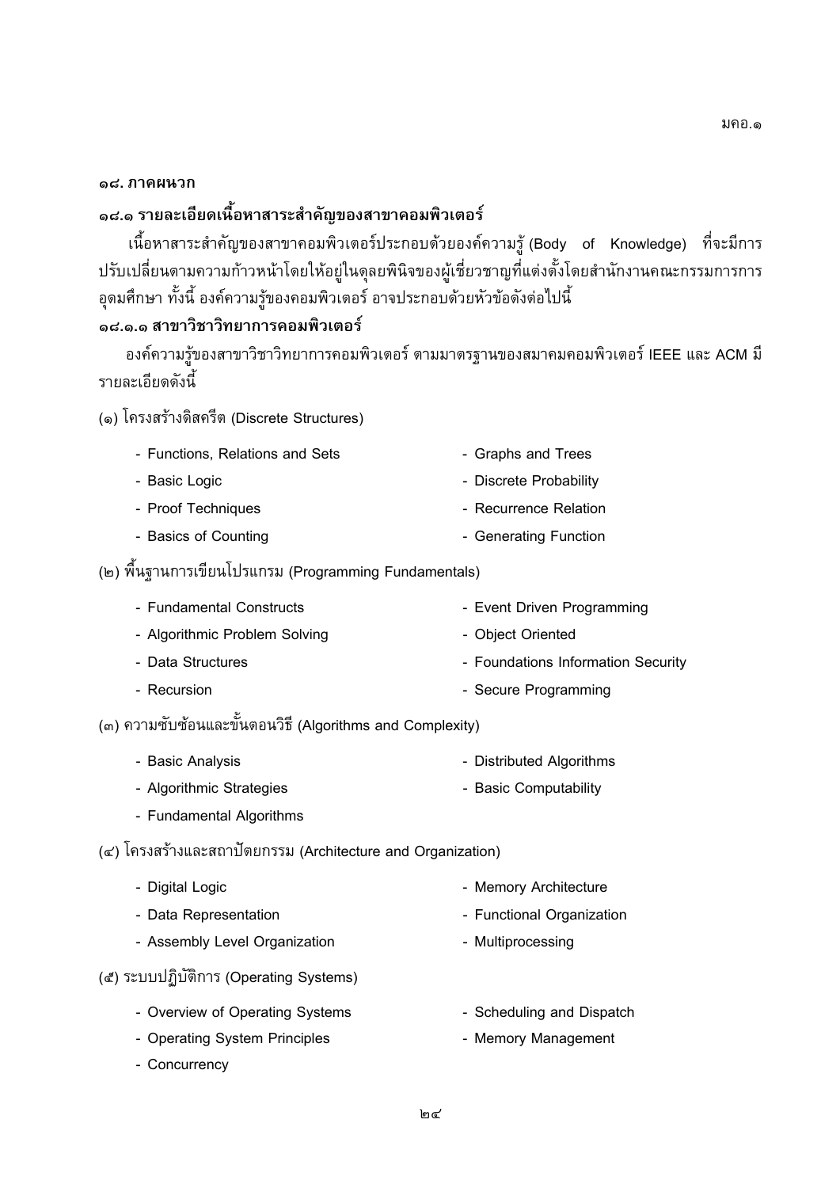## ๑๘. ภาคผนวก

### ๑๘.๑ รายละเอียดเนื้อหาสาระสำคัญของสาขาคอมพิวเตอร์

เนื้อหาสาระสำคัญของสาขาคอมพิวเตอร์ประกอบด้วยองค์ความรู้ (Body of Knowledge) ที่จะมีการปรับเปลี่ยนตามความก้าวหน้าโดยให้อยู่ในดุลยพินิจของผู้เชี่ยวชาญที่แต่งตั้งโดยสำนักงานคณะกรรมการการอุดมศึกษา ทั้งนี้ องค์ความรู้ของคอมพิวเตอร์ อาจประกอบด้วยหัวข้อดังต่อไปนี้

#### ๑๘.๑.๑ สาขาวิชาวิทยาการคอมพิวเตอร์

องค์ความรู้ของสาขาวิชาวิทยาการคอมพิวเตอร์ ตามมาตรฐานของสมาคมคอมพิวเตอร์ IEEE และ ACM มีรายละเอียดดังนี้

(๑) โครงสร้างดิสครีต (Discrete Structures)

- Functions, Relations and Sets
- Basic Logic
- Proof Techniques
- Basics of Counting
- Graphs and Trees
- Discrete Probability
- Recurrence Relation
- Generating Function

(๒) พื้นฐานการเขียนโปรแกรม (Programming Fundamentals)

- Fundamental Constructs
- Algorithmic Problem Solving
- Data Structures
- Recursion
- Event Driven Programming
- Object Oriented
- Foundations Information Security
- Secure Programming

(๓) ความซับซ้อนและขั้นตอนวิธี (Algorithms and Complexity)

- Basic Analysis
- Algorithmic Strategies
- Fundamental Algorithms
- Distributed Algorithms
- Basic Computability

(๔) โครงสร้างและสถาปัตยกรรม (Architecture and Organization)

- Digital Logic
- Data Representation
- Assembly Level Organization
- Memory Architecture
- Functional Organization
- Multiprocessing

(๕) ระบบปฏิบัติการ (Operating Systems)

- Overview of Operating Systems
- Operating System Principles
- Concurrency
- Scheduling and Dispatch
- Memory Management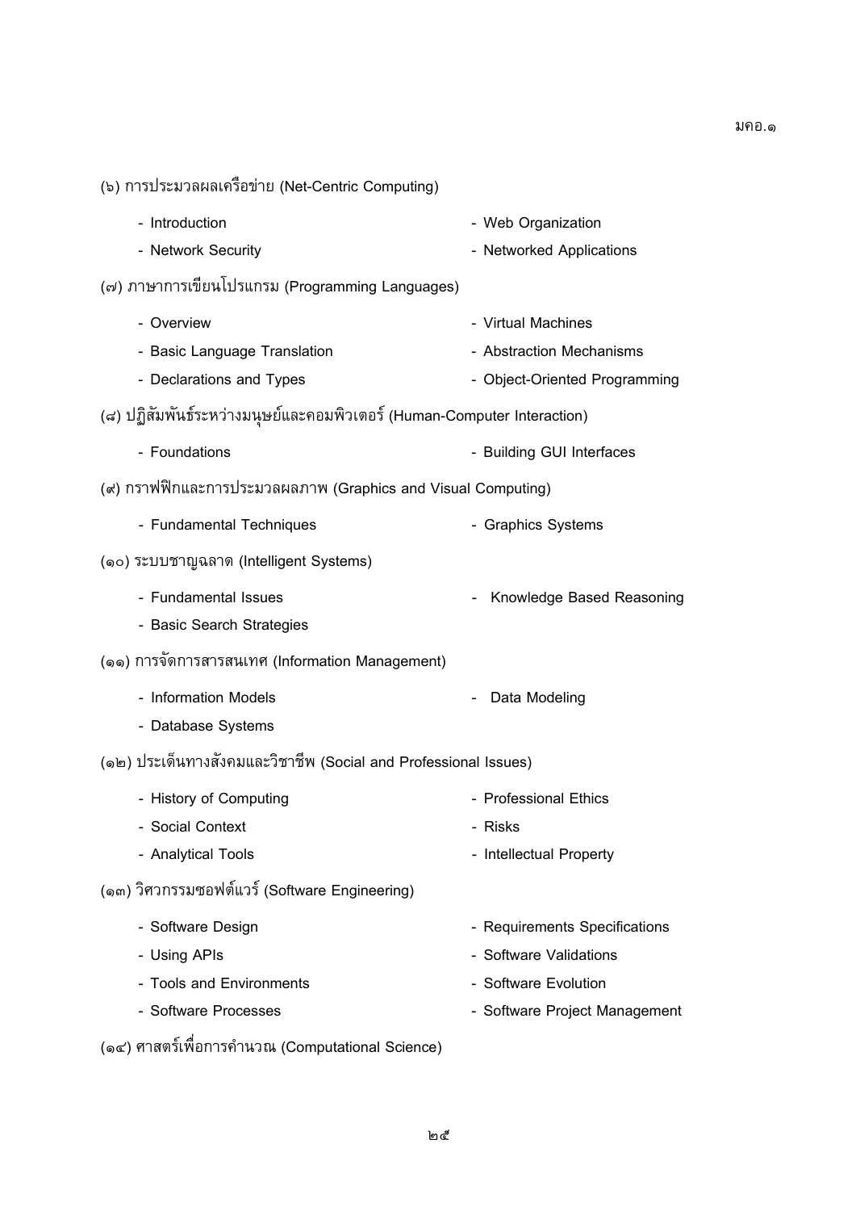(๖) การประมวลผลเครือข่าย (Net-Centric Computing)

- Introduction
- Web Organization
- Network Security
- Networked Applications

(๗) ภาษาการเขียนโปรแกรม (Programming Languages)

- Overview
- Virtual Machines
- Basic Language Translation
- Abstraction Mechanisms
- Declarations and Types
- Object-Oriented Programming

(๘) ปฏิสัมพันธ์ระหว่างมนุษย์และคอมพิวเตอร์ (Human-Computer Interaction)

- Foundations
- Building GUI Interfaces

(๙) กราฟฟิกและการประมวลผลภาพ (Graphics and Visual Computing)

- Fundamental Techniques
- Graphics Systems

(๑๐) ระบบชาญฉลาด (Intelligent Systems)

- Fundamental Issues
- Knowledge Based Reasoning
- Basic Search Strategies

(๑๑) การจัดการสารสนเทศ (Information Management)

- Information Models
- Data Modeling
- Database Systems

(๑๒) ประเด็นทางสังคมและวิชาชีพ (Social and Professional Issues)

- History of Computing
- Professional Ethics
- Social Context
- Risks
- Analytical Tools
- Intellectual Property

(๑๓) วิศวกรรมซอฟต์แวร์ (Software Engineering)

- Software Design
- Requirements Specifications
- Using APIs
- Software Validations
- Tools and Environments
- Software Evolution
- Software Processes
- Software Project Management

(๑๔) ศาสตร์เพื่อการคำนวณ (Computational Science)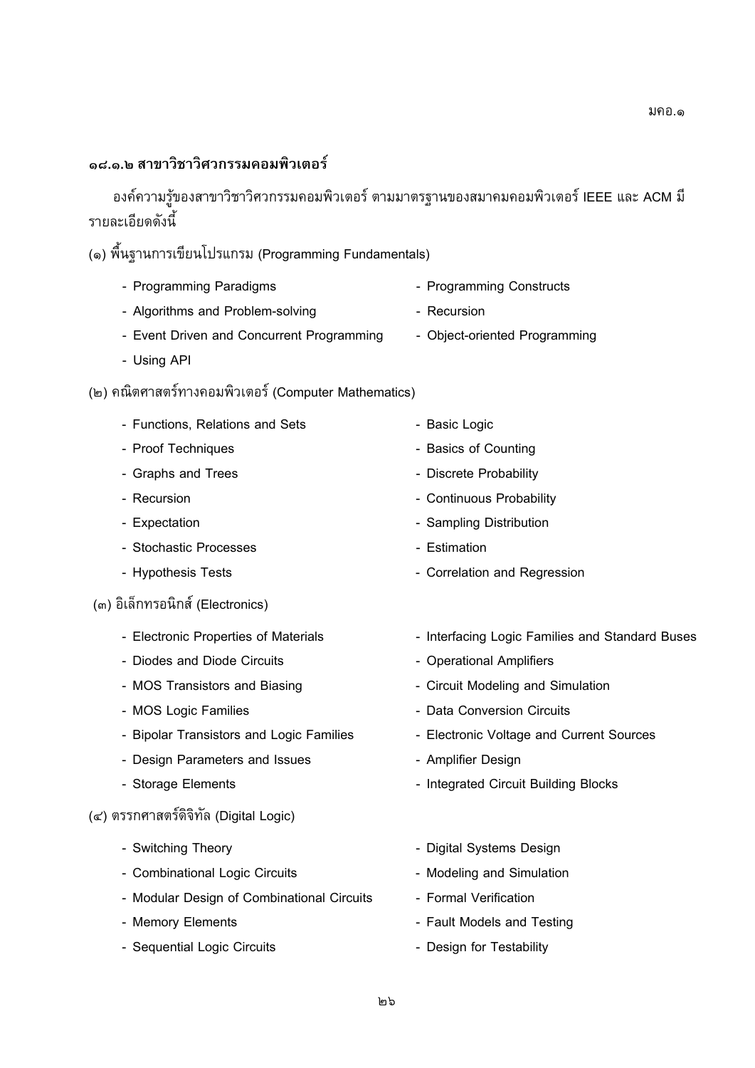### ๑๘.๑.๒ สาขาวิชาวิศวกรรมคอมพิวเตอร์

องค์ความรู้ของสาขาวิชาวิศวกรรมคอมพิวเตอร์ ตามมาตรฐานของสมาคมคอมพิวเตอร์ IEEE และ ACM มีรายละเอียดดังนี้

(๑) พื้นฐานการเขียนโปรแกรม (Programming Fundamentals)

- Programming Paradigms
- Programming Constructs
- Algorithms and Problem-solving
- Recursion
- Event Driven and Concurrent Programming
- Object-oriented Programming
- Using API

(๒) คณิตศาสตร์ทางคอมพิวเตอร์ (Computer Mathematics)

- Functions, Relations and Sets
- Basic Logic
- Proof Techniques
- Basics of Counting
- Graphs and Trees
- Discrete Probability
- Recursion
- Continuous Probability
- Expectation
- Sampling Distribution
- Stochastic Processes
- Estimation
- Hypothesis Tests
- Correlation and Regression

(๓) อิเล็กทรอนิกส์ (Electronics)

- Electronic Properties of Materials
- Interfacing Logic Families and Standard Buses
- Diodes and Diode Circuits
- Operational Amplifiers
- MOS Transistors and Biasing
- Circuit Modeling and Simulation
- MOS Logic Families
- Data Conversion Circuits
- Bipolar Transistors and Logic Families
- Electronic Voltage and Current Sources
- Design Parameters and Issues
- Amplifier Design
- Storage Elements
- Integrated Circuit Building Blocks

(๔) ตรรกศาสตร์ดิจิทัล (Digital Logic)

- Switching Theory
- Digital Systems Design
- Combinational Logic Circuits
- Modeling and Simulation
- Modular Design of Combinational Circuits
- Formal Verification
- Memory Elements
- Fault Models and Testing
- Sequential Logic Circuits
- Design for Testability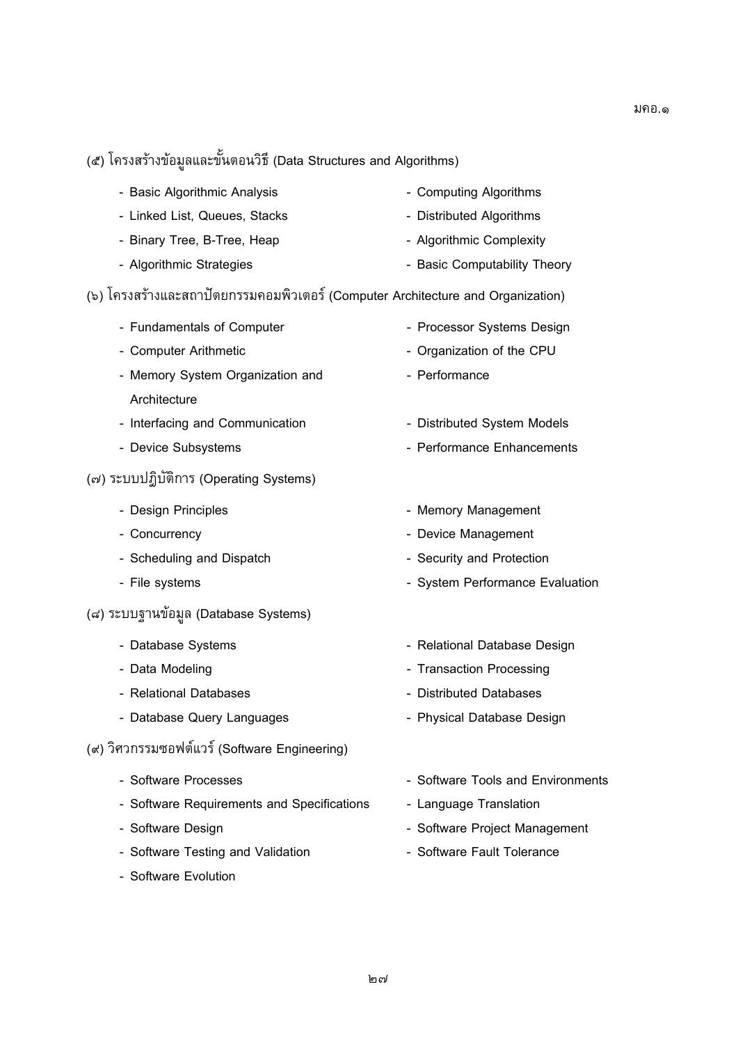(๕) โครงสร้างข้อมูลและขั้นตอนวิธี (Data Structures and Algorithms)

- Basic Algorithmic Analysis
- Linked List, Queues, Stacks
- Binary Tree, B-Tree, Heap
- Algorithmic Strategies
- Computing Algorithms
- Distributed Algorithms
- Algorithmic Complexity
- Basic Computability Theory

(๖) โครงสร้างและสถาปัตยกรรมคอมพิวเตอร์ (Computer Architecture and Organization)

- Fundamentals of Computer
- Computer Arithmetic
- Memory System Organization and Architecture
- Interfacing and Communication
- Device Subsystems
- Processor Systems Design
- Organization of the CPU
- Performance
- Distributed System Models
- Performance Enhancements

(๗) ระบบปฏิบัติการ (Operating Systems)

- Design Principles
- Concurrency
- Scheduling and Dispatch
- File systems
- Memory Management
- Device Management
- Security and Protection
- System Performance Evaluation

(๘) ระบบฐานข้อมูล (Database Systems)

- Database Systems
- Data Modeling
- Relational Databases
- Database Query Languages
- Relational Database Design
- Transaction Processing
- Distributed Databases
- Physical Database Design

(๙) วิศวกรรมซอฟต์แวร์ (Software Engineering)

- Software Processes
- Software Requirements and Specifications
- Software Design
- Software Testing and Validation
- Software Evolution
- Software Tools and Environments
- Language Translation
- Software Project Management
- Software Fault Tolerance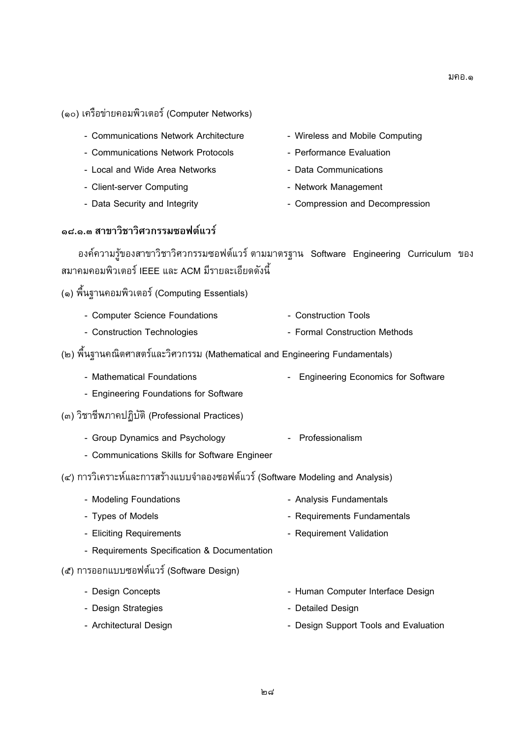(๑๐) เครือข่ายคอมพิวเตอร์ (Computer Networks)

- Communications Network Architecture
- Communications Network Protocols
- Local and Wide Area Networks
- Client-server Computing
- Data Security and Integrity
- Wireless and Mobile Computing
- Performance Evaluation
- Data Communications
- Network Management
- Compression and Decompression

### ๑๘.๑.๓ สาขาวิชาวิศวกรรมซอฟต์แวร์

องค์ความรู้ของสาขาวิชาวิศวกรรมซอฟต์แวร์ ตามมาตรฐาน Software Engineering Curriculum ของสมาคมคอมพิวเตอร์ IEEE และ ACM มีรายละเอียดดังนี้

(๑) พื้นฐานคอมพิวเตอร์ (Computing Essentials)

- Computer Science Foundations
- Construction Technologies
- Construction Tools
- Formal Construction Methods

(๒) พื้นฐานคณิตศาสตร์และวิศวกรรม (Mathematical and Engineering Fundamentals)

- Mathematical Foundations
- Engineering Foundations for Software
- Engineering Economics for Software

(๓) วิชาชีพภาคปฏิบัติ (Professional Practices)

- Group Dynamics and Psychology
- Communications Skills for Software Engineer
- Professionalism

(๔) การวิเคราะห์และการสร้างแบบจำลองซอฟต์แวร์ (Software Modeling and Analysis)

- Modeling Foundations
- Types of Models
- Eliciting Requirements
- Requirements Specification & Documentation
- Analysis Fundamentals
- Requirements Fundamentals
- Requirement Validation

(๕) การออกแบบซอฟต์แวร์ (Software Design)

- Design Concepts
- Design Strategies
- Architectural Design
- Human Computer Interface Design
- Detailed Design
- Design Support Tools and Evaluation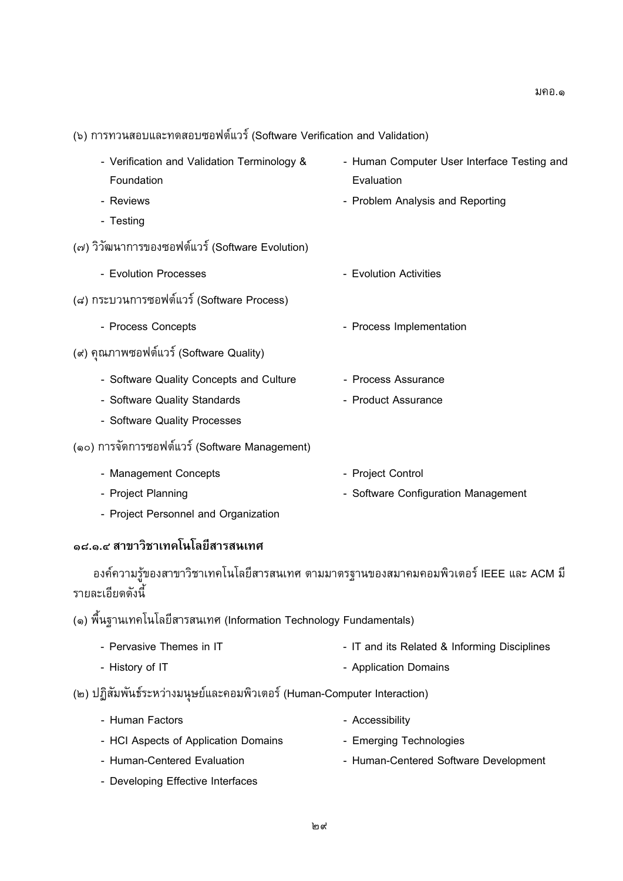(๖) การทวนสอบและทดสอบซอฟต์แวร์ (Software Verification and Validation)

- Verification and Validation Terminology & Foundation
- Reviews
- Testing
- Human Computer User Interface Testing and Evaluation
- Problem Analysis and Reporting

(๗) วิวัฒนาการของซอฟต์แวร์ (Software Evolution)

- Evolution Processes
- Evolution Activities

(๘) กระบวนการซอฟต์แวร์ (Software Process)

- Process Concepts
- Process Implementation

(๙) คุณภาพซอฟต์แวร์ (Software Quality)

- Software Quality Concepts and Culture
- Software Quality Standards
- Software Quality Processes
- Process Assurance
- Product Assurance

(๑๐) การจัดการซอฟต์แวร์ (Software Management)

- Management Concepts
- Project Planning
- Project Personnel and Organization
- Project Control
- Software Configuration Management

### ๑๘.๑.๔ สาขาวิชาเทคโนโลยีสารสนเทศ

องค์ความรู้ของสาขาวิชาเทคโนโลยีสารสนเทศ ตามมาตรฐานของสมาคมคอมพิวเตอร์ IEEE และ ACM มีรายละเอียดดังนี้

(๑) พื้นฐานเทคโนโลยีสารสนเทศ (Information Technology Fundamentals)

- Pervasive Themes in IT
- History of IT
- IT and its Related & Informing Disciplines
- Application Domains

(๒) ปฏิสัมพันธ์ระหว่างมนุษย์และคอมพิวเตอร์ (Human-Computer Interaction)

- Human Factors
- HCI Aspects of Application Domains
- Human-Centered Evaluation
- Developing Effective Interfaces
- Accessibility
- Emerging Technologies
- Human-Centered Software Development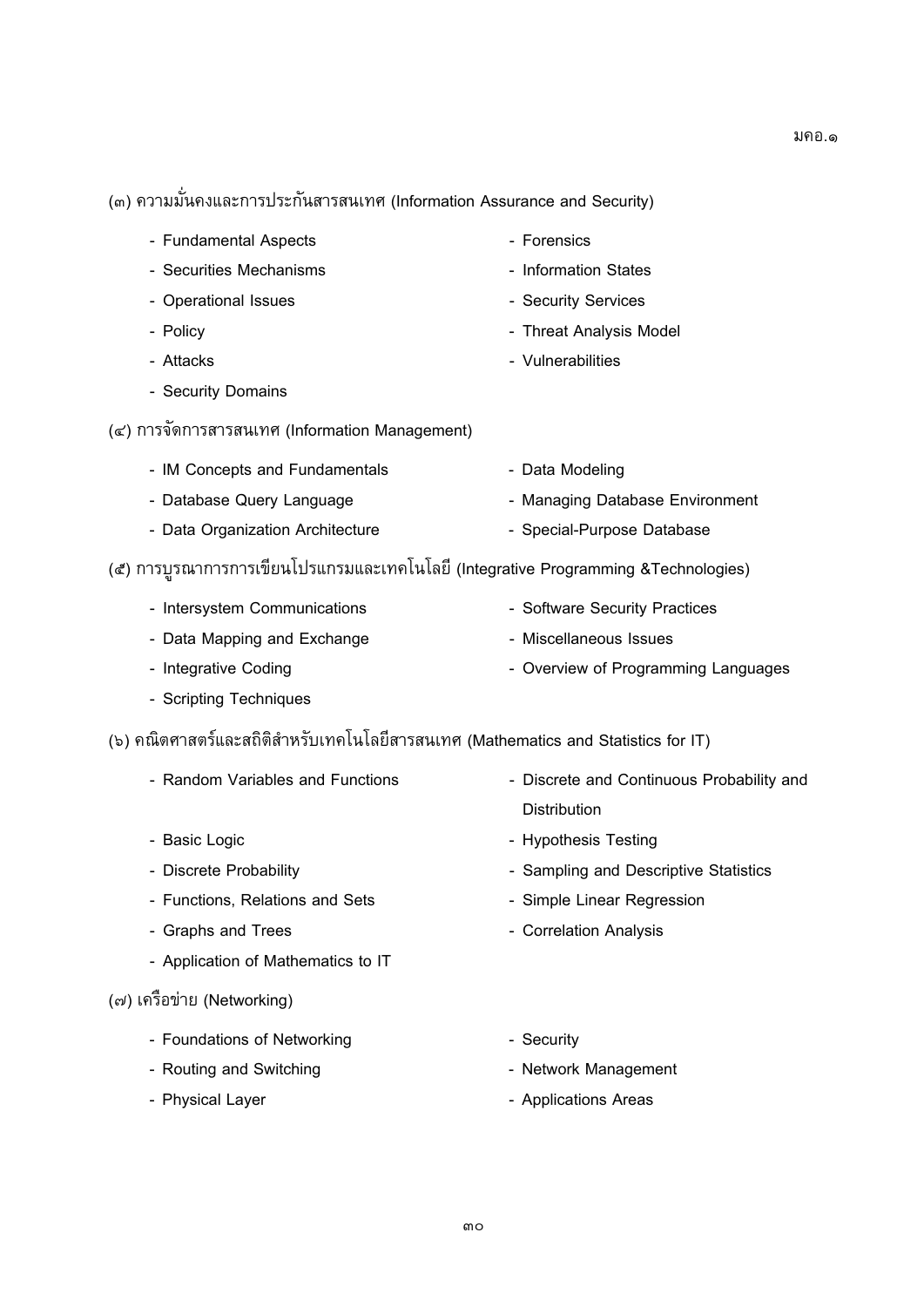(๓) ความมั่นคงและการประกันสารสนเทศ (Information Assurance and Security)

- Fundamental Aspects
- Securities Mechanisms
- Operational Issues
- Policy
- Attacks
- Security Domains
- Forensics
- Information States
- Security Services
- Threat Analysis Model
- Vulnerabilities

(๔) การจัดการสารสนเทศ (Information Management)

- IM Concepts and Fundamentals
- Database Query Language
- Data Organization Architecture
- Data Modeling
- Managing Database Environment
- Special-Purpose Database

(๕) การบูรณาการการเขียนโปรแกรมและเทคโนโลยี (Integrative Programming &Technologies)

- Intersystem Communications
- Data Mapping and Exchange
- Integrative Coding
- Scripting Techniques
- Software Security Practices
- Miscellaneous Issues
- Overview of Programming Languages

(๖) คณิตศาสตร์และสถิติสำหรับเทคโนโลยีสารสนเทศ (Mathematics and Statistics for IT)

- Random Variables and Functions
- Basic Logic
- Discrete Probability
- Functions, Relations and Sets
- Graphs and Trees
- Application of Mathematics to IT
- Discrete and Continuous Probability and Distribution
- Hypothesis Testing
- Sampling and Descriptive Statistics
- Simple Linear Regression
- Correlation Analysis

(๗) เครือข่าย (Networking)

- Foundations of Networking
- Routing and Switching
- Physical Layer
- Security
- Network Management
- Applications Areas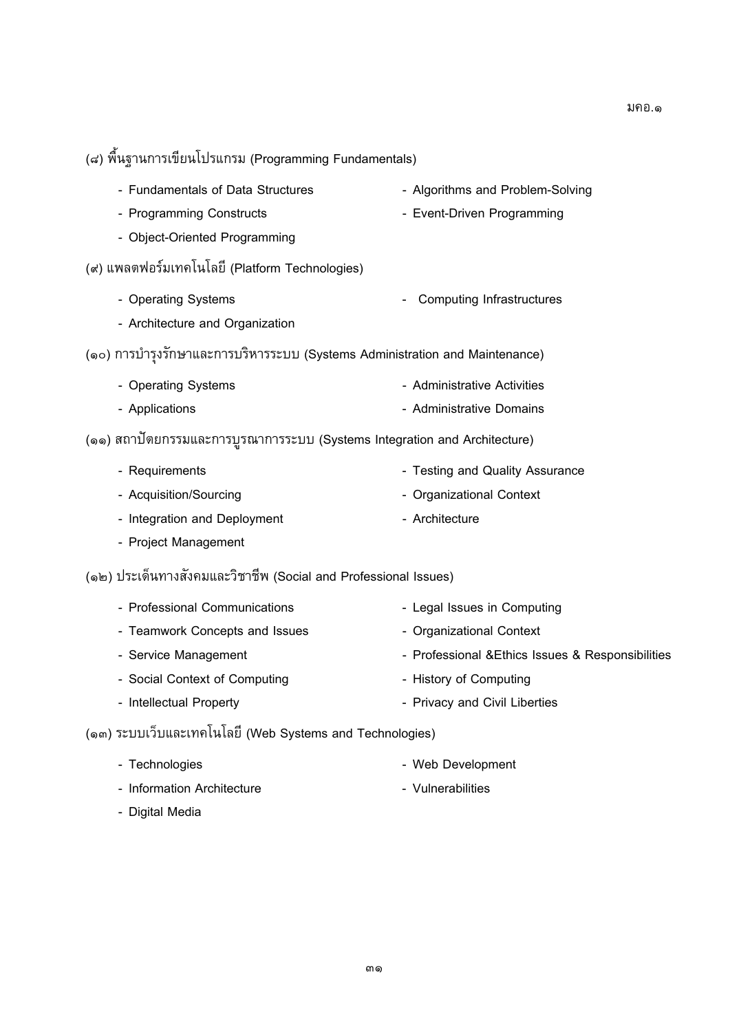(๘) พื้นฐานการเขียนโปรแกรม (Programming Fundamentals)

- Fundamentals of Data Structures
- Algorithms and Problem-Solving
- Programming Constructs
- Event-Driven Programming
- Object-Oriented Programming

(๙) แพลตฟอร์มเทคโนโลยี (Platform Technologies)

- Operating Systems
- Computing Infrastructures
- Architecture and Organization

(๑๐) การบำรุงรักษาและการบริหารระบบ (Systems Administration and Maintenance)

- Operating Systems
- Administrative Activities
- Applications
- Administrative Domains

(๑๑) สถาปัตยกรรมและการบูรณาการระบบ (Systems Integration and Architecture)

- Requirements
- Testing and Quality Assurance
- Acquisition/Sourcing
- Organizational Context
- Integration and Deployment
- Architecture
- Project Management

(๑๒) ประเด็นทางสังคมและวิชาชีพ (Social and Professional Issues)

- Professional Communications
- Legal Issues in Computing
- Teamwork Concepts and Issues
- Organizational Context
- Service Management
- Professional &Ethics Issues & Responsibilities
- Social Context of Computing
- History of Computing
- Intellectual Property
- Privacy and Civil Liberties

(๑๓) ระบบเว็บและเทคโนโลยี (Web Systems and Technologies)

- Technologies
- Web Development
- Information Architecture
- Vulnerabilities
- Digital Media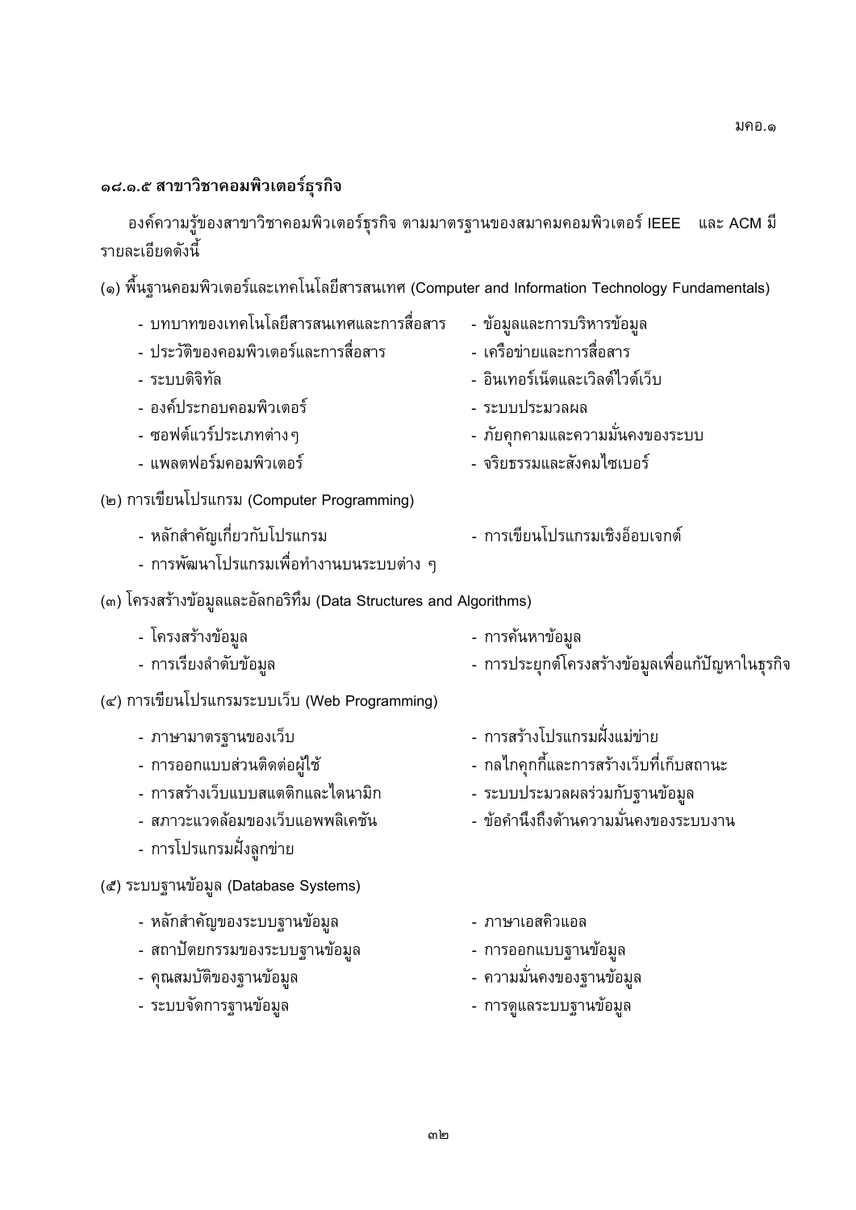### ๑๘.๑.๕ สาขาวิชาคอมพิวเตอร์ธุรกิจ

องค์ความรู้ของสาขาวิชาคอมพิวเตอร์ธุรกิจ ตามมาตรฐานของสมาคมคอมพิวเตอร์ IEEE และ ACM มีรายละเอียดดังนี้

(๑) พื้นฐานคอมพิวเตอร์และเทคโนโลยีสารสนเทศ (Computer and Information Technology Fundamentals)

- บทบาทของเทคโนโลยีสารสนเทศและการสื่อสาร
- ประวัติของคอมพิวเตอร์และการสื่อสาร
- ระบบดิจิทัล
- องค์ประกอบคอมพิวเตอร์
- ซอฟต์แวร์ประเภทต่างๆ
- แพลตฟอร์มคอมพิวเตอร์
- ข้อมูลและการบริหารข้อมูล
- เครือข่ายและการสื่อสาร
- อินเทอร์เน็ตและเวิลด์ไวด์เว็บ
- ระบบประมวลผล
- ภัยคุกคามและความมั่นคงของระบบ
- จริยธรรมและสังคมไซเบอร์

(๒) การเขียนโปรแกรม (Computer Programming)

- หลักสำคัญเกี่ยวกับโปรแกรม
- การพัฒนาโปรแกรมเพื่อทำงานบนระบบต่าง ๆ
- การเขียนโปรแกรมเชิงอ็อบเจกต์

(๓) โครงสร้างข้อมูลและอัลกอริทึม (Data Structures and Algorithms)

- โครงสร้างข้อมูล
- การเรียงลำดับข้อมูล
- การค้นหาข้อมูล
- การประยุกต์โครงสร้างข้อมูลเพื่อแก้ปัญหาในธุรกิจ

(๔) การเขียนโปรแกรมระบบเว็บ (Web Programming)

- ภาษามาตรฐานของเว็บ
- การออกแบบส่วนติดต่อผู้ใช้
- การสร้างเว็บแบบสแตติกและไดนามิก
- สภาวะแวดล้อมของเว็บแอพพลิเคชัน
- การโปรแกรมฝั่งลูกข่าย
- การสร้างโปรแกรมฝั่งแม่ข่าย
- กลไกคุกกี้และการสร้างเว็บที่เก็บสถานะ
- ระบบประมวลผลร่วมกับฐานข้อมูล
- ข้อคำนึงถึงด้านความมั่นคงของระบบงาน

(๕) ระบบฐานข้อมูล (Database Systems)

- หลักสำคัญของระบบฐานข้อมูล
- สถาปัตยกรรมของระบบฐานข้อมูล
- คุณสมบัติของฐานข้อมูล
- ระบบจัดการฐานข้อมูล
- ภาษาเอสคิวแอล
- การออกแบบฐานข้อมูล
- ความมั่นคงของฐานข้อมูล
- การดูแลระบบฐานข้อมูล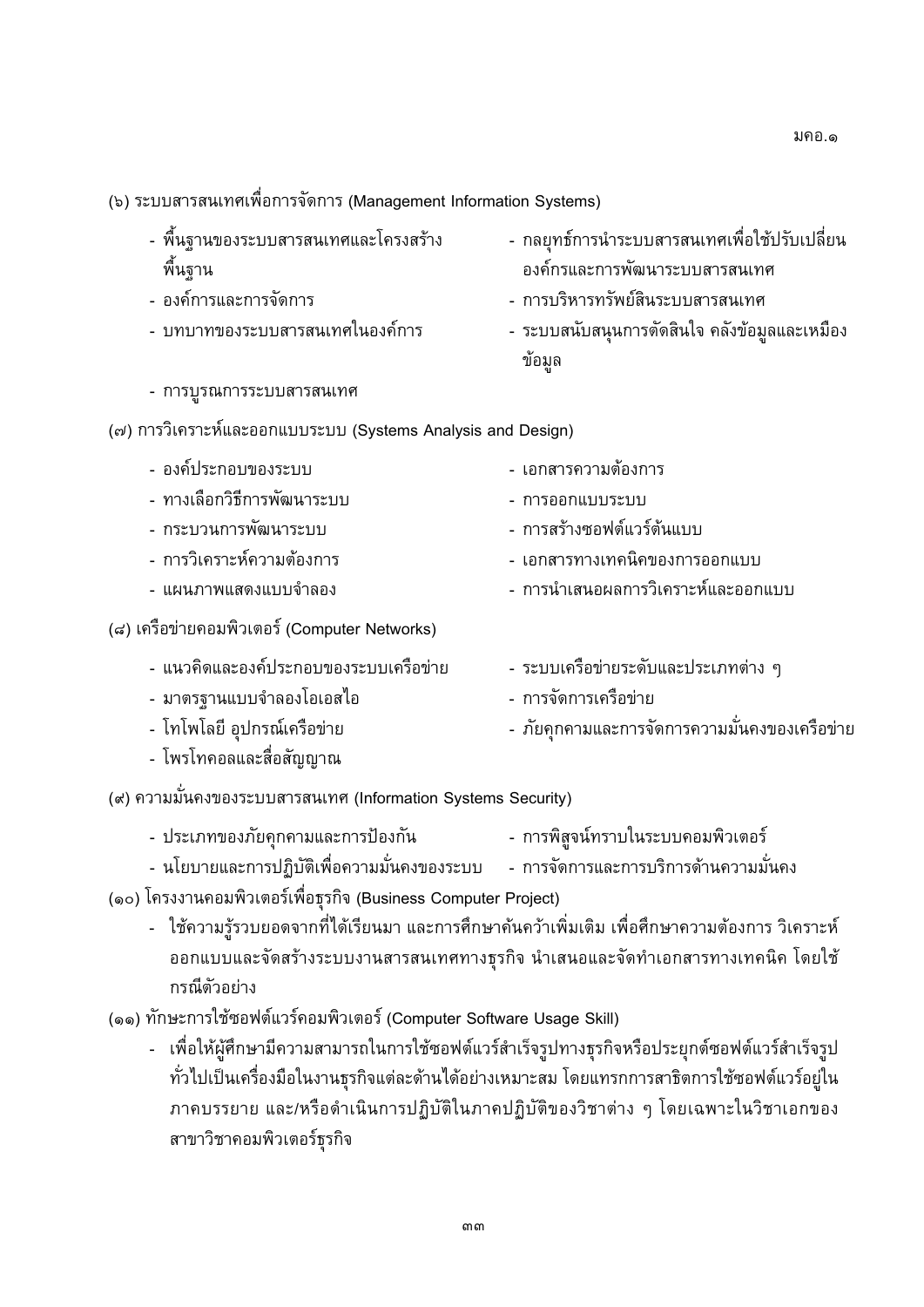(๖) ระบบสารสนเทศเพื่อการจัดการ (Management Information Systems)

- พื้นฐานของระบบสารสนเทศและโครงสร้างพื้นฐาน
- องค์การและการจัดการ
- บทบาทของระบบสารสนเทศในองค์การ
- การบูรณการระบบสารสนเทศ
- กลยุทธ์การนำระบบสารสนเทศเพื่อใช้ปรับเปลี่ยนองค์กรและการพัฒนาระบบสารสนเทศ
- การบริหารทรัพย์สินระบบสารสนเทศ
- ระบบสนับสนุนการตัดสินใจ คลังข้อมูลและเหมืองข้อมูล

(๗) การวิเคราะห์และออกแบบระบบ (Systems Analysis and Design)

- องค์ประกอบของระบบ
- ทางเลือกวิธีการพัฒนาระบบ
- กระบวนการพัฒนาระบบ
- การวิเคราะห์ความต้องการ
- แผนภาพแสดงแบบจำลอง
- เอกสารความต้องการ
- การออกแบบระบบ
- การสร้างซอฟต์แวร์ต้นแบบ
- เอกสารทางเทคนิคของการออกแบบ
- การนำเสนอผลการวิเคราะห์และออกแบบ

(๘) เครือข่ายคอมพิวเตอร์ (Computer Networks)

- แนวคิดและองค์ประกอบของระบบเครือข่าย
- มาตรฐานแบบจำลองโอเอสไอ
- โทโพโลยี อุปกรณ์เครือข่าย
- โพรโทคอลและสื่อสัญญาณ
- ระบบเครือข่ายระดับและประเภทต่าง ๆ
- การจัดการเครือข่าย
- ภัยคุกคามและการจัดการความมั่นคงของเครือข่าย

(๙) ความมั่นคงของระบบสารสนเทศ (Information Systems Security)

- ประเภทของภัยคุกคามและการป้องกัน
- นโยบายและการปฏิบัติเพื่อความมั่นคงของระบบ
- การพิสูจน์ทราบในระบบคอมพิวเตอร์
- การจัดการและการบริการด้านความมั่นคง

(๑๐) โครงงานคอมพิวเตอร์เพื่อธุรกิจ (Business Computer Project)

- ใช้ความรู้รวบยอดจากที่ได้เรียนมา และการศึกษาค้นคว้าเพิ่มเติม เพื่อศึกษาความต้องการ วิเคราะห์ ออกแบบและจัดสร้างระบบงานสารสนเทศทางธุรกิจ นำเสนอและจัดทำเอกสารทางเทคนิค โดยใช้กรณีตัวอย่าง

(๑๑) ทักษะการใช้ซอฟต์แวร์คอมพิวเตอร์ (Computer Software Usage Skill)

- เพื่อให้ผู้ศึกษามีความสามารถในการใช้ซอฟต์แวร์สำเร็จรูปทางธุรกิจหรือประยุกต์ซอฟต์แวร์สำเร็จรูปทั่วไปเป็นเครื่องมือในงานธุรกิจแต่ละด้านได้อย่างเหมาะสม โดยแทรกการสาธิตการใช้ซอฟต์แวร์อยู่ในภาคบรรยาย และ/หรือดำเนินการปฏิบัติในภาคปฏิบัติของวิชาต่าง ๆ โดยเฉพาะในวิชาเอกของสาขาวิชาคอมพิวเตอร์ธุรกิจ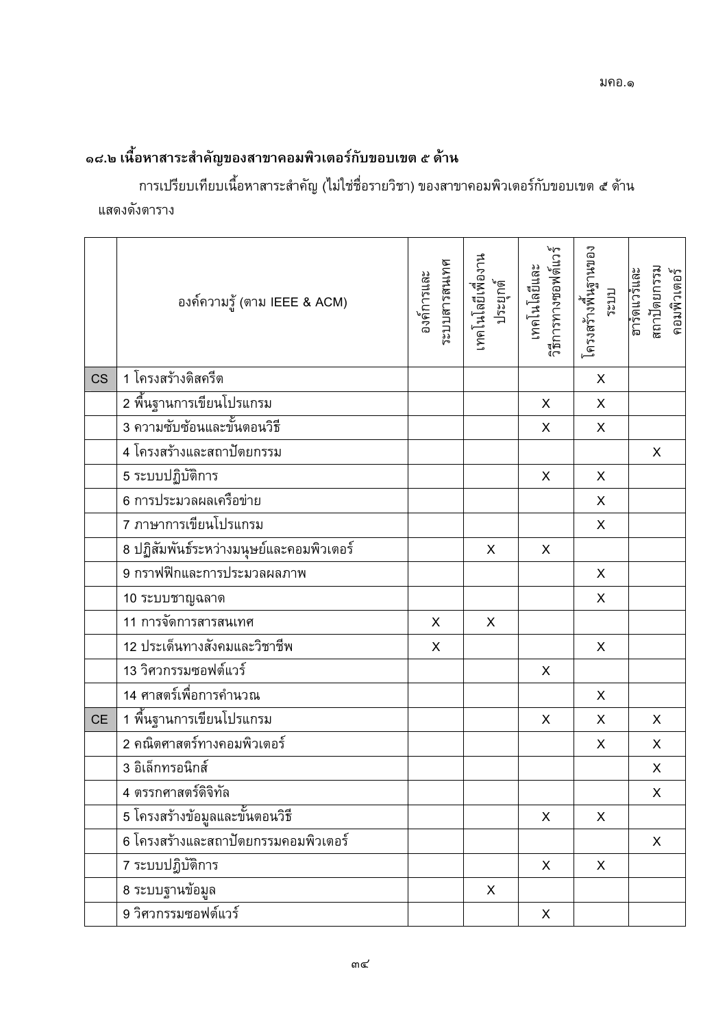## ๑๘.๒ เนื้อหาสาระสำคัญของสาขาคอมพิวเตอร์กับขอบเขต ๕ ด้าน

การเปรียบเทียบเนื้อหาสาระสำคัญ (ไม่ใช่ชื่อรายวิชา) ของสาขาคอมพิวเตอร์กับขอบเขต ๕ ด้าน แสดงดังตาราง

| | องค์ความรู้ (ตาม IEEE & ACM) | องค์การและระบบสารสนเทศ | เทคโนโลยีเพื่องานประยุกต์ | เทคโนโลยีและวิธีการทางซอฟต์แวร์ | โครงสร้างพื้นฐานของระบบ | ฮาร์ดแวร์และสถาปัตยกรรมคอมพิวเตอร์ |
|---|---|---|---|---|---|---|
| CS | 1 โครงสร้างดิสครีต | | | | X | |
| | 2 พื้นฐานการเขียนโปรแกรม | | | X | X | |
| | 3 ความซับซ้อนและขั้นตอนวิธี | | | X | X | |
| | 4 โครงสร้างและสถาปัตยกรรม | | | | | X |
| | 5 ระบบปฏิบัติการ | | | X | X | |
| | 6 การประมวลผลเครือข่าย | | | | X | |
| | 7 ภาษาการเขียนโปรแกรม | | | | X | |
| | 8 ปฏิสัมพันธ์ระหว่างมนุษย์และคอมพิวเตอร์ | | X | X | | |
| | 9 กราฟฟิกและการประมวลผลภาพ | | | | X | |
| | 10 ระบบชาญฉลาด | | | | X | |
| | 11 การจัดการสารสนเทศ | X | X | | | |
| | 12 ประเด็นทางสังคมและวิชาชีพ | X | | | X | |
| | 13 วิศวกรรมซอฟต์แวร์ | | | X | | |
| | 14 ศาสตร์เพื่อการคำนวณ | | | | X | |
| CE | 1 พื้นฐานการเขียนโปรแกรม | | | X | X | X |
| | 2 คณิตศาสตร์ทางคอมพิวเตอร์ | | | | X | X |
| | 3 อิเล็กทรอนิกส์ | | | | | X |
| | 4 ตรรกศาสตร์ดิจิทัล | | | | | X |
| | 5 โครงสร้างข้อมูลและขั้นตอนวิธี | | | X | X | |
| | 6 โครงสร้างและสถาปัตยกรรมคอมพิวเตอร์ | | | | | X |
| | 7 ระบบปฏิบัติการ | | | X | X | |
| | 8 ระบบฐานข้อมูล | | X | | | |
| | 9 วิศวกรรมซอฟต์แวร์ | | | X | | |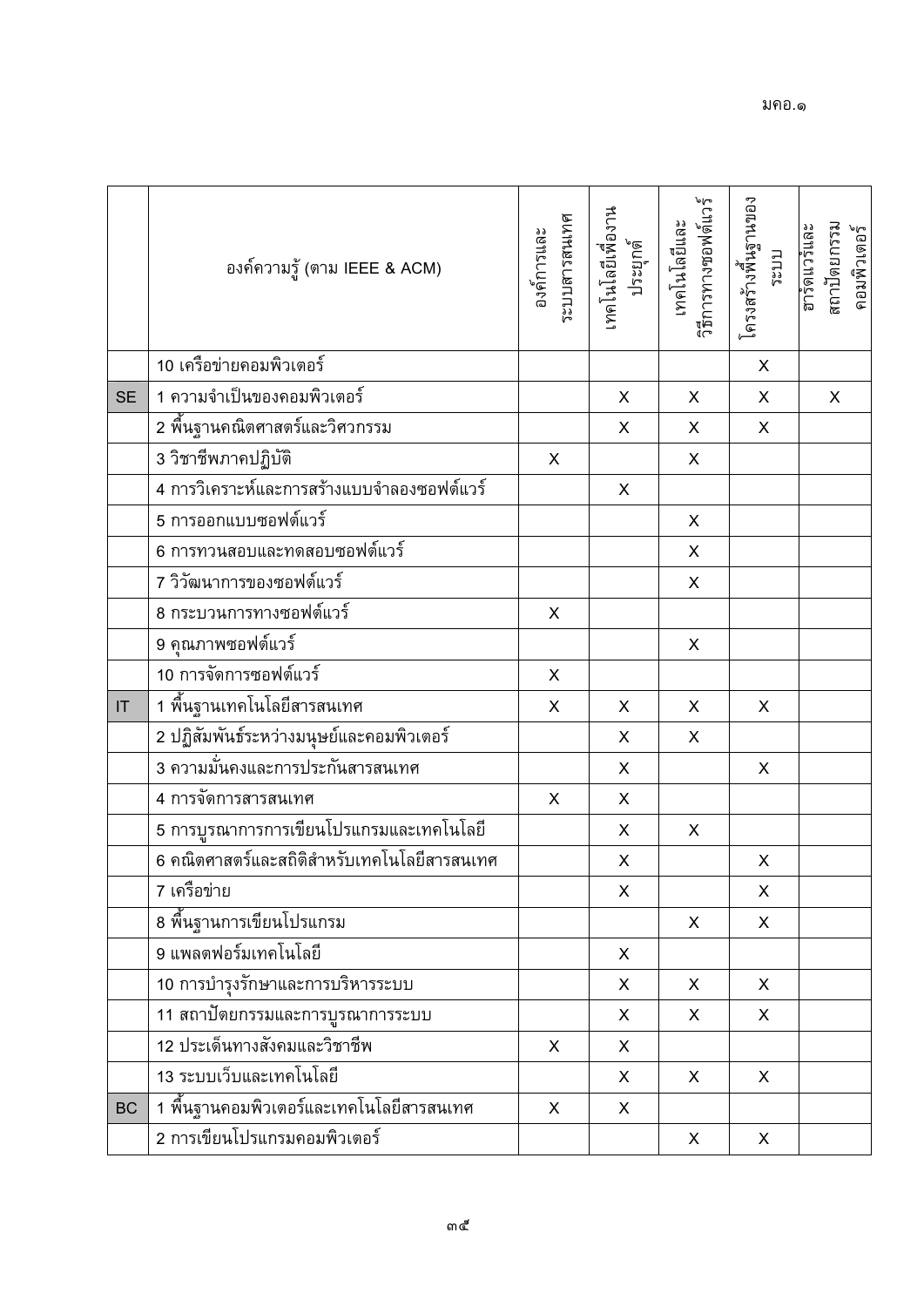|  | องค์ความรู้ (ตาม IEEE & ACM) | องค์การและระบบสารสนเทศ | เทคโนโลยีเพื่องานประยุกต์ | เทคโนโลยีและวิธีการทางซอฟต์แวร์ | โครงสร้างพื้นฐานของระบบ | ฮาร์ดแวร์และสถาปัตยกรรมคอมพิวเตอร์ |
|---|---|---|---|---|---|---|
|  | 10 เครือข่ายคอมพิวเตอร์ |  |  |  | X |  |
| SE | 1 ความจำเป็นของคอมพิวเตอร์ |  | X | X | X | X |
|  | 2 พื้นฐานคณิตศาสตร์และวิศวกรรม |  | X | X | X |  |
|  | 3 วิชาชีพภาคปฏิบัติ | X |  | X |  |  |
|  | 4 การวิเคราะห์และการสร้างแบบจำลองซอฟต์แวร์ |  | X |  |  |  |
|  | 5 การออกแบบซอฟต์แวร์ |  |  | X |  |  |
|  | 6 การทวนสอบและทดสอบซอฟต์แวร์ |  |  | X |  |  |
|  | 7 วิวัฒนาการของซอฟต์แวร์ |  |  | X |  |  |
|  | 8 กระบวนการทางซอฟต์แวร์ | X |  |  |  |  |
|  | 9 คุณภาพซอฟต์แวร์ |  |  | X |  |  |
|  | 10 การจัดการซอฟต์แวร์ | X |  |  |  |  |
| IT | 1 พื้นฐานเทคโนโลยีสารสนเทศ | X | X | X | X |  |
|  | 2 ปฏิสัมพันธ์ระหว่างมนุษย์และคอมพิวเตอร์ |  | X | X |  |  |
|  | 3 ความมั่นคงและการประกันสารสนเทศ |  | X |  | X |  |
|  | 4 การจัดการสารสนเทศ | X | X |  |  |  |
|  | 5 การบูรณาการการเขียนโปรแกรมและเทคโนโลยี |  | X | X |  |  |
|  | 6 คณิตศาสตร์และสถิติสำหรับเทคโนโลยีสารสนเทศ |  | X |  | X |  |
|  | 7 เครือข่าย |  | X |  | X |  |
|  | 8 พื้นฐานการเขียนโปรแกรม |  |  | X | X |  |
|  | 9 แพลตฟอร์มเทคโนโลยี |  | X |  |  |  |
|  | 10 การบำรุงรักษาและการบริหารระบบ |  | X | X | X |  |
|  | 11 สถาปัตยกรรมและการบูรณาการระบบ |  | X | X | X |  |
|  | 12 ประเด็นทางสังคมและวิชาชีพ | X | X |  |  |  |
|  | 13 ระบบเว็บและเทคโนโลยี |  | X | X | X |  |
| BC | 1 พื้นฐานคอมพิวเตอร์และเทคโนโลยีสารสนเทศ | X | X |  |  |  |
|  | 2 การเขียนโปรแกรมคอมพิวเตอร์ |  |  | X | X |  |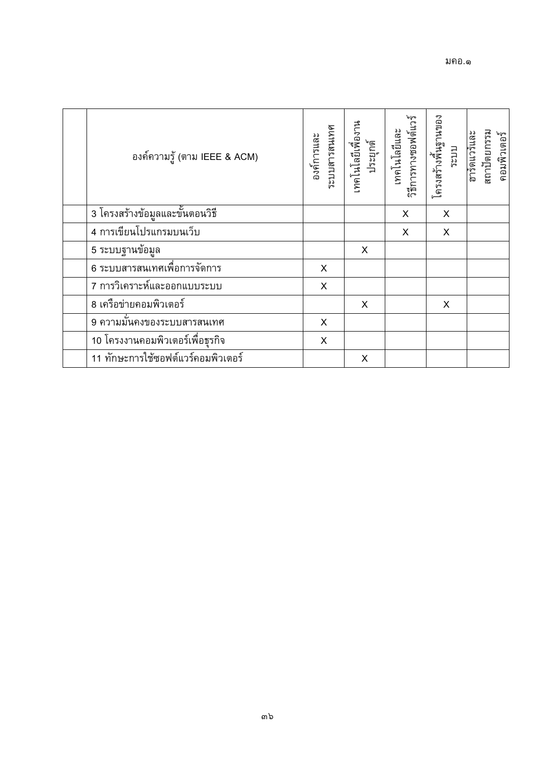| | องค์ความรู้ (ตาม IEEE & ACM) | องค์การและระบบสารสนเทศ | เทคโนโลยีเพื่องานประยุกต์ | เทคโนโลยีและวิธีการทางซอฟต์แวร์ | โครงสร้างพื้นฐานของระบบ | ฮาร์ดแวร์และสถาปัตยกรรมคอมพิวเตอร์ |
|---|---|---|---|---|---|---|
| | 3 โครงสร้างข้อมูลและขั้นตอนวิธี | | | X | X | |
| | 4 การเขียนโปรแกรมบนเว็บ | | | X | X | |
| | 5 ระบบฐานข้อมูล | | X | | | |
| | 6 ระบบสารสนเทศเพื่อการจัดการ | X | | | | |
| | 7 การวิเคราะห์และออกแบบระบบ | X | | | | |
| | 8 เครือข่ายคอมพิวเตอร์ | | X | | X | |
| | 9 ความมั่นคงของระบบสารสนเทศ | X | | | | |
| | 10 โครงงานคอมพิวเตอร์เพื่อธุรกิจ | X | | | | |
| | 11 ทักษะการใช้ซอฟต์แวร์คอมพิวเตอร์ | | X | | | |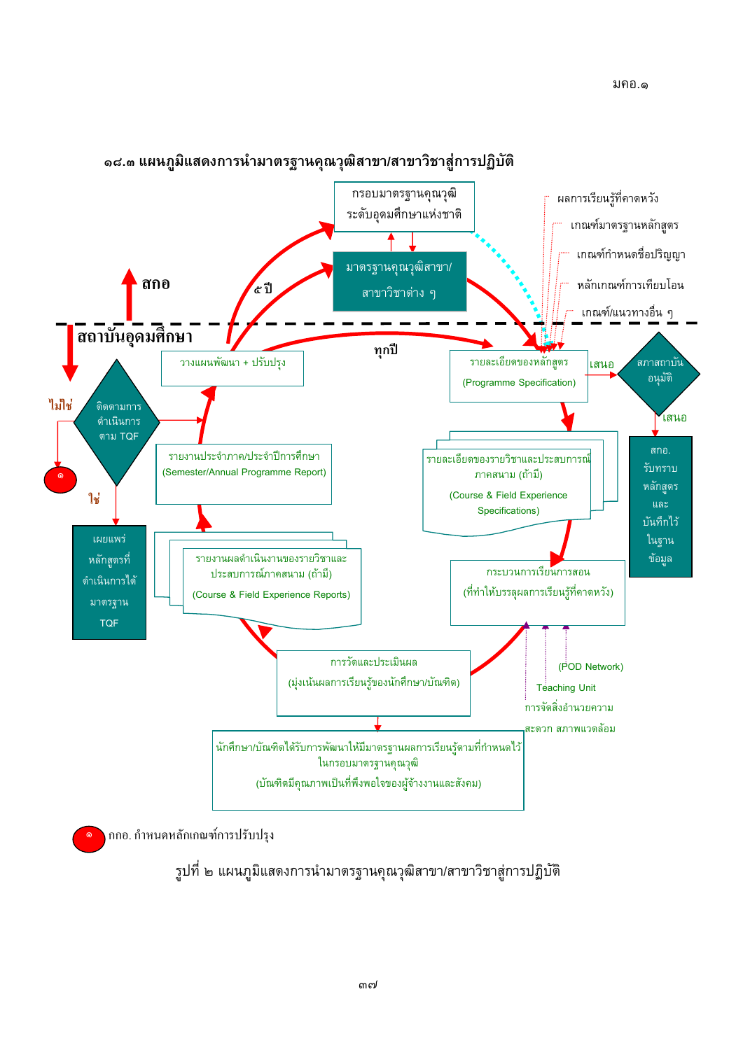### ๑๘.๓ แผนภูมิแสดงการนำมาตรฐานคุณวุฒิสาขา/สาขาวิชาสู่การปฏิบัติ

กรอบมาตรฐานคุณวุฒิระดับอุดมศึกษาแห่งชาติ

มาตรฐานคุณวุฒิสาขา/สาขาวิชาต่าง ๆ

สกอ

๕ ปี

สถาบันอุดมศึกษา

ทุกปี

ผลการเรียนรู้ที่คาดหวัง

เกณฑ์มาตรฐานหลักสูตร

เกณฑ์กำหนดชื่อปริญญา

หลักเกณฑ์การเทียบโอน

เกณฑ์/แนวทางอื่น ๆ

วางแผนพัฒนา + ปรับปรุง

รายละเอียดของหลักสูตร (Programme Specification)

เสนอ

สภาสถาบันอนุมัติ

เสนอ

สกอ. รับทราบหลักสูตรและบันทึกไว้ในฐานข้อมูล

ไม่ใช่

ติดตามการดำเนินการตาม TQF

ใช่

๑

เผยแพร่หลักสูตรที่ดำเนินการได้มาตรฐาน TQF

รายงานประจำภาค/ประจำปีการศึกษา (Semester/Annual Programme Report)

รายละเอียดของรายวิชาและประสบการณ์ภาคสนาม (ถ้ามี) (Course & Field Experience Specifications)

รายงานผลดำเนินงานของรายวิชาและประสบการณ์ภาคสนาม (ถ้ามี) (Course & Field Experience Reports)

กระบวนการเรียนการสอน (ที่ทำให้บรรลุผลการเรียนรู้ที่คาดหวัง)

(POD Network)

Teaching Unit

การจัดสิ่งอำนวยความสะดวก สภาพแวดล้อม

การวัดและประเมินผล (มุ่งเน้นผลการเรียนรู้ของนักศึกษา/บัณฑิต)

นักศึกษา/บัณฑิตได้รับการพัฒนาให้มีมาตรฐานผลการเรียนรู้ตามที่กำหนดไว้ในกรอบมาตรฐานคุณวุฒิ (บัณฑิตมีคุณภาพเป็นที่พึงพอใจของผู้จ้างงานและสังคม)

๑ กกอ. กำหนดหลักเกณฑ์การปรับปรุง

รูปที่ ๒ แผนภูมิแสดงการนำมาตรฐานคุณวุฒิสาขา/สาขาวิชาสู่การปฏิบัติ